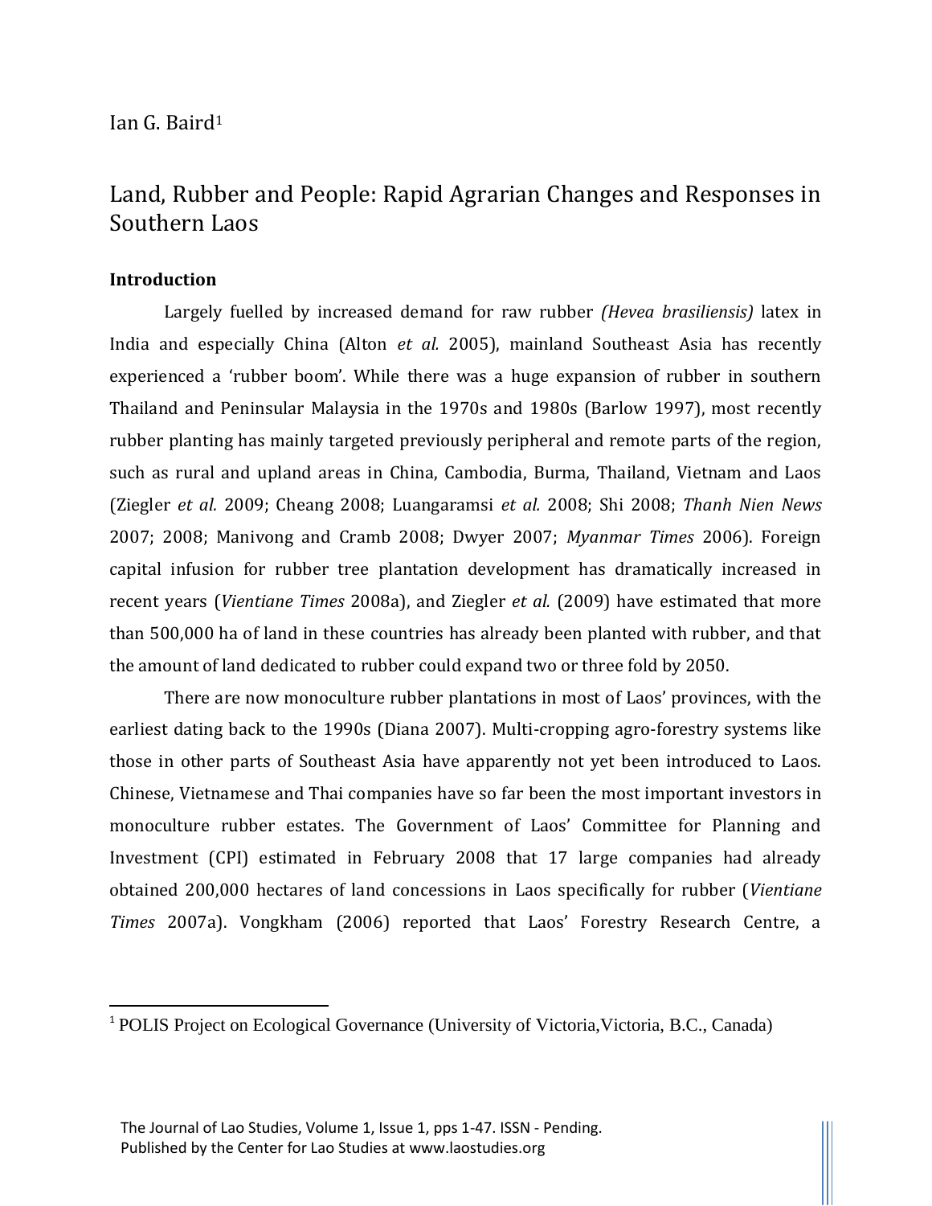Ian G. Baird[1]

# Land, Rubber and People: Rapid Agrarian Changes and Responses in Southern Laos

## Introduction

Largely fuelled by increased demand for raw rubber *(Hevea brasiliensis)* latex in India and especially China (Alton *et al.* 2005), mainland Southeast Asia has recently experienced a 'rubber boom'. While there was a huge expansion of rubber in southern Thailand and Peninsular Malaysia in the 1970s and 1980s (Barlow 1997), most recently rubber planting has mainly targeted previously peripheral and remote parts of the region, such as rural and upland areas in China, Cambodia, Burma, Thailand, Vietnam and Laos (Ziegler *et al.* 2009; Cheang 2008; Luangaramsi *et al.* 2008; Shi 2008; *Thanh Nien News* 2007; 2008; Manivong and Cramb 2008; Dwyer 2007; *Myanmar Times* 2006). Foreign capital infusion for rubber tree plantation development has dramatically increased in recent years (*Vientiane Times* 2008a), and Ziegler *et al.* (2009) have estimated that more than 500,000 ha of land in these countries has already been planted with rubber, and that the amount of land dedicated to rubber could expand two or three fold by 2050.

There are now monoculture rubber plantations in most of Laos' provinces, with the earliest dating back to the 1990s (Diana 2007). Multi-cropping agro-forestry systems like those in other parts of Southeast Asia have apparently not yet been introduced to Laos. Chinese, Vietnamese and Thai companies have so far been the most important investors in monoculture rubber estates. The Government of Laos' Committee for Planning and Investment (CPI) estimated in February 2008 that 17 large companies had already obtained 200,000 hectares of land concessions in Laos specifically for rubber (*Vientiane Times* 2007a). Vongkham (2006) reported that Laos' Forestry Research Centre, a

[1] POLIS Project on Ecological Governance (University of Victoria, Victoria, B.C., Canada)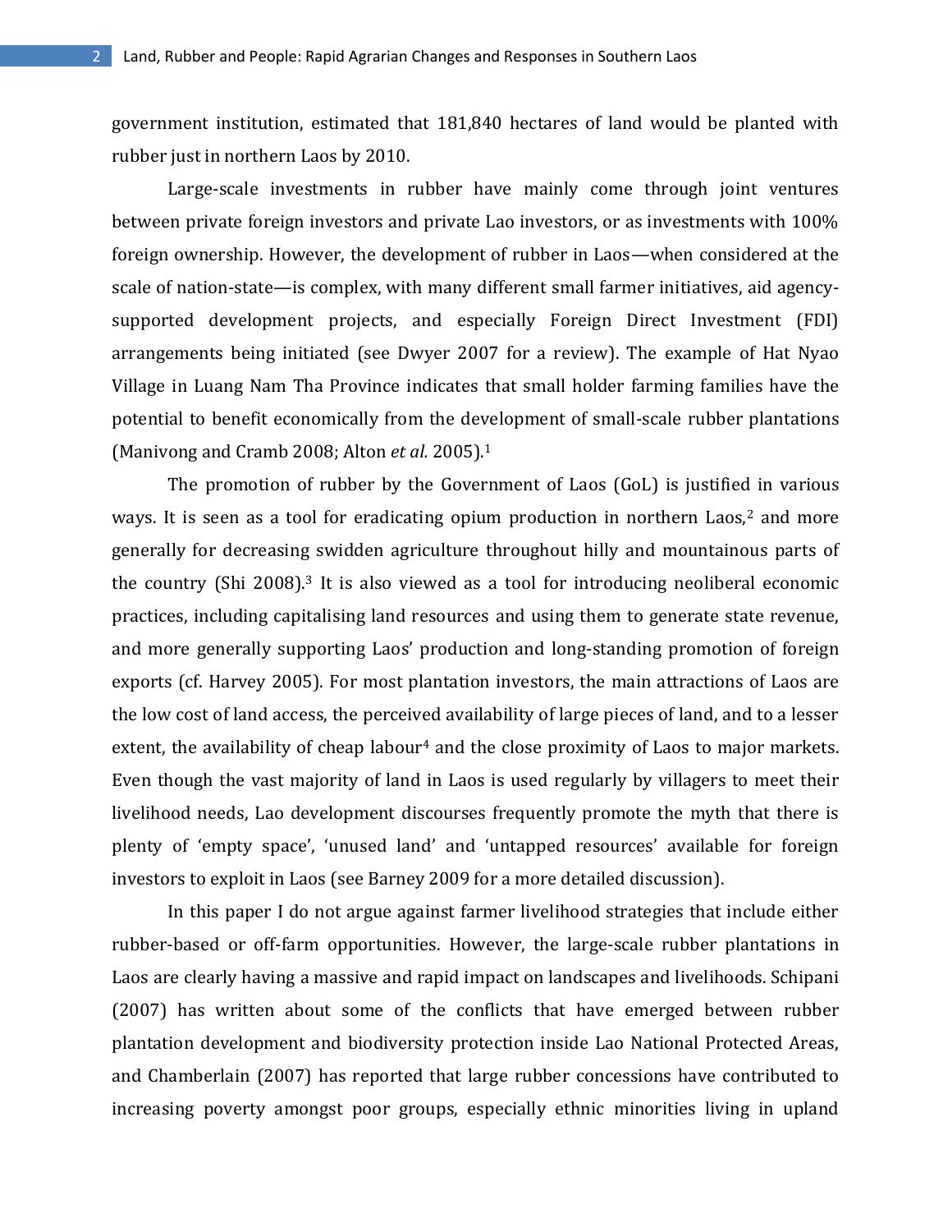government institution, estimated that 181,840 hectares of land would be planted with rubber just in northern Laos by 2010.

Large-scale investments in rubber have mainly come through joint ventures between private foreign investors and private Lao investors, or as investments with 100% foreign ownership. However, the development of rubber in Laos—when considered at the scale of nation-state—is complex, with many different small farmer initiatives, aid agency-supported development projects, and especially Foreign Direct Investment (FDI) arrangements being initiated (see Dwyer 2007 for a review). The example of Hat Nyao Village in Luang Nam Tha Province indicates that small holder farming families have the potential to benefit economically from the development of small-scale rubber plantations (Manivong and Cramb 2008; Alton *et al.* 2005).[1]

The promotion of rubber by the Government of Laos (GoL) is justified in various ways. It is seen as a tool for eradicating opium production in northern Laos,[2] and more generally for decreasing swidden agriculture throughout hilly and mountainous parts of the country (Shi 2008).[3] It is also viewed as a tool for introducing neoliberal economic practices, including capitalising land resources and using them to generate state revenue, and more generally supporting Laos' production and long-standing promotion of foreign exports (cf. Harvey 2005). For most plantation investors, the main attractions of Laos are the low cost of land access, the perceived availability of large pieces of land, and to a lesser extent, the availability of cheap labour[4] and the close proximity of Laos to major markets. Even though the vast majority of land in Laos is used regularly by villagers to meet their livelihood needs, Lao development discourses frequently promote the myth that there is plenty of 'empty space', 'unused land' and 'untapped resources' available for foreign investors to exploit in Laos (see Barney 2009 for a more detailed discussion).

In this paper I do not argue against farmer livelihood strategies that include either rubber-based or off-farm opportunities. However, the large-scale rubber plantations in Laos are clearly having a massive and rapid impact on landscapes and livelihoods. Schipani (2007) has written about some of the conflicts that have emerged between rubber plantation development and biodiversity protection inside Lao National Protected Areas, and Chamberlain (2007) has reported that large rubber concessions have contributed to increasing poverty amongst poor groups, especially ethnic minorities living in upland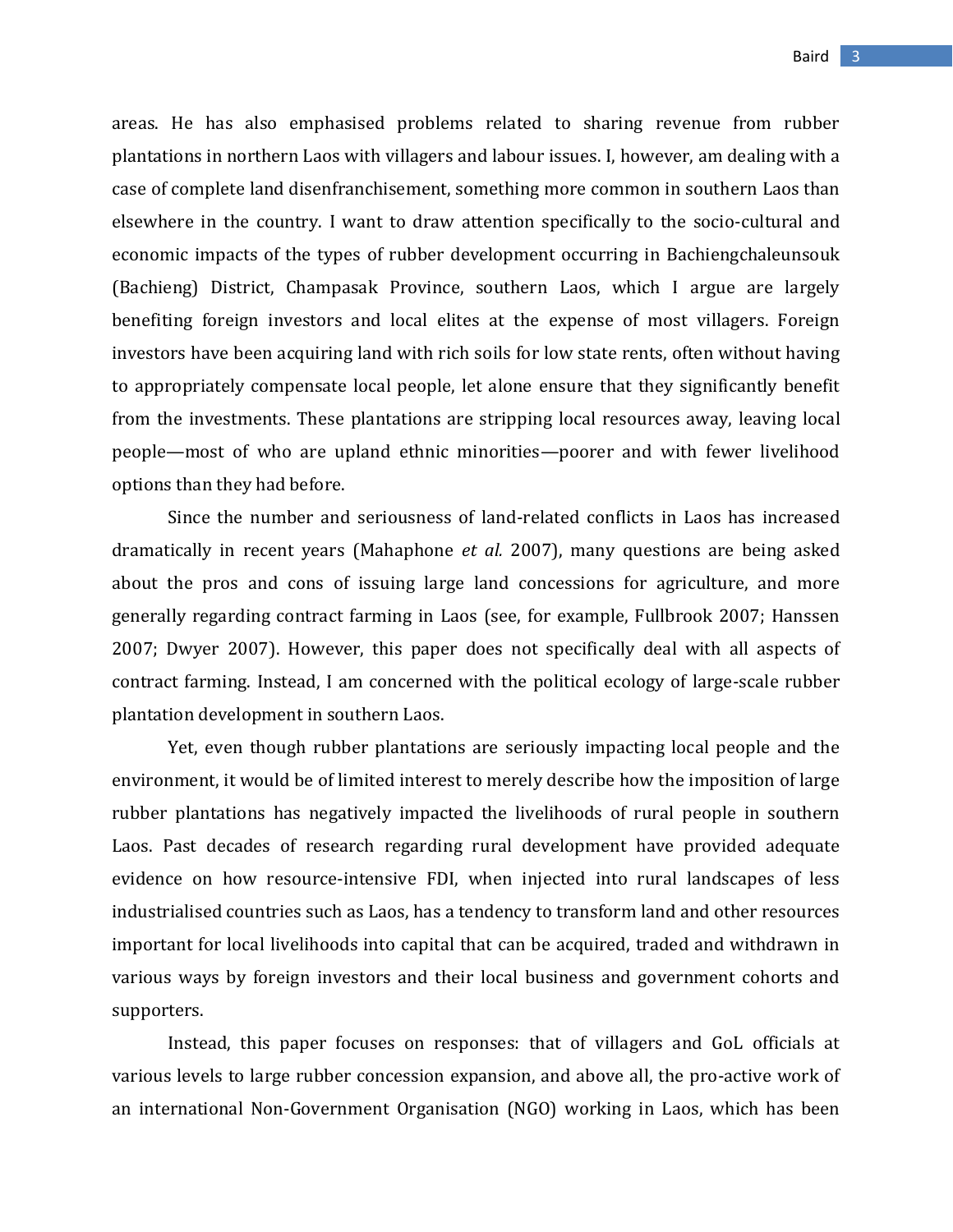areas. He has also emphasised problems related to sharing revenue from rubber plantations in northern Laos with villagers and labour issues. I, however, am dealing with a case of complete land disenfranchisement, something more common in southern Laos than elsewhere in the country. I want to draw attention specifically to the socio-cultural and economic impacts of the types of rubber development occurring in Bachiengchaleunsouk (Bachieng) District, Champasak Province, southern Laos, which I argue are largely benefiting foreign investors and local elites at the expense of most villagers. Foreign investors have been acquiring land with rich soils for low state rents, often without having to appropriately compensate local people, let alone ensure that they significantly benefit from the investments. These plantations are stripping local resources away, leaving local people—most of who are upland ethnic minorities—poorer and with fewer livelihood options than they had before.

Since the number and seriousness of land-related conflicts in Laos has increased dramatically in recent years (Mahaphone *et al.* 2007), many questions are being asked about the pros and cons of issuing large land concessions for agriculture, and more generally regarding contract farming in Laos (see, for example, Fullbrook 2007; Hanssen 2007; Dwyer 2007). However, this paper does not specifically deal with all aspects of contract farming. Instead, I am concerned with the political ecology of large-scale rubber plantation development in southern Laos.

Yet, even though rubber plantations are seriously impacting local people and the environment, it would be of limited interest to merely describe how the imposition of large rubber plantations has negatively impacted the livelihoods of rural people in southern Laos. Past decades of research regarding rural development have provided adequate evidence on how resource-intensive FDI, when injected into rural landscapes of less industrialised countries such as Laos, has a tendency to transform land and other resources important for local livelihoods into capital that can be acquired, traded and withdrawn in various ways by foreign investors and their local business and government cohorts and supporters.

Instead, this paper focuses on responses: that of villagers and GoL officials at various levels to large rubber concession expansion, and above all, the pro-active work of an international Non-Government Organisation (NGO) working in Laos, which has been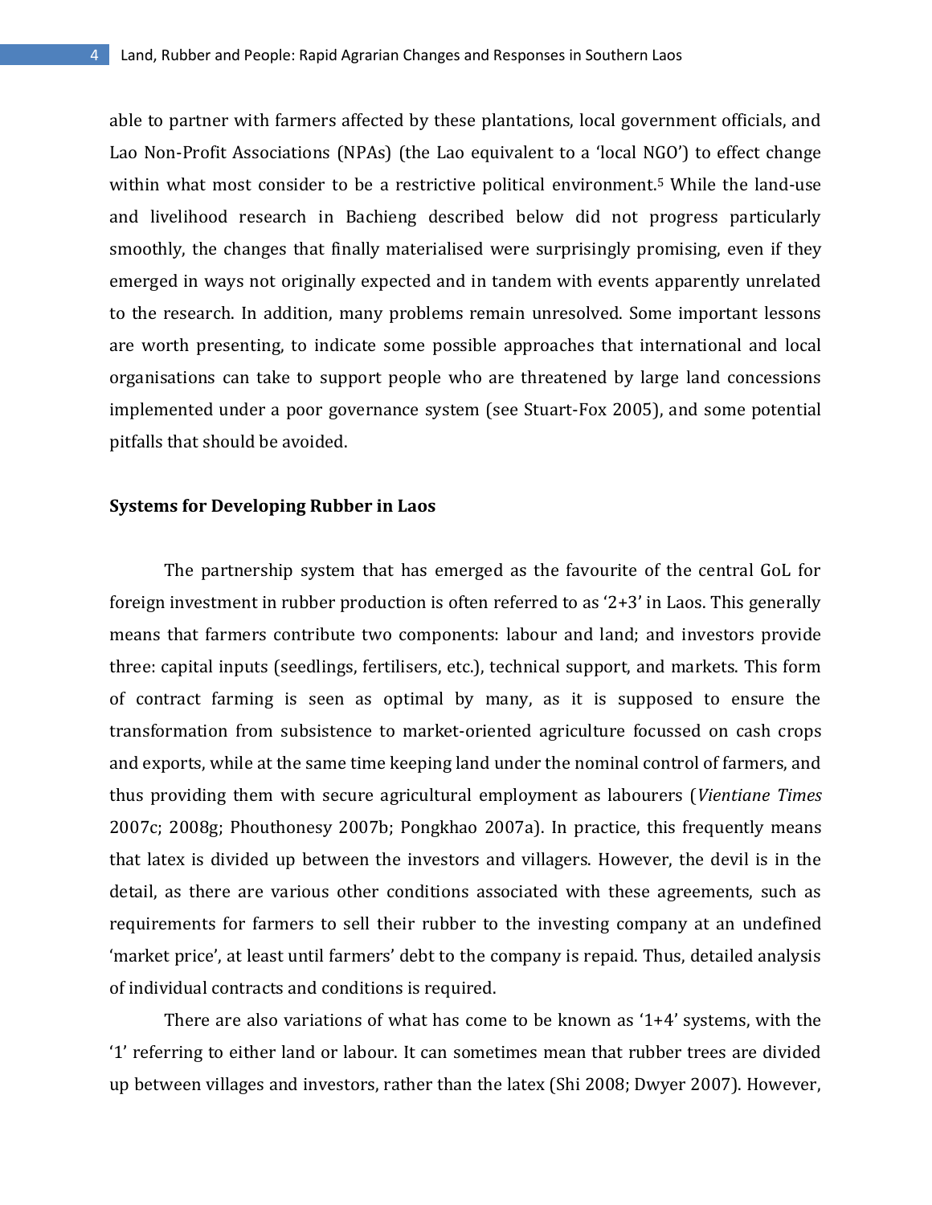able to partner with farmers affected by these plantations, local government officials, and Lao Non-Profit Associations (NPAs) (the Lao equivalent to a 'local NGO') to effect change within what most consider to be a restrictive political environment.[5] While the land-use and livelihood research in Bachieng described below did not progress particularly smoothly, the changes that finally materialised were surprisingly promising, even if they emerged in ways not originally expected and in tandem with events apparently unrelated to the research. In addition, many problems remain unresolved. Some important lessons are worth presenting, to indicate some possible approaches that international and local organisations can take to support people who are threatened by large land concessions implemented under a poor governance system (see Stuart-Fox 2005), and some potential pitfalls that should be avoided.

## Systems for Developing Rubber in Laos

The partnership system that has emerged as the favourite of the central GoL for foreign investment in rubber production is often referred to as '2+3' in Laos. This generally means that farmers contribute two components: labour and land; and investors provide three: capital inputs (seedlings, fertilisers, etc.), technical support, and markets. This form of contract farming is seen as optimal by many, as it is supposed to ensure the transformation from subsistence to market-oriented agriculture focussed on cash crops and exports, while at the same time keeping land under the nominal control of farmers, and thus providing them with secure agricultural employment as labourers (*Vientiane Times* 2007c; 2008g; Phouthonesy 2007b; Pongkhao 2007a). In practice, this frequently means that latex is divided up between the investors and villagers. However, the devil is in the detail, as there are various other conditions associated with these agreements, such as requirements for farmers to sell their rubber to the investing company at an undefined 'market price', at least until farmers' debt to the company is repaid. Thus, detailed analysis of individual contracts and conditions is required.

There are also variations of what has come to be known as '1+4' systems, with the '1' referring to either land or labour. It can sometimes mean that rubber trees are divided up between villages and investors, rather than the latex (Shi 2008; Dwyer 2007). However,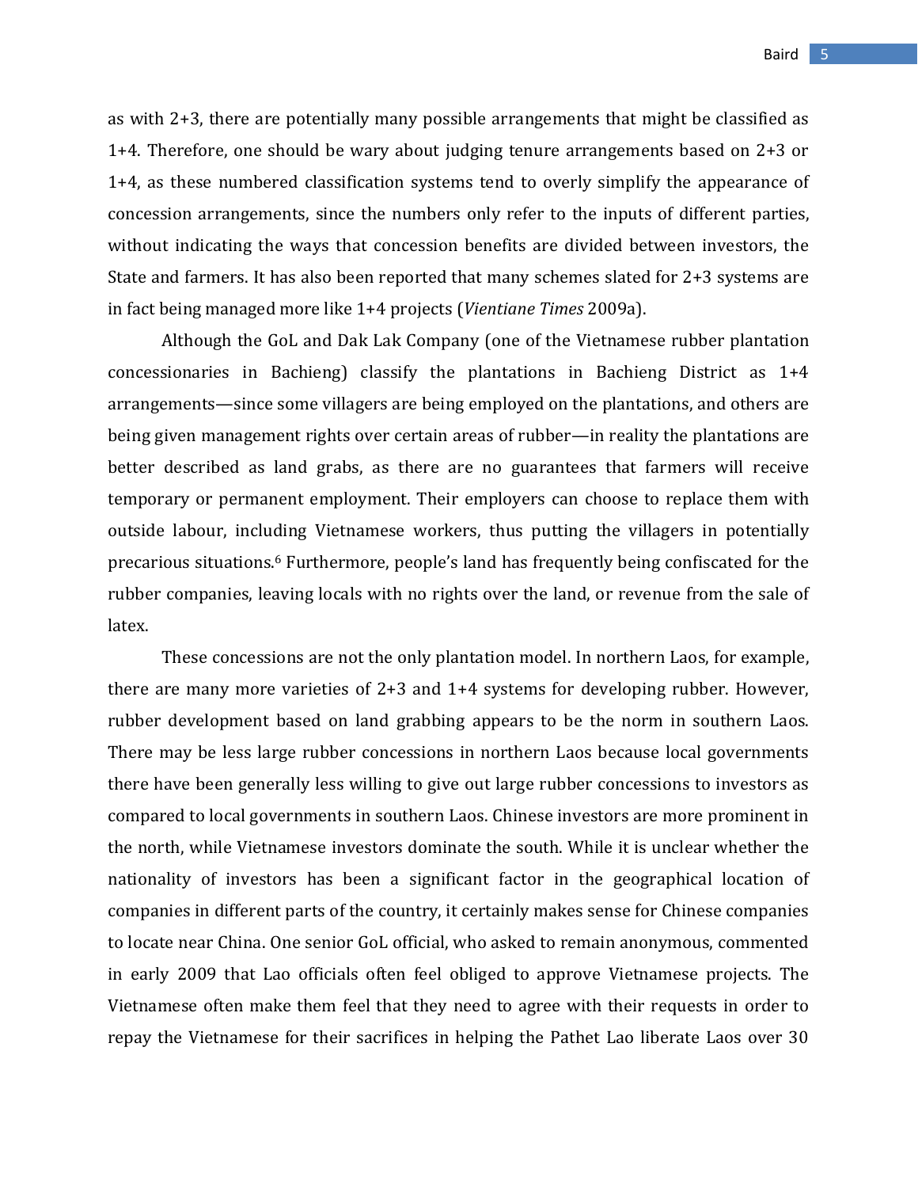as with 2+3, there are potentially many possible arrangements that might be classified as 1+4. Therefore, one should be wary about judging tenure arrangements based on 2+3 or 1+4, as these numbered classification systems tend to overly simplify the appearance of concession arrangements, since the numbers only refer to the inputs of different parties, without indicating the ways that concession benefits are divided between investors, the State and farmers. It has also been reported that many schemes slated for 2+3 systems are in fact being managed more like 1+4 projects (*Vientiane Times* 2009a).

Although the GoL and Dak Lak Company (one of the Vietnamese rubber plantation concessionaries in Bachieng) classify the plantations in Bachieng District as 1+4 arrangements—since some villagers are being employed on the plantations, and others are being given management rights over certain areas of rubber—in reality the plantations are better described as land grabs, as there are no guarantees that farmers will receive temporary or permanent employment. Their employers can choose to replace them with outside labour, including Vietnamese workers, thus putting the villagers in potentially precarious situations.[6] Furthermore, people's land has frequently being confiscated for the rubber companies, leaving locals with no rights over the land, or revenue from the sale of latex.

These concessions are not the only plantation model. In northern Laos, for example, there are many more varieties of 2+3 and 1+4 systems for developing rubber. However, rubber development based on land grabbing appears to be the norm in southern Laos. There may be less large rubber concessions in northern Laos because local governments there have been generally less willing to give out large rubber concessions to investors as compared to local governments in southern Laos. Chinese investors are more prominent in the north, while Vietnamese investors dominate the south. While it is unclear whether the nationality of investors has been a significant factor in the geographical location of companies in different parts of the country, it certainly makes sense for Chinese companies to locate near China. One senior GoL official, who asked to remain anonymous, commented in early 2009 that Lao officials often feel obliged to approve Vietnamese projects. The Vietnamese often make them feel that they need to agree with their requests in order to repay the Vietnamese for their sacrifices in helping the Pathet Lao liberate Laos over 30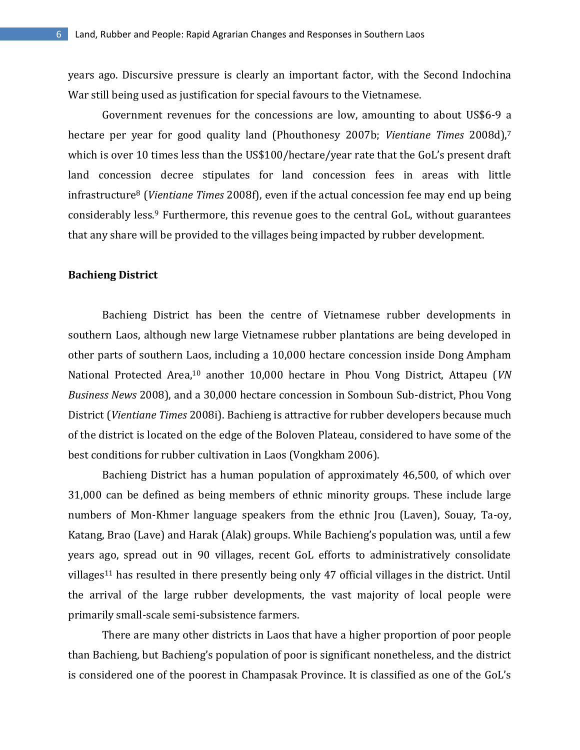years ago. Discursive pressure is clearly an important factor, with the Second Indochina War still being used as justification for special favours to the Vietnamese.

Government revenues for the concessions are low, amounting to about US$6-9 a hectare per year for good quality land (Phouthonesy 2007b; *Vientiane Times* 2008d),[7] which is over 10 times less than the US$100/hectare/year rate that the GoL's present draft land concession decree stipulates for land concession fees in areas with little infrastructure[8] (*Vientiane Times* 2008f), even if the actual concession fee may end up being considerably less.[9] Furthermore, this revenue goes to the central GoL, without guarantees that any share will be provided to the villages being impacted by rubber development.

**Bachieng District**

Bachieng District has been the centre of Vietnamese rubber developments in southern Laos, although new large Vietnamese rubber plantations are being developed in other parts of southern Laos, including a 10,000 hectare concession inside Dong Ampham National Protected Area,[10] another 10,000 hectare in Phou Vong District, Attapeu (*VN Business News* 2008), and a 30,000 hectare concession in Somboun Sub-district, Phou Vong District (*Vientiane Times* 2008i). Bachieng is attractive for rubber developers because much of the district is located on the edge of the Boloven Plateau, considered to have some of the best conditions for rubber cultivation in Laos (Vongkham 2006).

Bachieng District has a human population of approximately 46,500, of which over 31,000 can be defined as being members of ethnic minority groups. These include large numbers of Mon-Khmer language speakers from the ethnic Jrou (Laven), Souay, Ta-oy, Katang, Brao (Lave) and Harak (Alak) groups. While Bachieng's population was, until a few years ago, spread out in 90 villages, recent GoL efforts to administratively consolidate villages[11] has resulted in there presently being only 47 official villages in the district. Until the arrival of the large rubber developments, the vast majority of local people were primarily small-scale semi-subsistence farmers.

There are many other districts in Laos that have a higher proportion of poor people than Bachieng, but Bachieng's population of poor is significant nonetheless, and the district is considered one of the poorest in Champasak Province. It is classified as one of the GoL's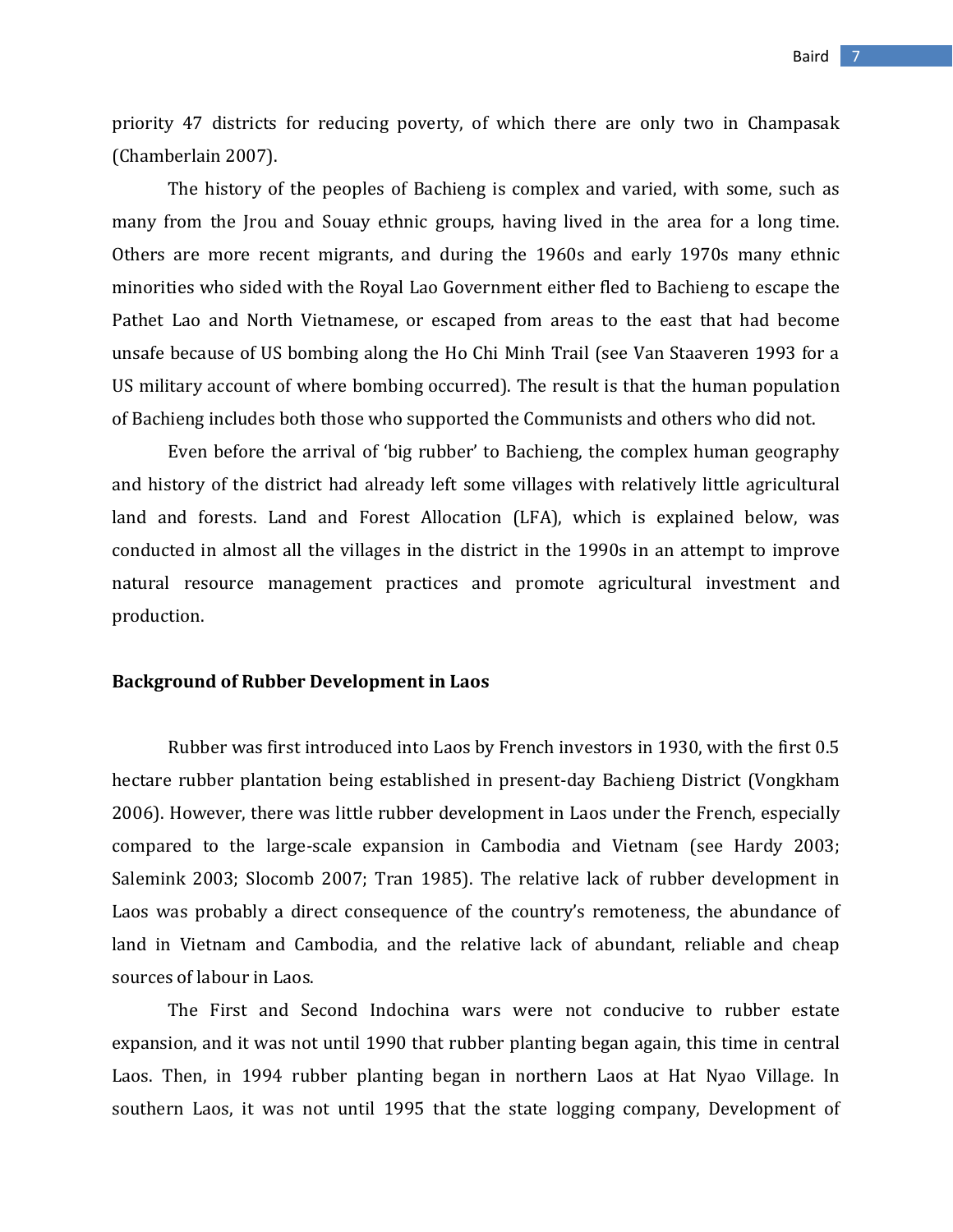priority 47 districts for reducing poverty, of which there are only two in Champasak (Chamberlain 2007).

The history of the peoples of Bachieng is complex and varied, with some, such as many from the Jrou and Souay ethnic groups, having lived in the area for a long time. Others are more recent migrants, and during the 1960s and early 1970s many ethnic minorities who sided with the Royal Lao Government either fled to Bachieng to escape the Pathet Lao and North Vietnamese, or escaped from areas to the east that had become unsafe because of US bombing along the Ho Chi Minh Trail (see Van Staaveren 1993 for a US military account of where bombing occurred). The result is that the human population of Bachieng includes both those who supported the Communists and others who did not.

Even before the arrival of 'big rubber' to Bachieng, the complex human geography and history of the district had already left some villages with relatively little agricultural land and forests. Land and Forest Allocation (LFA), which is explained below, was conducted in almost all the villages in the district in the 1990s in an attempt to improve natural resource management practices and promote agricultural investment and production.

**Background of Rubber Development in Laos**

Rubber was first introduced into Laos by French investors in 1930, with the first 0.5 hectare rubber plantation being established in present-day Bachieng District (Vongkham 2006). However, there was little rubber development in Laos under the French, especially compared to the large-scale expansion in Cambodia and Vietnam (see Hardy 2003; Salemink 2003; Slocomb 2007; Tran 1985). The relative lack of rubber development in Laos was probably a direct consequence of the country's remoteness, the abundance of land in Vietnam and Cambodia, and the relative lack of abundant, reliable and cheap sources of labour in Laos.

The First and Second Indochina wars were not conducive to rubber estate expansion, and it was not until 1990 that rubber planting began again, this time in central Laos. Then, in 1994 rubber planting began in northern Laos at Hat Nyao Village. In southern Laos, it was not until 1995 that the state logging company, Development of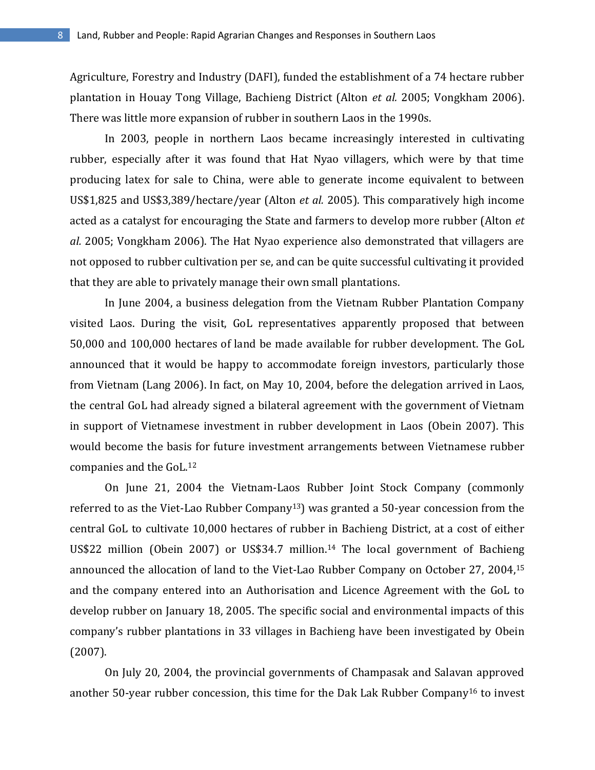Agriculture, Forestry and Industry (DAFI), funded the establishment of a 74 hectare rubber plantation in Houay Tong Village, Bachieng District (Alton *et al.* 2005; Vongkham 2006). There was little more expansion of rubber in southern Laos in the 1990s.

In 2003, people in northern Laos became increasingly interested in cultivating rubber, especially after it was found that Hat Nyao villagers, which were by that time producing latex for sale to China, were able to generate income equivalent to between US$1,825 and US$3,389/hectare/year (Alton *et al.* 2005). This comparatively high income acted as a catalyst for encouraging the State and farmers to develop more rubber (Alton *et al.* 2005; Vongkham 2006). The Hat Nyao experience also demonstrated that villagers are not opposed to rubber cultivation per se, and can be quite successful cultivating it provided that they are able to privately manage their own small plantations.

In June 2004, a business delegation from the Vietnam Rubber Plantation Company visited Laos. During the visit, GoL representatives apparently proposed that between 50,000 and 100,000 hectares of land be made available for rubber development. The GoL announced that it would be happy to accommodate foreign investors, particularly those from Vietnam (Lang 2006). In fact, on May 10, 2004, before the delegation arrived in Laos, the central GoL had already signed a bilateral agreement with the government of Vietnam in support of Vietnamese investment in rubber development in Laos (Obein 2007). This would become the basis for future investment arrangements between Vietnamese rubber companies and the GoL.[12]

On June 21, 2004 the Vietnam-Laos Rubber Joint Stock Company (commonly referred to as the Viet-Lao Rubber Company[13]) was granted a 50-year concession from the central GoL to cultivate 10,000 hectares of rubber in Bachieng District, at a cost of either US$22 million (Obein 2007) or US$34.7 million.[14] The local government of Bachieng announced the allocation of land to the Viet-Lao Rubber Company on October 27, 2004,[15] and the company entered into an Authorisation and Licence Agreement with the GoL to develop rubber on January 18, 2005. The specific social and environmental impacts of this company's rubber plantations in 33 villages in Bachieng have been investigated by Obein (2007).

On July 20, 2004, the provincial governments of Champasak and Salavan approved another 50-year rubber concession, this time for the Dak Lak Rubber Company[16] to invest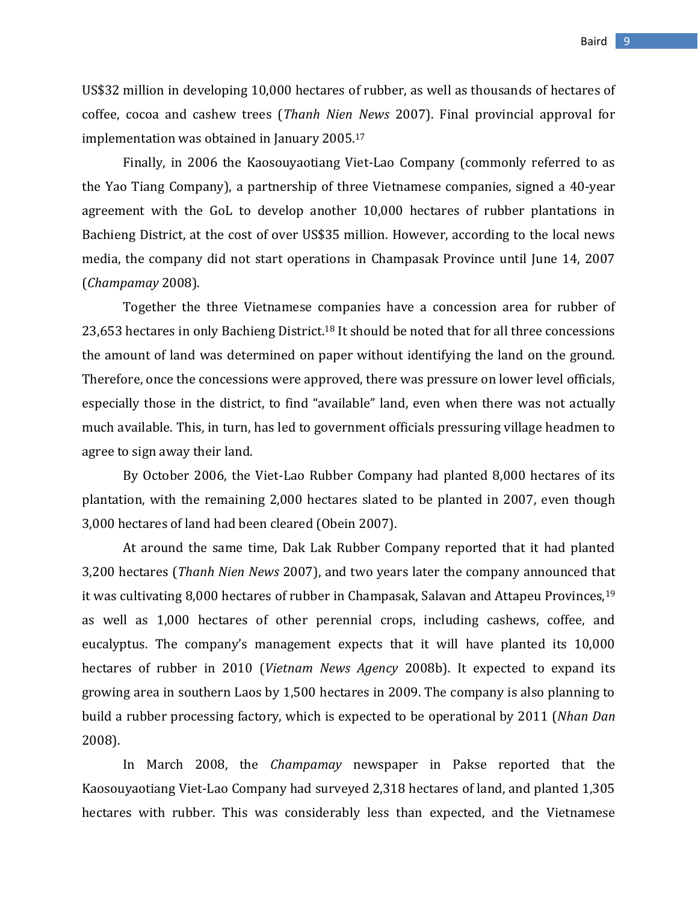US$32 million in developing 10,000 hectares of rubber, as well as thousands of hectares of coffee, cocoa and cashew trees (*Thanh Nien News* 2007). Final provincial approval for implementation was obtained in January 2005.[17]

Finally, in 2006 the Kaosouyaotiang Viet-Lao Company (commonly referred to as the Yao Tiang Company), a partnership of three Vietnamese companies, signed a 40-year agreement with the GoL to develop another 10,000 hectares of rubber plantations in Bachieng District, at the cost of over US$35 million. However, according to the local news media, the company did not start operations in Champasak Province until June 14, 2007 (*Champamay* 2008).

Together the three Vietnamese companies have a concession area for rubber of 23,653 hectares in only Bachieng District.[18] It should be noted that for all three concessions the amount of land was determined on paper without identifying the land on the ground. Therefore, once the concessions were approved, there was pressure on lower level officials, especially those in the district, to find "available" land, even when there was not actually much available. This, in turn, has led to government officials pressuring village headmen to agree to sign away their land.

By October 2006, the Viet-Lao Rubber Company had planted 8,000 hectares of its plantation, with the remaining 2,000 hectares slated to be planted in 2007, even though 3,000 hectares of land had been cleared (Obein 2007).

At around the same time, Dak Lak Rubber Company reported that it had planted 3,200 hectares (*Thanh Nien News* 2007), and two years later the company announced that it was cultivating 8,000 hectares of rubber in Champasak, Salavan and Attapeu Provinces,[19] as well as 1,000 hectares of other perennial crops, including cashews, coffee, and eucalyptus. The company's management expects that it will have planted its 10,000 hectares of rubber in 2010 (*Vietnam News Agency* 2008b). It expected to expand its growing area in southern Laos by 1,500 hectares in 2009. The company is also planning to build a rubber processing factory, which is expected to be operational by 2011 (*Nhan Dan* 2008).

In March 2008, the *Champamay* newspaper in Pakse reported that the Kaosouyaotiang Viet-Lao Company had surveyed 2,318 hectares of land, and planted 1,305 hectares with rubber. This was considerably less than expected, and the Vietnamese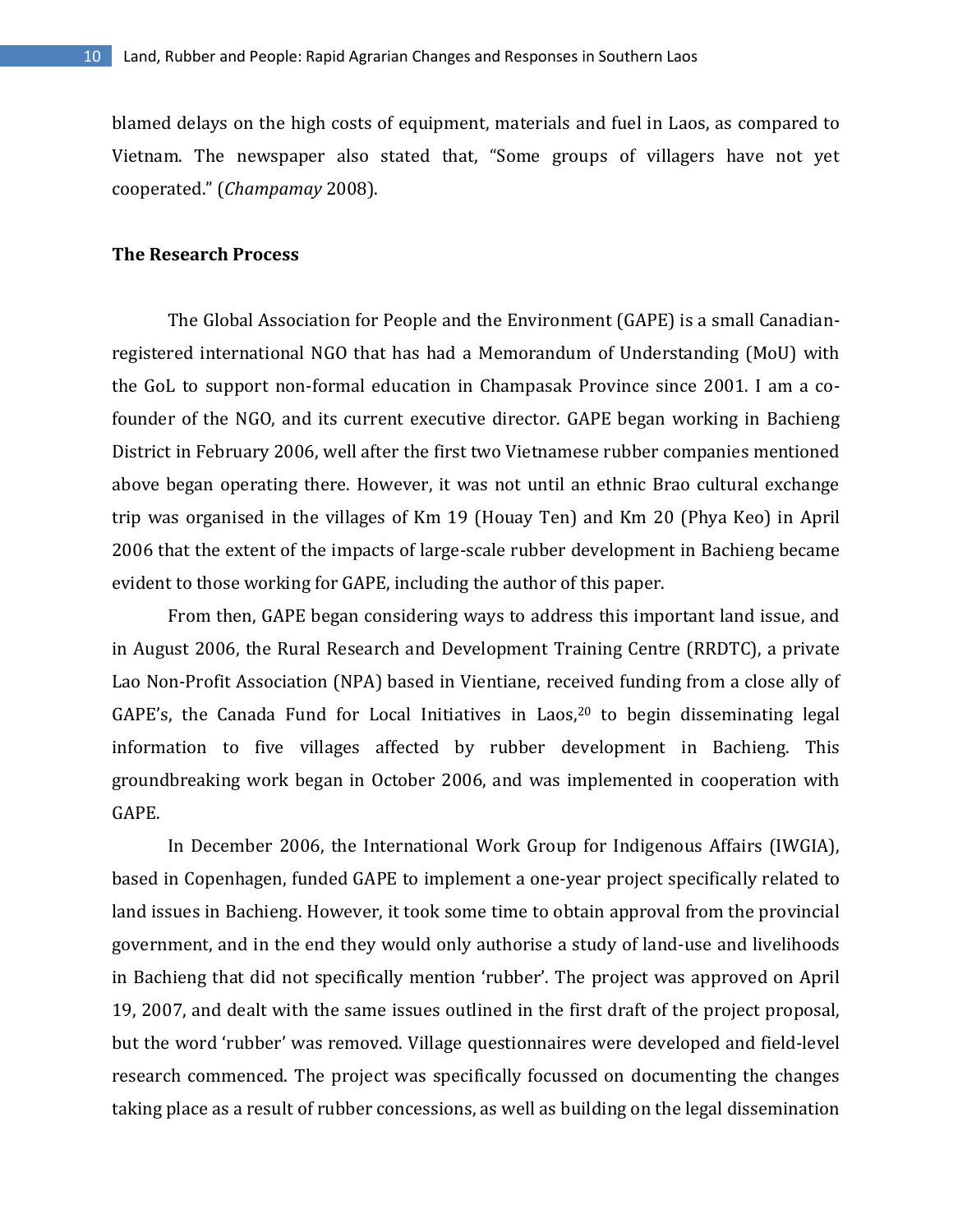blamed delays on the high costs of equipment, materials and fuel in Laos, as compared to Vietnam. The newspaper also stated that, “Some groups of villagers have not yet cooperated.” (*Champamay* 2008).

### The Research Process

The Global Association for People and the Environment (GAPE) is a small Canadian-registered international NGO that has had a Memorandum of Understanding (MoU) with the GoL to support non-formal education in Champasak Province since 2001. I am a co-founder of the NGO, and its current executive director. GAPE began working in Bachieng District in February 2006, well after the first two Vietnamese rubber companies mentioned above began operating there. However, it was not until an ethnic Brao cultural exchange trip was organised in the villages of Km 19 (Houay Ten) and Km 20 (Phya Keo) in April 2006 that the extent of the impacts of large-scale rubber development in Bachieng became evident to those working for GAPE, including the author of this paper.

From then, GAPE began considering ways to address this important land issue, and in August 2006, the Rural Research and Development Training Centre (RRDTC), a private Lao Non-Profit Association (NPA) based in Vientiane, received funding from a close ally of GAPE’s, the Canada Fund for Local Initiatives in Laos,[20] to begin disseminating legal information to five villages affected by rubber development in Bachieng. This groundbreaking work began in October 2006, and was implemented in cooperation with GAPE.

In December 2006, the International Work Group for Indigenous Affairs (IWGIA), based in Copenhagen, funded GAPE to implement a one-year project specifically related to land issues in Bachieng. However, it took some time to obtain approval from the provincial government, and in the end they would only authorise a study of land-use and livelihoods in Bachieng that did not specifically mention ‘rubber’. The project was approved on April 19, 2007, and dealt with the same issues outlined in the first draft of the project proposal, but the word ‘rubber’ was removed. Village questionnaires were developed and field-level research commenced. The project was specifically focussed on documenting the changes taking place as a result of rubber concessions, as well as building on the legal dissemination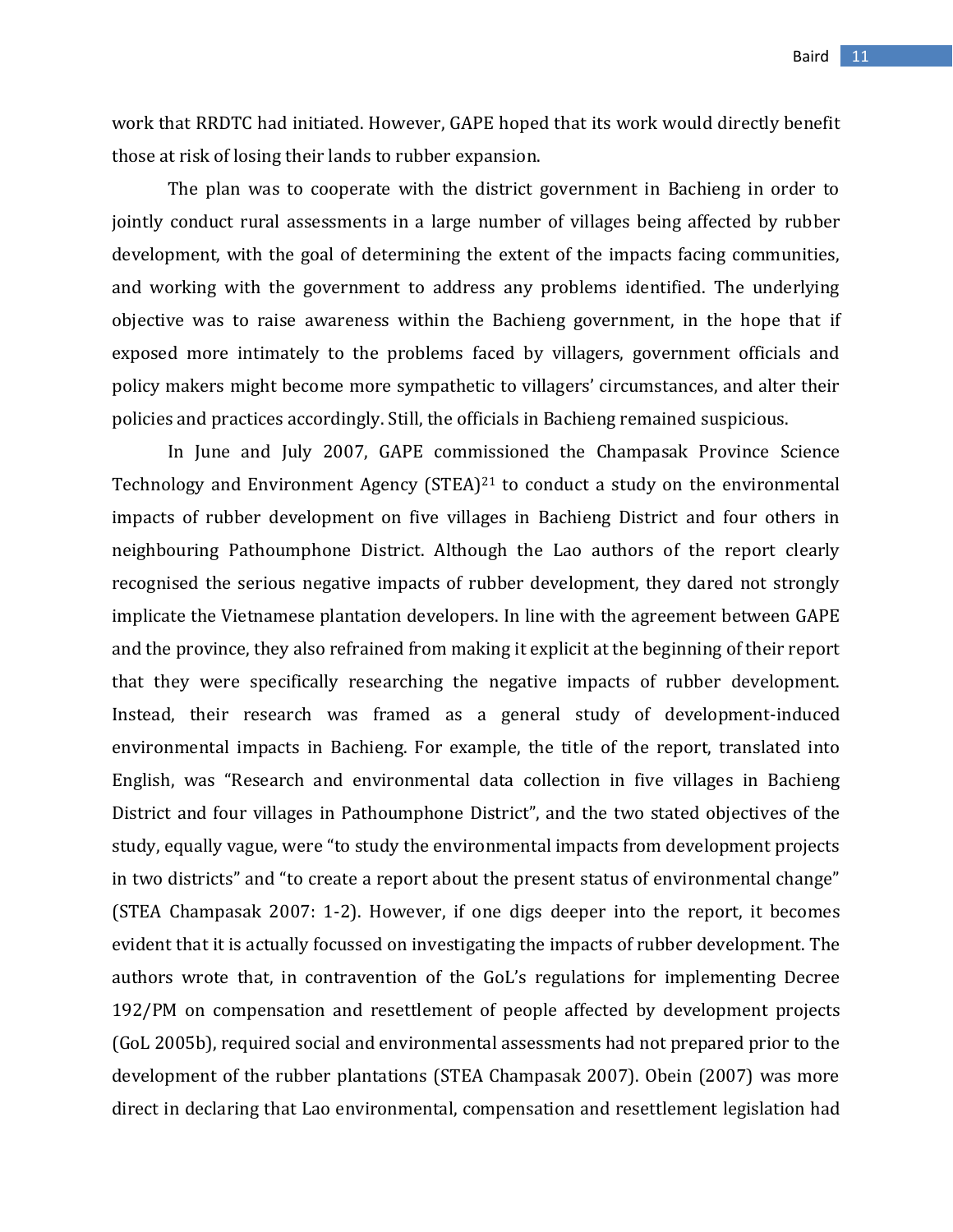work that RRDTC had initiated. However, GAPE hoped that its work would directly benefit those at risk of losing their lands to rubber expansion.

The plan was to cooperate with the district government in Bachieng in order to jointly conduct rural assessments in a large number of villages being affected by rubber development, with the goal of determining the extent of the impacts facing communities, and working with the government to address any problems identified. The underlying objective was to raise awareness within the Bachieng government, in the hope that if exposed more intimately to the problems faced by villagers, government officials and policy makers might become more sympathetic to villagers' circumstances, and alter their policies and practices accordingly. Still, the officials in Bachieng remained suspicious.

In June and July 2007, GAPE commissioned the Champasak Province Science Technology and Environment Agency (STEA)[21] to conduct a study on the environmental impacts of rubber development on five villages in Bachieng District and four others in neighbouring Pathoumphone District. Although the Lao authors of the report clearly recognised the serious negative impacts of rubber development, they dared not strongly implicate the Vietnamese plantation developers. In line with the agreement between GAPE and the province, they also refrained from making it explicit at the beginning of their report that they were specifically researching the negative impacts of rubber development. Instead, their research was framed as a general study of development-induced environmental impacts in Bachieng. For example, the title of the report, translated into English, was "Research and environmental data collection in five villages in Bachieng District and four villages in Pathoumphone District", and the two stated objectives of the study, equally vague, were "to study the environmental impacts from development projects in two districts" and "to create a report about the present status of environmental change" (STEA Champasak 2007: 1-2). However, if one digs deeper into the report, it becomes evident that it is actually focussed on investigating the impacts of rubber development. The authors wrote that, in contravention of the GoL's regulations for implementing Decree 192/PM on compensation and resettlement of people affected by development projects (GoL 2005b), required social and environmental assessments had not prepared prior to the development of the rubber plantations (STEA Champasak 2007). Obein (2007) was more direct in declaring that Lao environmental, compensation and resettlement legislation had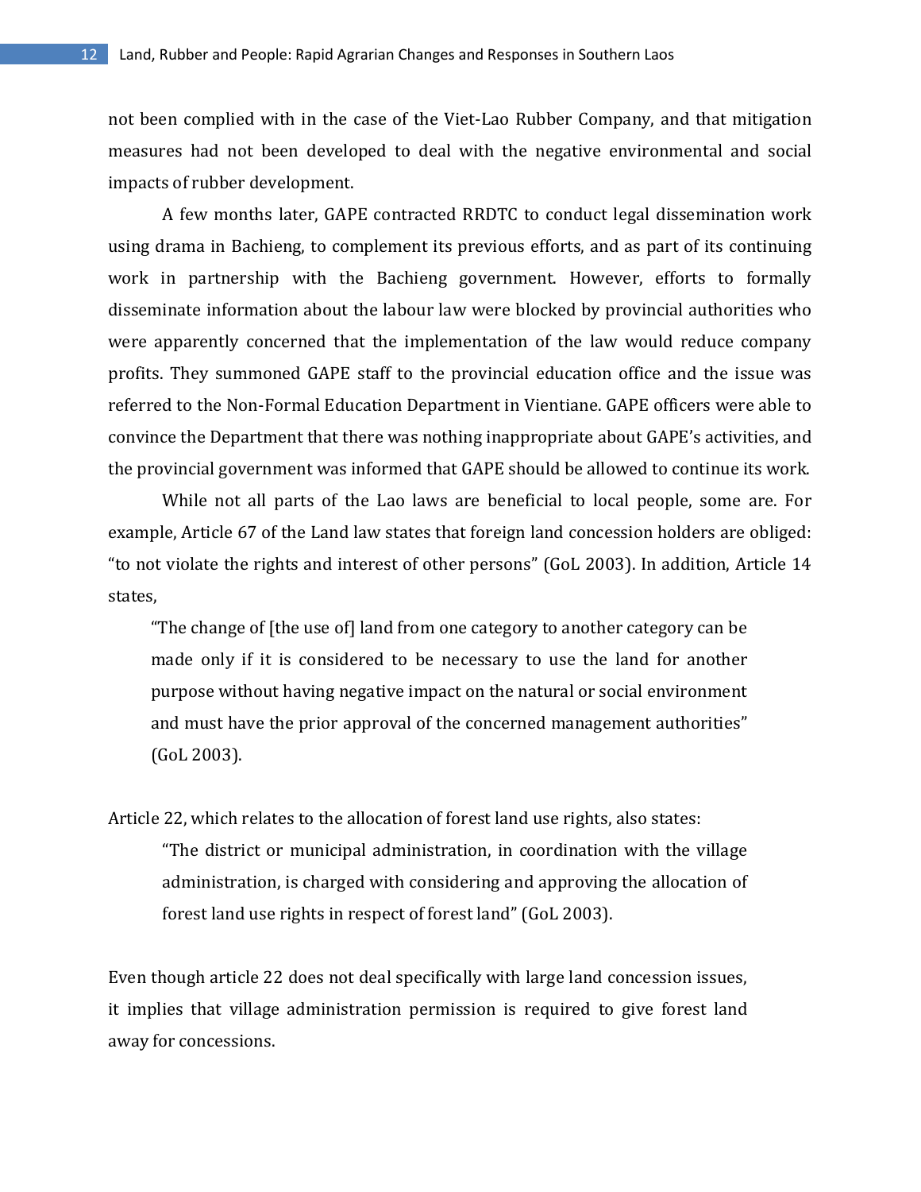not been complied with in the case of the Viet-Lao Rubber Company, and that mitigation measures had not been developed to deal with the negative environmental and social impacts of rubber development.

A few months later, GAPE contracted RRDTC to conduct legal dissemination work using drama in Bachieng, to complement its previous efforts, and as part of its continuing work in partnership with the Bachieng government. However, efforts to formally disseminate information about the labour law were blocked by provincial authorities who were apparently concerned that the implementation of the law would reduce company profits. They summoned GAPE staff to the provincial education office and the issue was referred to the Non-Formal Education Department in Vientiane. GAPE officers were able to convince the Department that there was nothing inappropriate about GAPE's activities, and the provincial government was informed that GAPE should be allowed to continue its work.

While not all parts of the Lao laws are beneficial to local people, some are. For example, Article 67 of the Land law states that foreign land concession holders are obliged: "to not violate the rights and interest of other persons" (GoL 2003). In addition, Article 14 states,

> "The change of [the use of] land from one category to another category can be made only if it is considered to be necessary to use the land for another purpose without having negative impact on the natural or social environment and must have the prior approval of the concerned management authorities" (GoL 2003).

Article 22, which relates to the allocation of forest land use rights, also states:

> "The district or municipal administration, in coordination with the village administration, is charged with considering and approving the allocation of forest land use rights in respect of forest land" (GoL 2003).

Even though article 22 does not deal specifically with large land concession issues, it implies that village administration permission is required to give forest land away for concessions.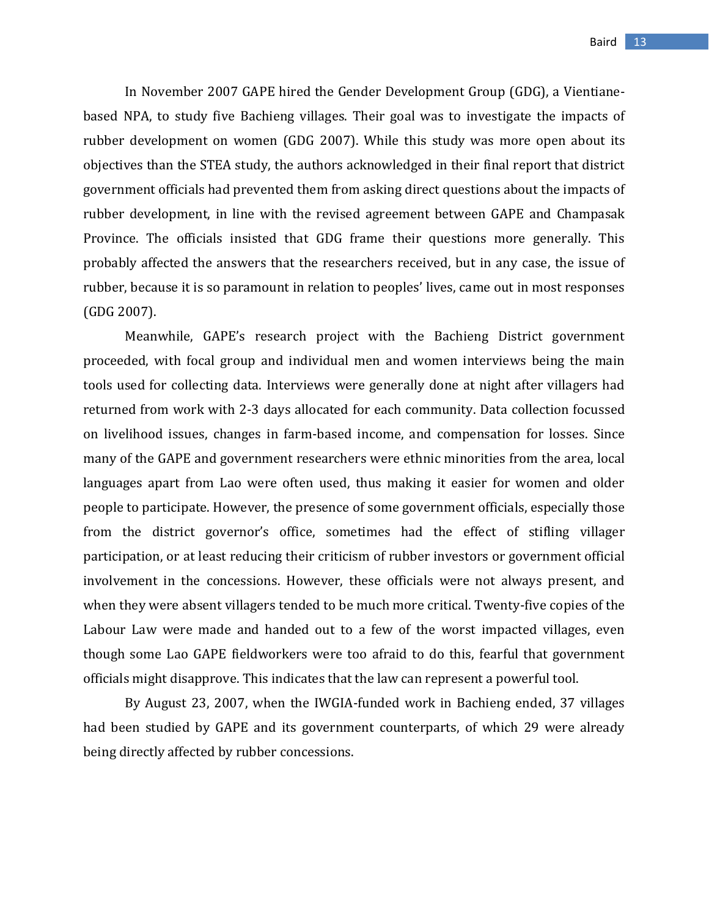In November 2007 GAPE hired the Gender Development Group (GDG), a Vientiane-based NPA, to study five Bachieng villages. Their goal was to investigate the impacts of rubber development on women (GDG 2007). While this study was more open about its objectives than the STEA study, the authors acknowledged in their final report that district government officials had prevented them from asking direct questions about the impacts of rubber development, in line with the revised agreement between GAPE and Champasak Province. The officials insisted that GDG frame their questions more generally. This probably affected the answers that the researchers received, but in any case, the issue of rubber, because it is so paramount in relation to peoples' lives, came out in most responses (GDG 2007).

Meanwhile, GAPE's research project with the Bachieng District government proceeded, with focal group and individual men and women interviews being the main tools used for collecting data. Interviews were generally done at night after villagers had returned from work with 2-3 days allocated for each community. Data collection focussed on livelihood issues, changes in farm-based income, and compensation for losses. Since many of the GAPE and government researchers were ethnic minorities from the area, local languages apart from Lao were often used, thus making it easier for women and older people to participate. However, the presence of some government officials, especially those from the district governor's office, sometimes had the effect of stifling villager participation, or at least reducing their criticism of rubber investors or government official involvement in the concessions. However, these officials were not always present, and when they were absent villagers tended to be much more critical. Twenty-five copies of the Labour Law were made and handed out to a few of the worst impacted villages, even though some Lao GAPE fieldworkers were too afraid to do this, fearful that government officials might disapprove. This indicates that the law can represent a powerful tool.

By August 23, 2007, when the IWGIA-funded work in Bachieng ended, 37 villages had been studied by GAPE and its government counterparts, of which 29 were already being directly affected by rubber concessions.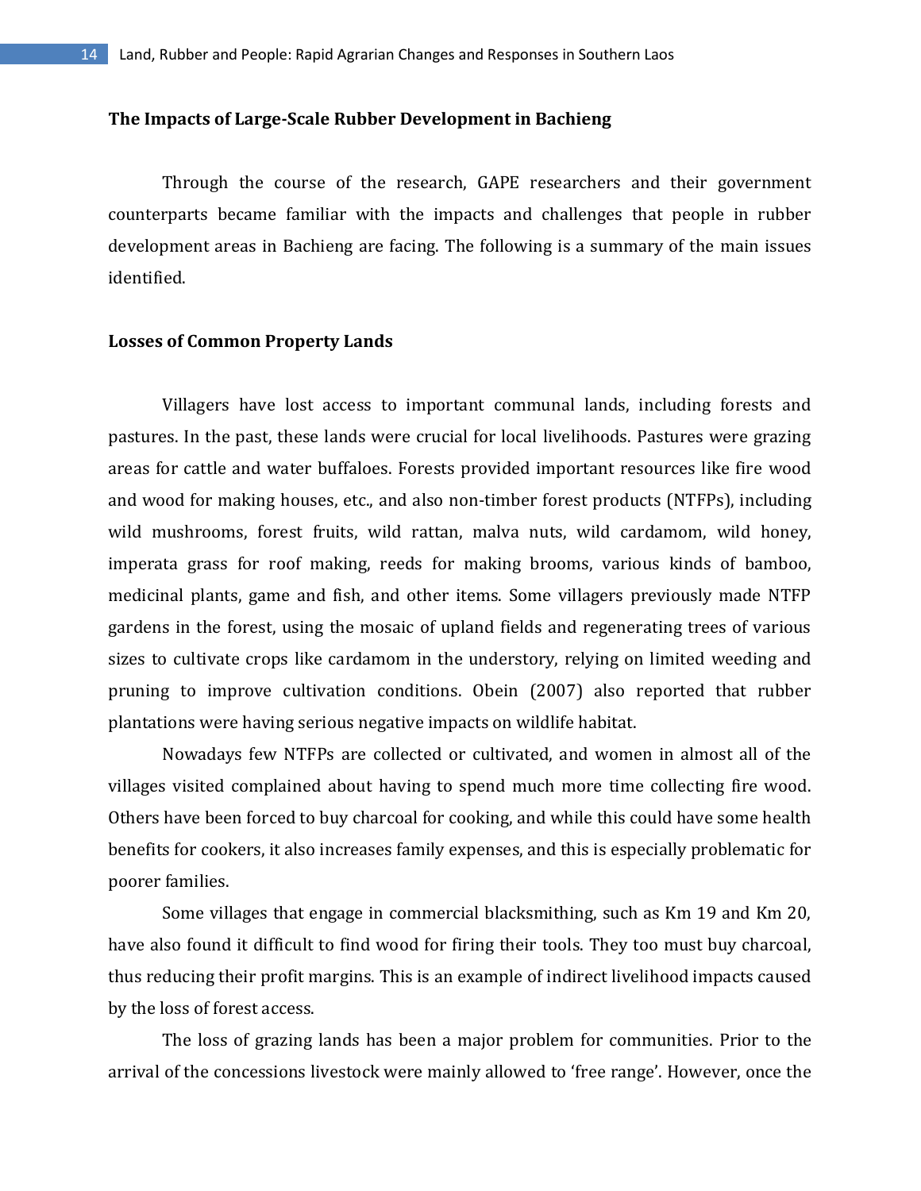## The Impacts of Large-Scale Rubber Development in Bachieng

Through the course of the research, GAPE researchers and their government counterparts became familiar with the impacts and challenges that people in rubber development areas in Bachieng are facing. The following is a summary of the main issues identified.

## Losses of Common Property Lands

Villagers have lost access to important communal lands, including forests and pastures. In the past, these lands were crucial for local livelihoods. Pastures were grazing areas for cattle and water buffaloes. Forests provided important resources like fire wood and wood for making houses, etc., and also non-timber forest products (NTFPs), including wild mushrooms, forest fruits, wild rattan, malva nuts, wild cardamom, wild honey, imperata grass for roof making, reeds for making brooms, various kinds of bamboo, medicinal plants, game and fish, and other items. Some villagers previously made NTFP gardens in the forest, using the mosaic of upland fields and regenerating trees of various sizes to cultivate crops like cardamom in the understory, relying on limited weeding and pruning to improve cultivation conditions. Obein (2007) also reported that rubber plantations were having serious negative impacts on wildlife habitat.

Nowadays few NTFPs are collected or cultivated, and women in almost all of the villages visited complained about having to spend much more time collecting fire wood. Others have been forced to buy charcoal for cooking, and while this could have some health benefits for cookers, it also increases family expenses, and this is especially problematic for poorer families.

Some villages that engage in commercial blacksmithing, such as Km 19 and Km 20, have also found it difficult to find wood for firing their tools. They too must buy charcoal, thus reducing their profit margins. This is an example of indirect livelihood impacts caused by the loss of forest access.

The loss of grazing lands has been a major problem for communities. Prior to the arrival of the concessions livestock were mainly allowed to 'free range'. However, once the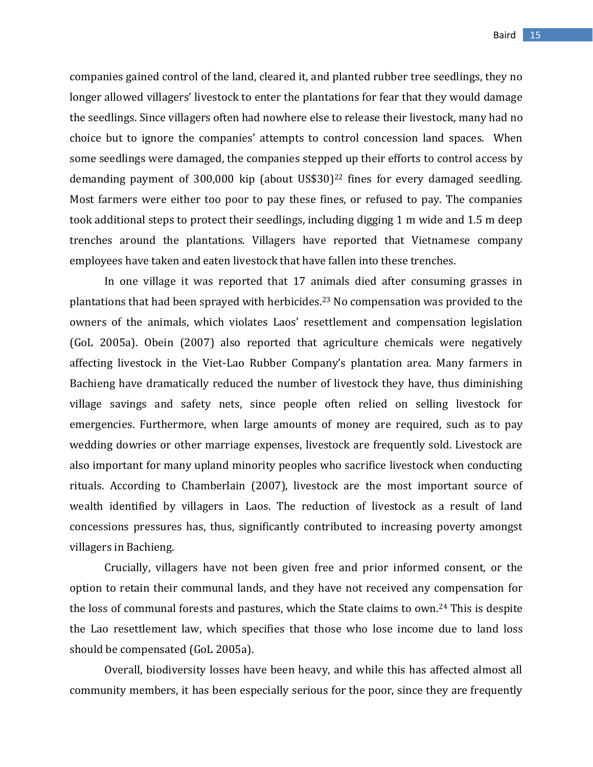companies gained control of the land, cleared it, and planted rubber tree seedlings, they no longer allowed villagers' livestock to enter the plantations for fear that they would damage the seedlings. Since villagers often had nowhere else to release their livestock, many had no choice but to ignore the companies' attempts to control concession land spaces. When some seedlings were damaged, the companies stepped up their efforts to control access by demanding payment of 300,000 kip (about US$30)[22] fines for every damaged seedling. Most farmers were either too poor to pay these fines, or refused to pay. The companies took additional steps to protect their seedlings, including digging 1 m wide and 1.5 m deep trenches around the plantations. Villagers have reported that Vietnamese company employees have taken and eaten livestock that have fallen into these trenches.

In one village it was reported that 17 animals died after consuming grasses in plantations that had been sprayed with herbicides.[23] No compensation was provided to the owners of the animals, which violates Laos' resettlement and compensation legislation (GoL 2005a). Obein (2007) also reported that agriculture chemicals were negatively affecting livestock in the Viet-Lao Rubber Company's plantation area. Many farmers in Bachieng have dramatically reduced the number of livestock they have, thus diminishing village savings and safety nets, since people often relied on selling livestock for emergencies. Furthermore, when large amounts of money are required, such as to pay wedding dowries or other marriage expenses, livestock are frequently sold. Livestock are also important for many upland minority peoples who sacrifice livestock when conducting rituals. According to Chamberlain (2007), livestock are the most important source of wealth identified by villagers in Laos. The reduction of livestock as a result of land concessions pressures has, thus, significantly contributed to increasing poverty amongst villagers in Bachieng.

Crucially, villagers have not been given free and prior informed consent, or the option to retain their communal lands, and they have not received any compensation for the loss of communal forests and pastures, which the State claims to own.[24] This is despite the Lao resettlement law, which specifies that those who lose income due to land loss should be compensated (GoL 2005a).

Overall, biodiversity losses have been heavy, and while this has affected almost all community members, it has been especially serious for the poor, since they are frequently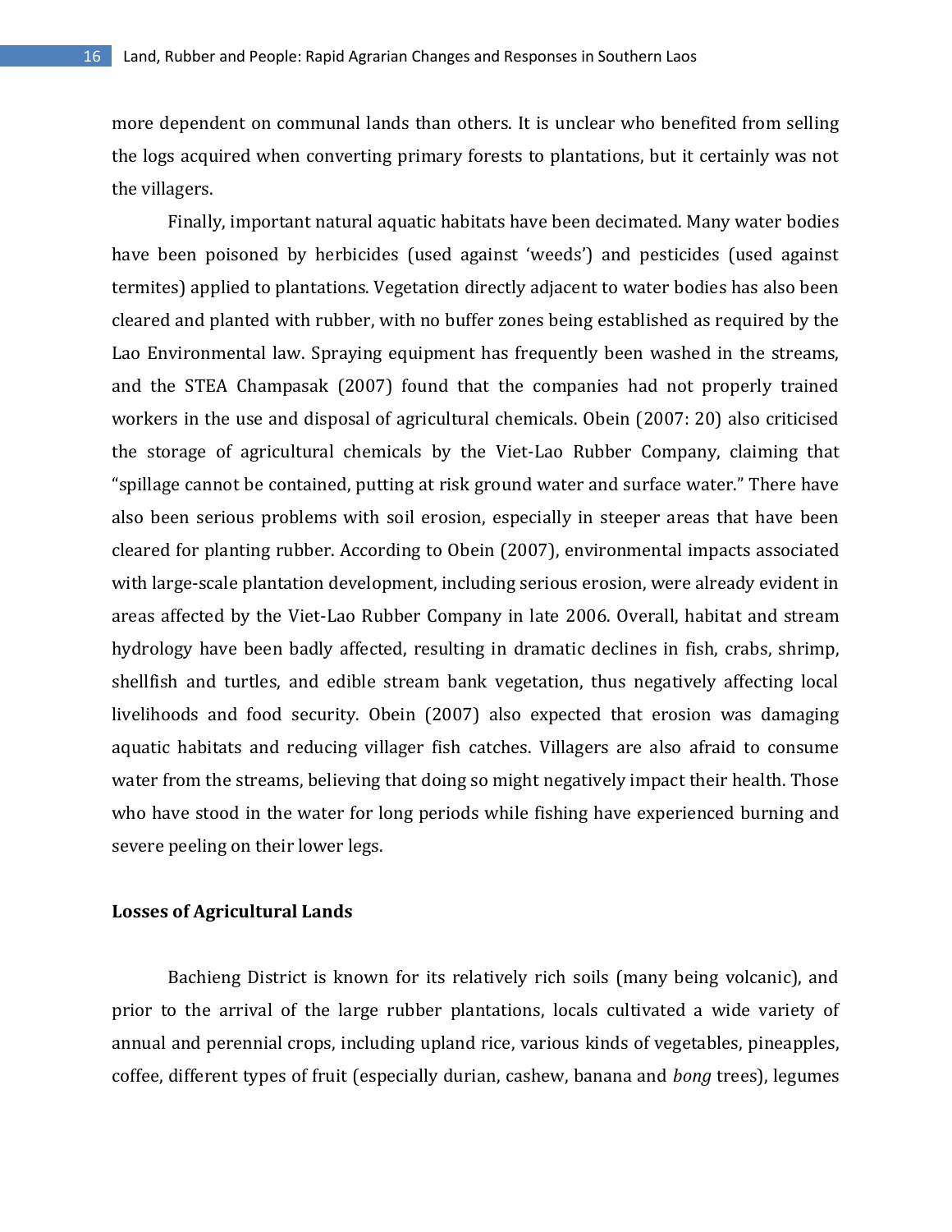more dependent on communal lands than others. It is unclear who benefited from selling the logs acquired when converting primary forests to plantations, but it certainly was not the villagers.

Finally, important natural aquatic habitats have been decimated. Many water bodies have been poisoned by herbicides (used against 'weeds') and pesticides (used against termites) applied to plantations. Vegetation directly adjacent to water bodies has also been cleared and planted with rubber, with no buffer zones being established as required by the Lao Environmental law. Spraying equipment has frequently been washed in the streams, and the STEA Champasak (2007) found that the companies had not properly trained workers in the use and disposal of agricultural chemicals. Obein (2007: 20) also criticised the storage of agricultural chemicals by the Viet-Lao Rubber Company, claiming that "spillage cannot be contained, putting at risk ground water and surface water." There have also been serious problems with soil erosion, especially in steeper areas that have been cleared for planting rubber. According to Obein (2007), environmental impacts associated with large-scale plantation development, including serious erosion, were already evident in areas affected by the Viet-Lao Rubber Company in late 2006. Overall, habitat and stream hydrology have been badly affected, resulting in dramatic declines in fish, crabs, shrimp, shellfish and turtles, and edible stream bank vegetation, thus negatively affecting local livelihoods and food security. Obein (2007) also expected that erosion was damaging aquatic habitats and reducing villager fish catches. Villagers are also afraid to consume water from the streams, believing that doing so might negatively impact their health. Those who have stood in the water for long periods while fishing have experienced burning and severe peeling on their lower legs.

### Losses of Agricultural Lands

Bachieng District is known for its relatively rich soils (many being volcanic), and prior to the arrival of the large rubber plantations, locals cultivated a wide variety of annual and perennial crops, including upland rice, various kinds of vegetables, pineapples, coffee, different types of fruit (especially durian, cashew, banana and *bong* trees), legumes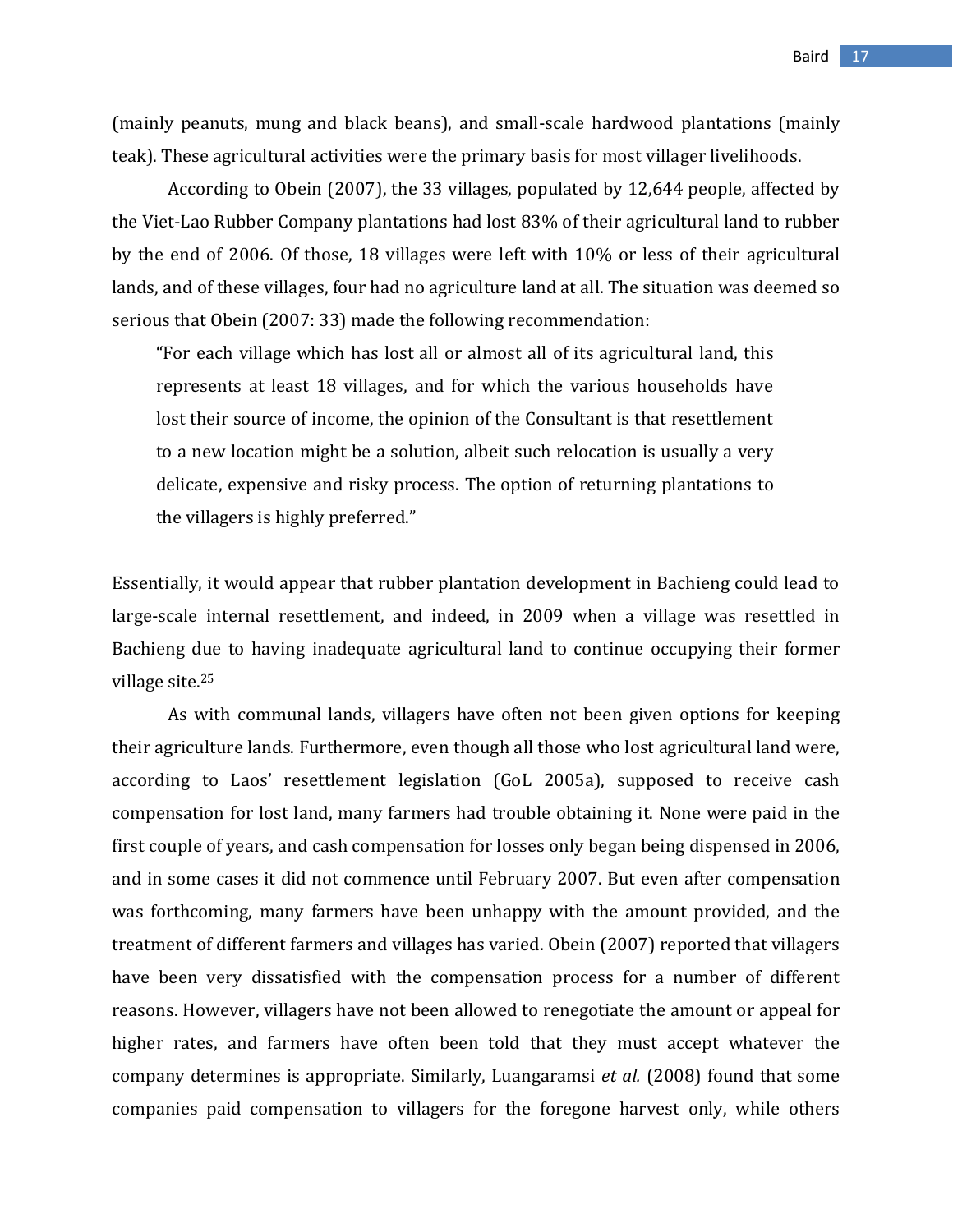(mainly peanuts, mung and black beans), and small-scale hardwood plantations (mainly teak). These agricultural activities were the primary basis for most villager livelihoods.

According to Obein (2007), the 33 villages, populated by 12,644 people, affected by the Viet-Lao Rubber Company plantations had lost 83% of their agricultural land to rubber by the end of 2006. Of those, 18 villages were left with 10% or less of their agricultural lands, and of these villages, four had no agriculture land at all. The situation was deemed so serious that Obein (2007: 33) made the following recommendation:

> "For each village which has lost all or almost all of its agricultural land, this represents at least 18 villages, and for which the various households have lost their source of income, the opinion of the Consultant is that resettlement to a new location might be a solution, albeit such relocation is usually a very delicate, expensive and risky process. The option of returning plantations to the villagers is highly preferred."

Essentially, it would appear that rubber plantation development in Bachieng could lead to large-scale internal resettlement, and indeed, in 2009 when a village was resettled in Bachieng due to having inadequate agricultural land to continue occupying their former village site.[25]

As with communal lands, villagers have often not been given options for keeping their agriculture lands. Furthermore, even though all those who lost agricultural land were, according to Laos' resettlement legislation (GoL 2005a), supposed to receive cash compensation for lost land, many farmers had trouble obtaining it. None were paid in the first couple of years, and cash compensation for losses only began being dispensed in 2006, and in some cases it did not commence until February 2007. But even after compensation was forthcoming, many farmers have been unhappy with the amount provided, and the treatment of different farmers and villages has varied. Obein (2007) reported that villagers have been very dissatisfied with the compensation process for a number of different reasons. However, villagers have not been allowed to renegotiate the amount or appeal for higher rates, and farmers have often been told that they must accept whatever the company determines is appropriate. Similarly, Luangaramsi *et al.* (2008) found that some companies paid compensation to villagers for the foregone harvest only, while others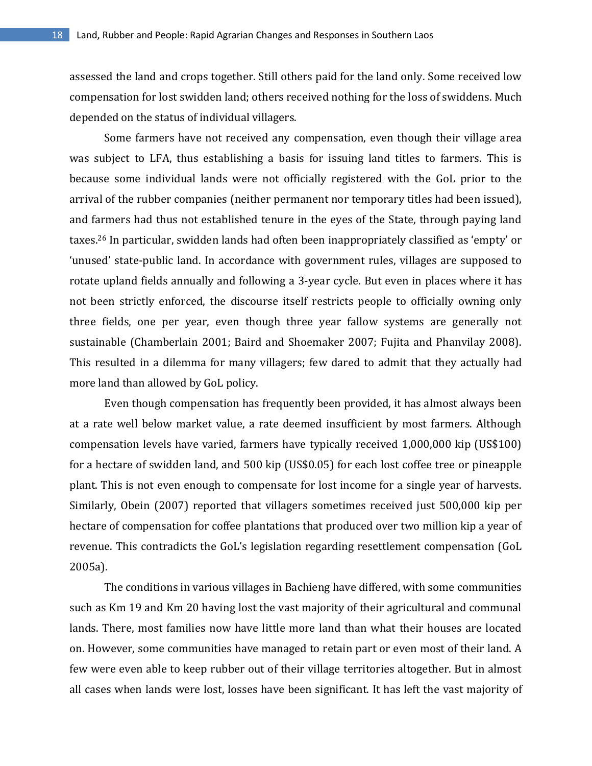assessed the land and crops together. Still others paid for the land only. Some received low compensation for lost swidden land; others received nothing for the loss of swiddens. Much depended on the status of individual villagers.

Some farmers have not received any compensation, even though their village area was subject to LFA, thus establishing a basis for issuing land titles to farmers. This is because some individual lands were not officially registered with the GoL prior to the arrival of the rubber companies (neither permanent nor temporary titles had been issued), and farmers had thus not established tenure in the eyes of the State, through paying land taxes.[26] In particular, swidden lands had often been inappropriately classified as 'empty' or 'unused' state-public land. In accordance with government rules, villages are supposed to rotate upland fields annually and following a 3-year cycle. But even in places where it has not been strictly enforced, the discourse itself restricts people to officially owning only three fields, one per year, even though three year fallow systems are generally not sustainable (Chamberlain 2001; Baird and Shoemaker 2007; Fujita and Phanvilay 2008). This resulted in a dilemma for many villagers; few dared to admit that they actually had more land than allowed by GoL policy.

Even though compensation has frequently been provided, it has almost always been at a rate well below market value, a rate deemed insufficient by most farmers. Although compensation levels have varied, farmers have typically received 1,000,000 kip (US$100) for a hectare of swidden land, and 500 kip (US$0.05) for each lost coffee tree or pineapple plant. This is not even enough to compensate for lost income for a single year of harvests. Similarly, Obein (2007) reported that villagers sometimes received just 500,000 kip per hectare of compensation for coffee plantations that produced over two million kip a year of revenue. This contradicts the GoL's legislation regarding resettlement compensation (GoL 2005a).

The conditions in various villages in Bachieng have differed, with some communities such as Km 19 and Km 20 having lost the vast majority of their agricultural and communal lands. There, most families now have little more land than what their houses are located on. However, some communities have managed to retain part or even most of their land. A few were even able to keep rubber out of their village territories altogether. But in almost all cases when lands were lost, losses have been significant. It has left the vast majority of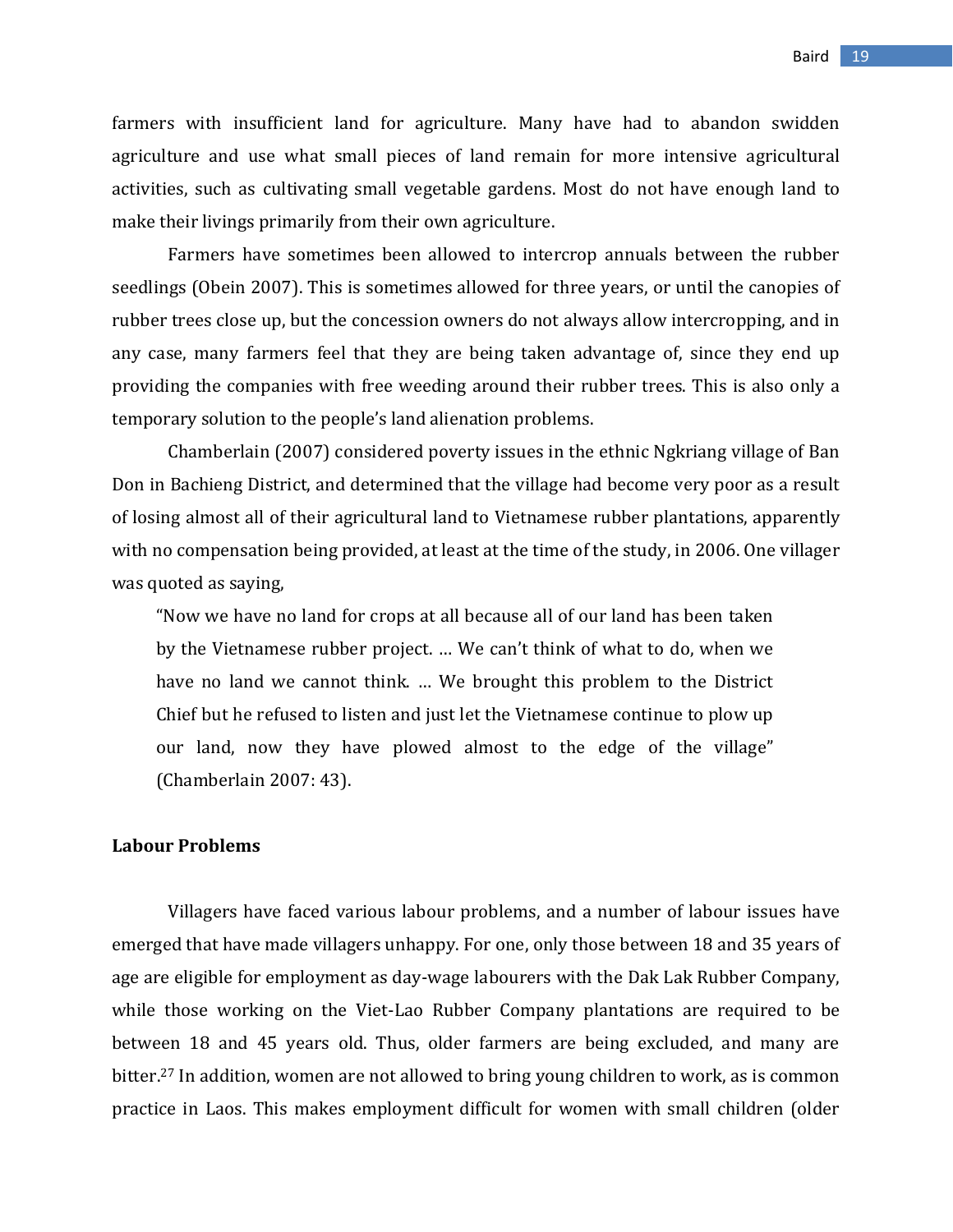farmers with insufficient land for agriculture. Many have had to abandon swidden agriculture and use what small pieces of land remain for more intensive agricultural activities, such as cultivating small vegetable gardens. Most do not have enough land to make their livings primarily from their own agriculture.

Farmers have sometimes been allowed to intercrop annuals between the rubber seedlings (Obein 2007). This is sometimes allowed for three years, or until the canopies of rubber trees close up, but the concession owners do not always allow intercropping, and in any case, many farmers feel that they are being taken advantage of, since they end up providing the companies with free weeding around their rubber trees. This is also only a temporary solution to the people's land alienation problems.

Chamberlain (2007) considered poverty issues in the ethnic Ngkriang village of Ban Don in Bachieng District, and determined that the village had become very poor as a result of losing almost all of their agricultural land to Vietnamese rubber plantations, apparently with no compensation being provided, at least at the time of the study, in 2006. One villager was quoted as saying,

> "Now we have no land for crops at all because all of our land has been taken by the Vietnamese rubber project. … We can't think of what to do, when we have no land we cannot think. … We brought this problem to the District Chief but he refused to listen and just let the Vietnamese continue to plow up our land, now they have plowed almost to the edge of the village" (Chamberlain 2007: 43).

**Labour Problems**

Villagers have faced various labour problems, and a number of labour issues have emerged that have made villagers unhappy. For one, only those between 18 and 35 years of age are eligible for employment as day-wage labourers with the Dak Lak Rubber Company, while those working on the Viet-Lao Rubber Company plantations are required to be between 18 and 45 years old. Thus, older farmers are being excluded, and many are bitter.[27] In addition, women are not allowed to bring young children to work, as is common practice in Laos. This makes employment difficult for women with small children (older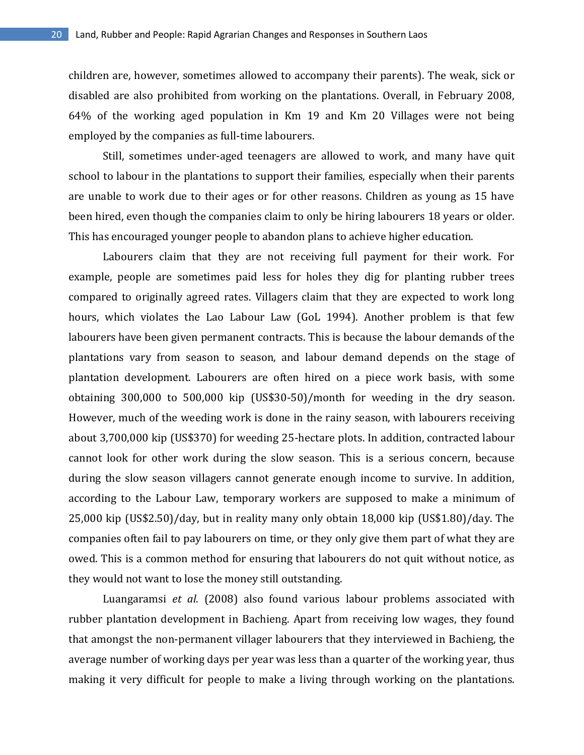children are, however, sometimes allowed to accompany their parents). The weak, sick or disabled are also prohibited from working on the plantations. Overall, in February 2008, 64% of the working aged population in Km 19 and Km 20 Villages were not being employed by the companies as full-time labourers.

Still, sometimes under-aged teenagers are allowed to work, and many have quit school to labour in the plantations to support their families, especially when their parents are unable to work due to their ages or for other reasons. Children as young as 15 have been hired, even though the companies claim to only be hiring labourers 18 years or older. This has encouraged younger people to abandon plans to achieve higher education.

Labourers claim that they are not receiving full payment for their work. For example, people are sometimes paid less for holes they dig for planting rubber trees compared to originally agreed rates. Villagers claim that they are expected to work long hours, which violates the Lao Labour Law (GoL 1994). Another problem is that few labourers have been given permanent contracts. This is because the labour demands of the plantations vary from season to season, and labour demand depends on the stage of plantation development. Labourers are often hired on a piece work basis, with some obtaining 300,000 to 500,000 kip (US$30-50)/month for weeding in the dry season. However, much of the weeding work is done in the rainy season, with labourers receiving about 3,700,000 kip (US$370) for weeding 25-hectare plots. In addition, contracted labour cannot look for other work during the slow season. This is a serious concern, because during the slow season villagers cannot generate enough income to survive. In addition, according to the Labour Law, temporary workers are supposed to make a minimum of 25,000 kip (US$2.50)/day, but in reality many only obtain 18,000 kip (US$1.80)/day. The companies often fail to pay labourers on time, or they only give them part of what they are owed. This is a common method for ensuring that labourers do not quit without notice, as they would not want to lose the money still outstanding.

Luangaramsi *et al.* (2008) also found various labour problems associated with rubber plantation development in Bachieng. Apart from receiving low wages, they found that amongst the non-permanent villager labourers that they interviewed in Bachieng, the average number of working days per year was less than a quarter of the working year, thus making it very difficult for people to make a living through working on the plantations.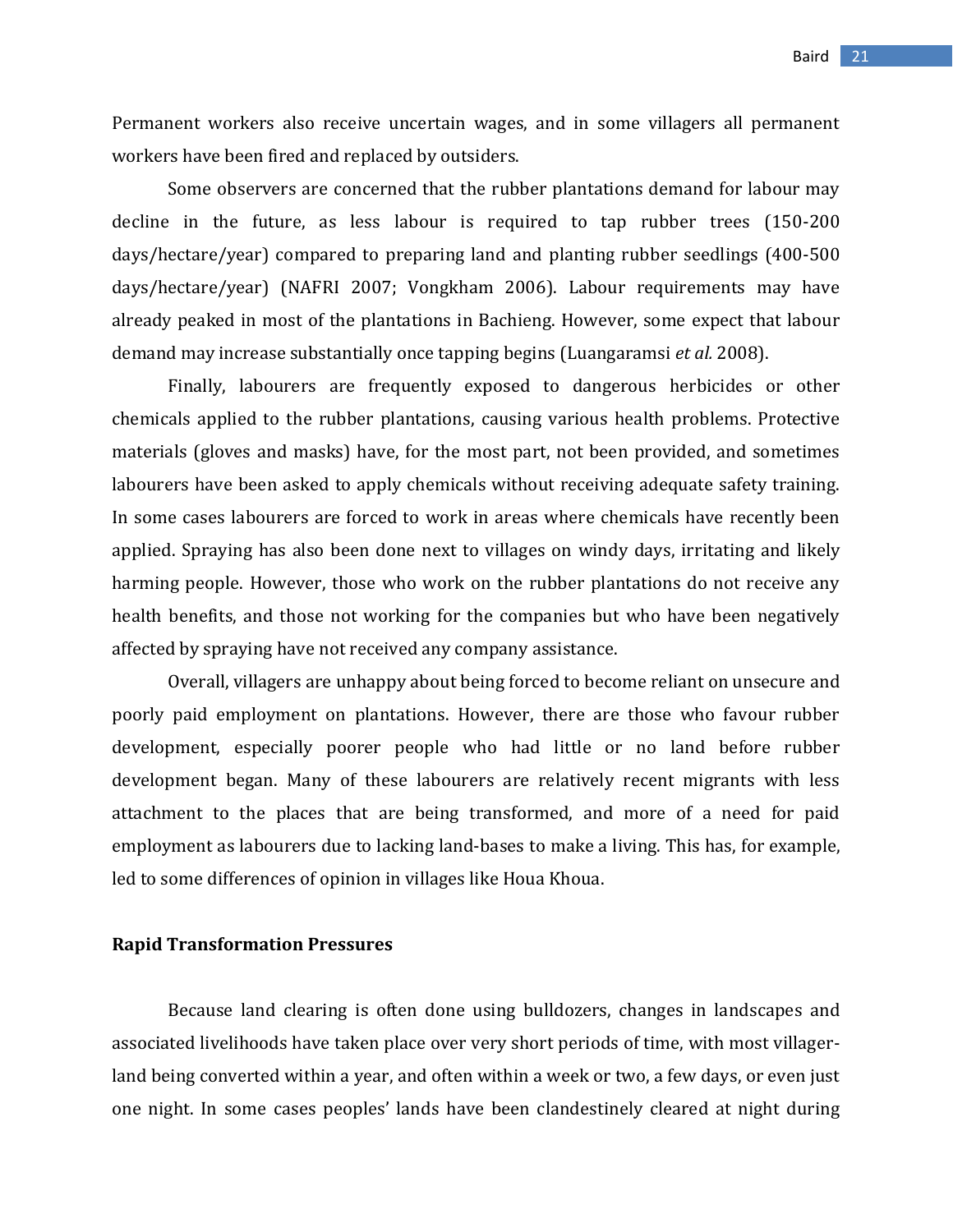Permanent workers also receive uncertain wages, and in some villagers all permanent workers have been fired and replaced by outsiders.

Some observers are concerned that the rubber plantations demand for labour may decline in the future, as less labour is required to tap rubber trees (150-200 days/hectare/year) compared to preparing land and planting rubber seedlings (400-500 days/hectare/year) (NAFRI 2007; Vongkham 2006). Labour requirements may have already peaked in most of the plantations in Bachieng. However, some expect that labour demand may increase substantially once tapping begins (Luangaramsi *et al.* 2008).

Finally, labourers are frequently exposed to dangerous herbicides or other chemicals applied to the rubber plantations, causing various health problems. Protective materials (gloves and masks) have, for the most part, not been provided, and sometimes labourers have been asked to apply chemicals without receiving adequate safety training. In some cases labourers are forced to work in areas where chemicals have recently been applied. Spraying has also been done next to villages on windy days, irritating and likely harming people. However, those who work on the rubber plantations do not receive any health benefits, and those not working for the companies but who have been negatively affected by spraying have not received any company assistance.

Overall, villagers are unhappy about being forced to become reliant on unsecure and poorly paid employment on plantations. However, there are those who favour rubber development, especially poorer people who had little or no land before rubber development began. Many of these labourers are relatively recent migrants with less attachment to the places that are being transformed, and more of a need for paid employment as labourers due to lacking land-bases to make a living. This has, for example, led to some differences of opinion in villages like Houa Khoua.

**Rapid Transformation Pressures**

Because land clearing is often done using bulldozers, changes in landscapes and associated livelihoods have taken place over very short periods of time, with most villager-land being converted within a year, and often within a week or two, a few days, or even just one night. In some cases peoples' lands have been clandestinely cleared at night during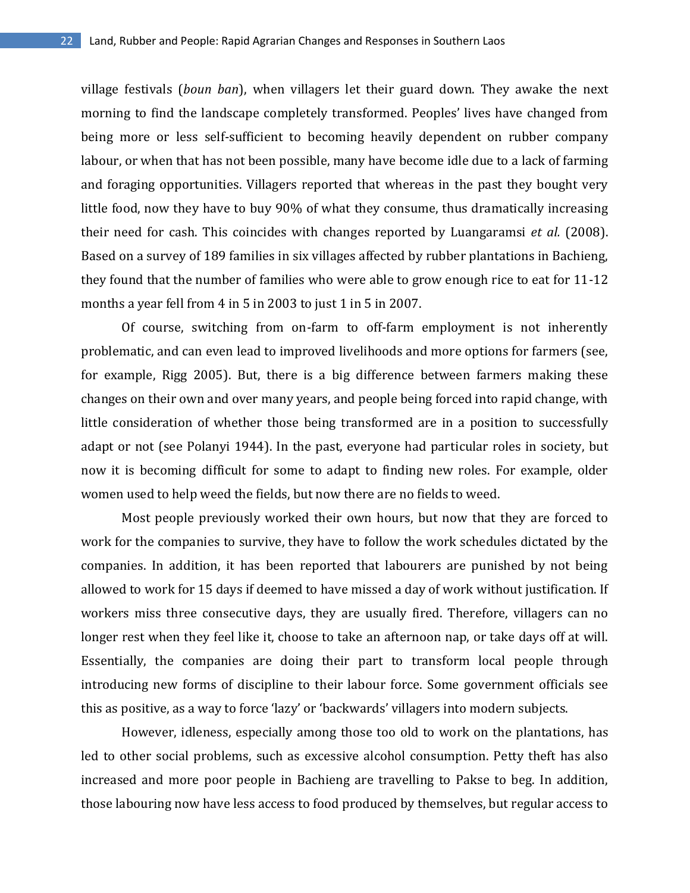village festivals (*boun ban*), when villagers let their guard down. They awake the next morning to find the landscape completely transformed. Peoples' lives have changed from being more or less self-sufficient to becoming heavily dependent on rubber company labour, or when that has not been possible, many have become idle due to a lack of farming and foraging opportunities. Villagers reported that whereas in the past they bought very little food, now they have to buy 90% of what they consume, thus dramatically increasing their need for cash. This coincides with changes reported by Luangaramsi *et al.* (2008). Based on a survey of 189 families in six villages affected by rubber plantations in Bachieng, they found that the number of families who were able to grow enough rice to eat for 11-12 months a year fell from 4 in 5 in 2003 to just 1 in 5 in 2007.

Of course, switching from on-farm to off-farm employment is not inherently problematic, and can even lead to improved livelihoods and more options for farmers (see, for example, Rigg 2005). But, there is a big difference between farmers making these changes on their own and over many years, and people being forced into rapid change, with little consideration of whether those being transformed are in a position to successfully adapt or not (see Polanyi 1944). In the past, everyone had particular roles in society, but now it is becoming difficult for some to adapt to finding new roles. For example, older women used to help weed the fields, but now there are no fields to weed.

Most people previously worked their own hours, but now that they are forced to work for the companies to survive, they have to follow the work schedules dictated by the companies. In addition, it has been reported that labourers are punished by not being allowed to work for 15 days if deemed to have missed a day of work without justification. If workers miss three consecutive days, they are usually fired. Therefore, villagers can no longer rest when they feel like it, choose to take an afternoon nap, or take days off at will. Essentially, the companies are doing their part to transform local people through introducing new forms of discipline to their labour force. Some government officials see this as positive, as a way to force 'lazy' or 'backwards' villagers into modern subjects.

However, idleness, especially among those too old to work on the plantations, has led to other social problems, such as excessive alcohol consumption. Petty theft has also increased and more poor people in Bachieng are travelling to Pakse to beg. In addition, those labouring now have less access to food produced by themselves, but regular access to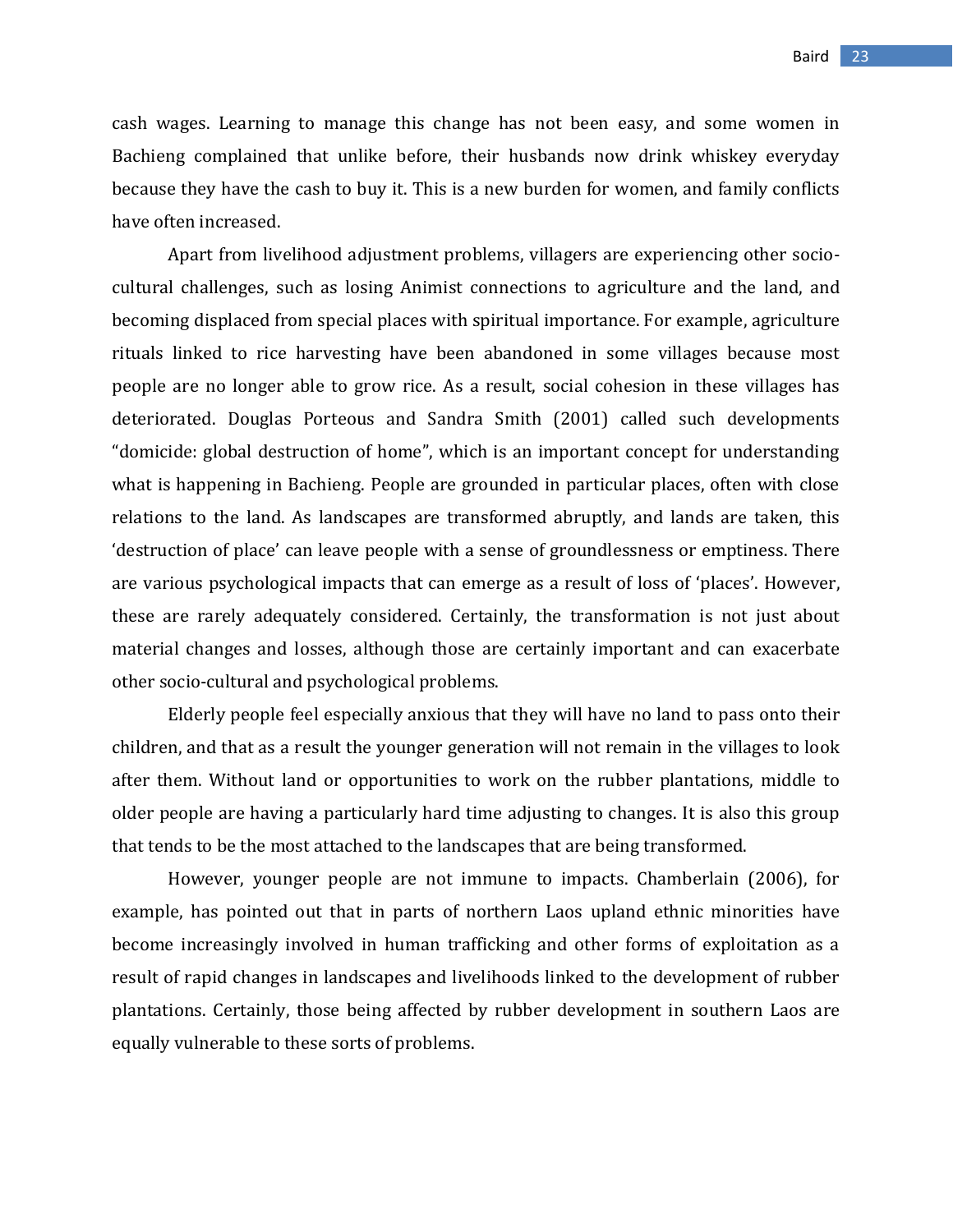cash wages. Learning to manage this change has not been easy, and some women in Bachieng complained that unlike before, their husbands now drink whiskey everyday because they have the cash to buy it. This is a new burden for women, and family conflicts have often increased.

Apart from livelihood adjustment problems, villagers are experiencing other socio-cultural challenges, such as losing Animist connections to agriculture and the land, and becoming displaced from special places with spiritual importance. For example, agriculture rituals linked to rice harvesting have been abandoned in some villages because most people are no longer able to grow rice. As a result, social cohesion in these villages has deteriorated. Douglas Porteous and Sandra Smith (2001) called such developments "domicide: global destruction of home", which is an important concept for understanding what is happening in Bachieng. People are grounded in particular places, often with close relations to the land. As landscapes are transformed abruptly, and lands are taken, this 'destruction of place' can leave people with a sense of groundlessness or emptiness. There are various psychological impacts that can emerge as a result of loss of 'places'. However, these are rarely adequately considered. Certainly, the transformation is not just about material changes and losses, although those are certainly important and can exacerbate other socio-cultural and psychological problems.

Elderly people feel especially anxious that they will have no land to pass onto their children, and that as a result the younger generation will not remain in the villages to look after them. Without land or opportunities to work on the rubber plantations, middle to older people are having a particularly hard time adjusting to changes. It is also this group that tends to be the most attached to the landscapes that are being transformed.

However, younger people are not immune to impacts. Chamberlain (2006), for example, has pointed out that in parts of northern Laos upland ethnic minorities have become increasingly involved in human trafficking and other forms of exploitation as a result of rapid changes in landscapes and livelihoods linked to the development of rubber plantations. Certainly, those being affected by rubber development in southern Laos are equally vulnerable to these sorts of problems.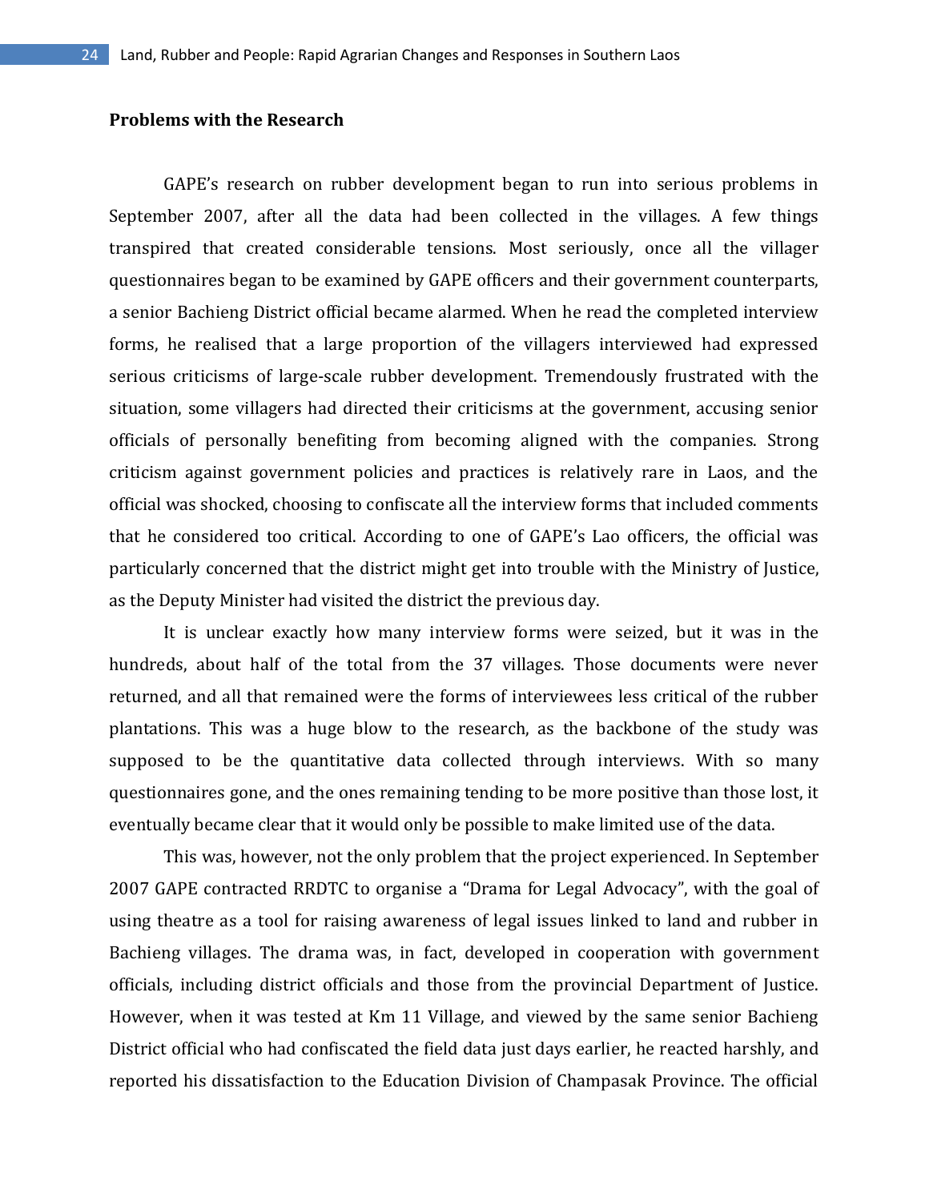**Problems with the Research**

GAPE's research on rubber development began to run into serious problems in September 2007, after all the data had been collected in the villages. A few things transpired that created considerable tensions. Most seriously, once all the villager questionnaires began to be examined by GAPE officers and their government counterparts, a senior Bachieng District official became alarmed. When he read the completed interview forms, he realised that a large proportion of the villagers interviewed had expressed serious criticisms of large-scale rubber development. Tremendously frustrated with the situation, some villagers had directed their criticisms at the government, accusing senior officials of personally benefiting from becoming aligned with the companies. Strong criticism against government policies and practices is relatively rare in Laos, and the official was shocked, choosing to confiscate all the interview forms that included comments that he considered too critical. According to one of GAPE's Lao officers, the official was particularly concerned that the district might get into trouble with the Ministry of Justice, as the Deputy Minister had visited the district the previous day.

It is unclear exactly how many interview forms were seized, but it was in the hundreds, about half of the total from the 37 villages. Those documents were never returned, and all that remained were the forms of interviewees less critical of the rubber plantations. This was a huge blow to the research, as the backbone of the study was supposed to be the quantitative data collected through interviews. With so many questionnaires gone, and the ones remaining tending to be more positive than those lost, it eventually became clear that it would only be possible to make limited use of the data.

This was, however, not the only problem that the project experienced. In September 2007 GAPE contracted RRDTC to organise a "Drama for Legal Advocacy", with the goal of using theatre as a tool for raising awareness of legal issues linked to land and rubber in Bachieng villages. The drama was, in fact, developed in cooperation with government officials, including district officials and those from the provincial Department of Justice. However, when it was tested at Km 11 Village, and viewed by the same senior Bachieng District official who had confiscated the field data just days earlier, he reacted harshly, and reported his dissatisfaction to the Education Division of Champasak Province. The official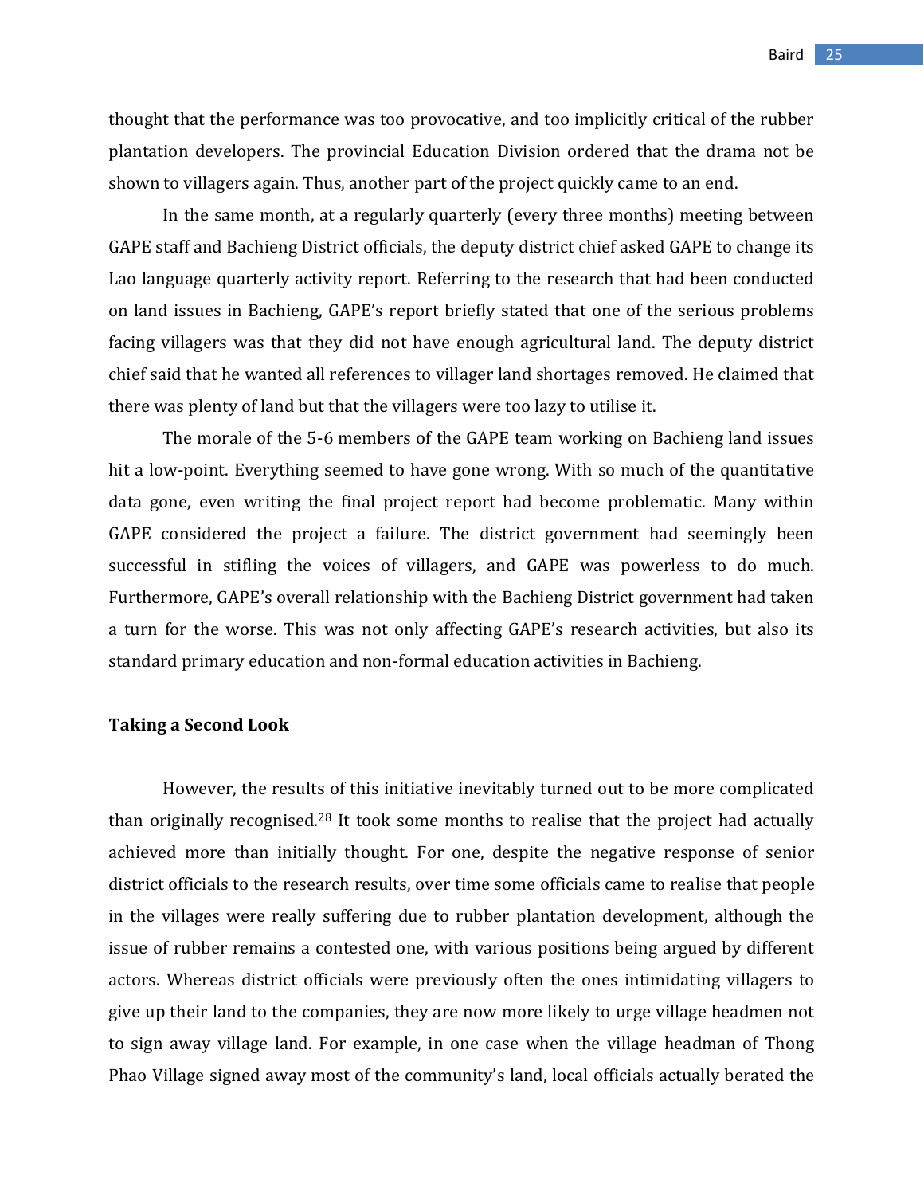thought that the performance was too provocative, and too implicitly critical of the rubber plantation developers. The provincial Education Division ordered that the drama not be shown to villagers again. Thus, another part of the project quickly came to an end.

In the same month, at a regularly quarterly (every three months) meeting between GAPE staff and Bachieng District officials, the deputy district chief asked GAPE to change its Lao language quarterly activity report. Referring to the research that had been conducted on land issues in Bachieng, GAPE's report briefly stated that one of the serious problems facing villagers was that they did not have enough agricultural land. The deputy district chief said that he wanted all references to villager land shortages removed. He claimed that there was plenty of land but that the villagers were too lazy to utilise it.

The morale of the 5-6 members of the GAPE team working on Bachieng land issues hit a low-point. Everything seemed to have gone wrong. With so much of the quantitative data gone, even writing the final project report had become problematic. Many within GAPE considered the project a failure. The district government had seemingly been successful in stifling the voices of villagers, and GAPE was powerless to do much. Furthermore, GAPE's overall relationship with the Bachieng District government had taken a turn for the worse. This was not only affecting GAPE's research activities, but also its standard primary education and non-formal education activities in Bachieng.

### Taking a Second Look

However, the results of this initiative inevitably turned out to be more complicated than originally recognised.[28] It took some months to realise that the project had actually achieved more than initially thought. For one, despite the negative response of senior district officials to the research results, over time some officials came to realise that people in the villages were really suffering due to rubber plantation development, although the issue of rubber remains a contested one, with various positions being argued by different actors. Whereas district officials were previously often the ones intimidating villagers to give up their land to the companies, they are now more likely to urge village headmen not to sign away village land. For example, in one case when the village headman of Thong Phao Village signed away most of the community's land, local officials actually berated the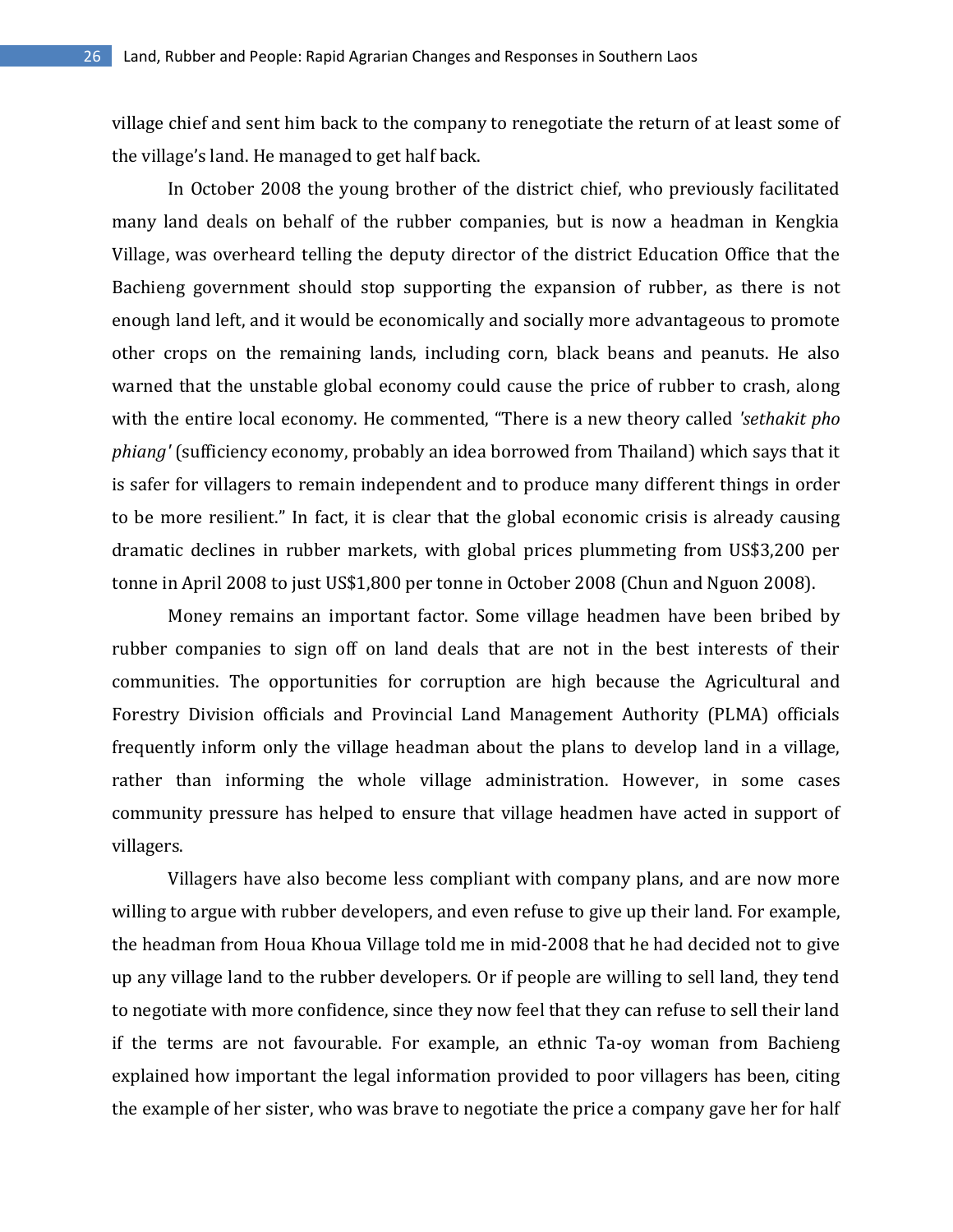village chief and sent him back to the company to renegotiate the return of at least some of the village's land. He managed to get half back.

In October 2008 the young brother of the district chief, who previously facilitated many land deals on behalf of the rubber companies, but is now a headman in Kengkia Village, was overheard telling the deputy director of the district Education Office that the Bachieng government should stop supporting the expansion of rubber, as there is not enough land left, and it would be economically and socially more advantageous to promote other crops on the remaining lands, including corn, black beans and peanuts. He also warned that the unstable global economy could cause the price of rubber to crash, along with the entire local economy. He commented, "There is a new theory called *'sethakit pho phiang'* (sufficiency economy, probably an idea borrowed from Thailand) which says that it is safer for villagers to remain independent and to produce many different things in order to be more resilient." In fact, it is clear that the global economic crisis is already causing dramatic declines in rubber markets, with global prices plummeting from US$3,200 per tonne in April 2008 to just US$1,800 per tonne in October 2008 (Chun and Nguon 2008).

Money remains an important factor. Some village headmen have been bribed by rubber companies to sign off on land deals that are not in the best interests of their communities. The opportunities for corruption are high because the Agricultural and Forestry Division officials and Provincial Land Management Authority (PLMA) officials frequently inform only the village headman about the plans to develop land in a village, rather than informing the whole village administration. However, in some cases community pressure has helped to ensure that village headmen have acted in support of villagers.

Villagers have also become less compliant with company plans, and are now more willing to argue with rubber developers, and even refuse to give up their land. For example, the headman from Houa Khoua Village told me in mid-2008 that he had decided not to give up any village land to the rubber developers. Or if people are willing to sell land, they tend to negotiate with more confidence, since they now feel that they can refuse to sell their land if the terms are not favourable. For example, an ethnic Ta-oy woman from Bachieng explained how important the legal information provided to poor villagers has been, citing the example of her sister, who was brave to negotiate the price a company gave her for half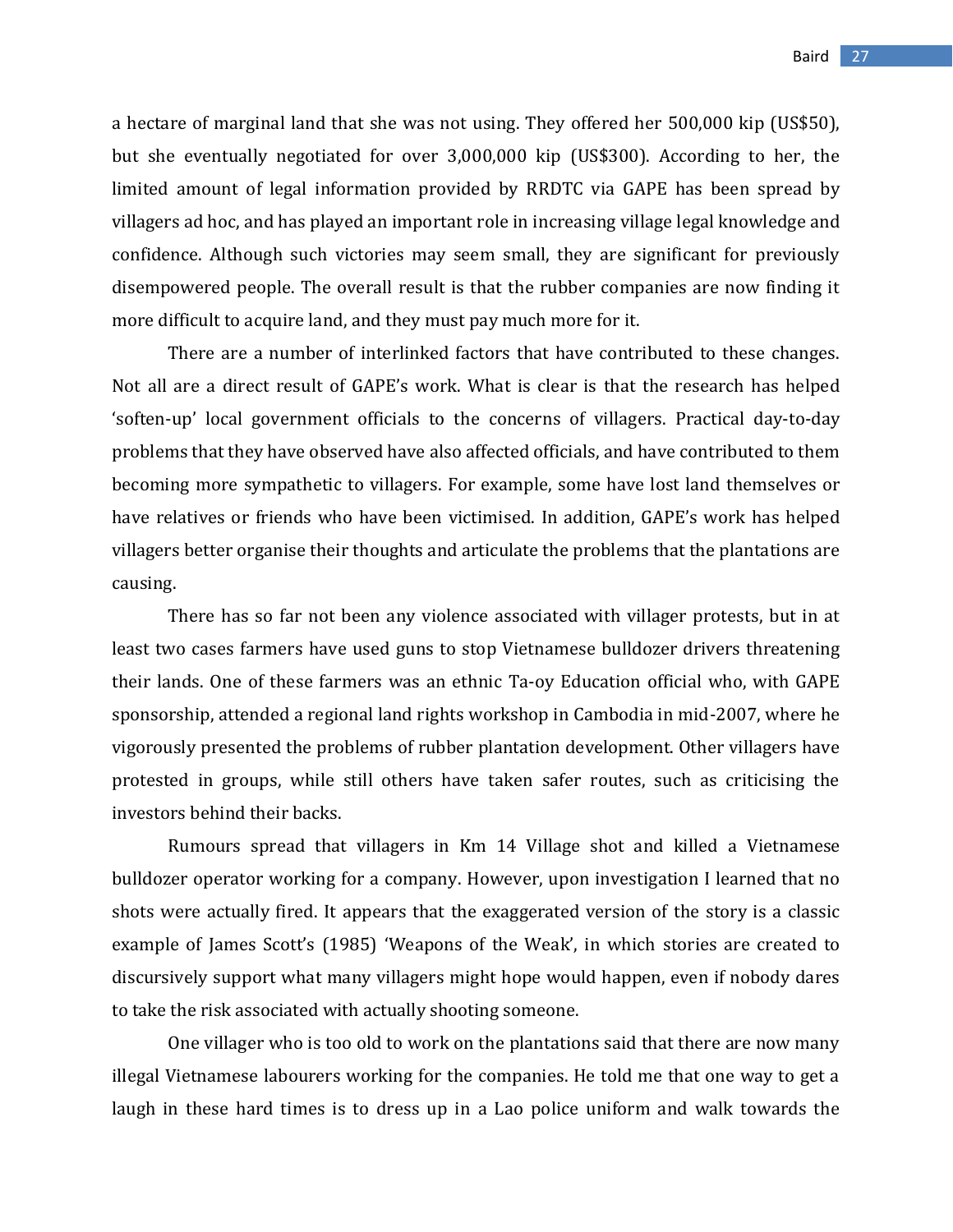a hectare of marginal land that she was not using. They offered her 500,000 kip (US$50), but she eventually negotiated for over 3,000,000 kip (US$300). According to her, the limited amount of legal information provided by RRDTC via GAPE has been spread by villagers ad hoc, and has played an important role in increasing village legal knowledge and confidence. Although such victories may seem small, they are significant for previously disempowered people. The overall result is that the rubber companies are now finding it more difficult to acquire land, and they must pay much more for it.

There are a number of interlinked factors that have contributed to these changes. Not all are a direct result of GAPE's work. What is clear is that the research has helped 'soften-up' local government officials to the concerns of villagers. Practical day-to-day problems that they have observed have also affected officials, and have contributed to them becoming more sympathetic to villagers. For example, some have lost land themselves or have relatives or friends who have been victimised. In addition, GAPE's work has helped villagers better organise their thoughts and articulate the problems that the plantations are causing.

There has so far not been any violence associated with villager protests, but in at least two cases farmers have used guns to stop Vietnamese bulldozer drivers threatening their lands. One of these farmers was an ethnic Ta-oy Education official who, with GAPE sponsorship, attended a regional land rights workshop in Cambodia in mid-2007, where he vigorously presented the problems of rubber plantation development. Other villagers have protested in groups, while still others have taken safer routes, such as criticising the investors behind their backs.

Rumours spread that villagers in Km 14 Village shot and killed a Vietnamese bulldozer operator working for a company. However, upon investigation I learned that no shots were actually fired. It appears that the exaggerated version of the story is a classic example of James Scott's (1985) 'Weapons of the Weak', in which stories are created to discursively support what many villagers might hope would happen, even if nobody dares to take the risk associated with actually shooting someone.

One villager who is too old to work on the plantations said that there are now many illegal Vietnamese labourers working for the companies. He told me that one way to get a laugh in these hard times is to dress up in a Lao police uniform and walk towards the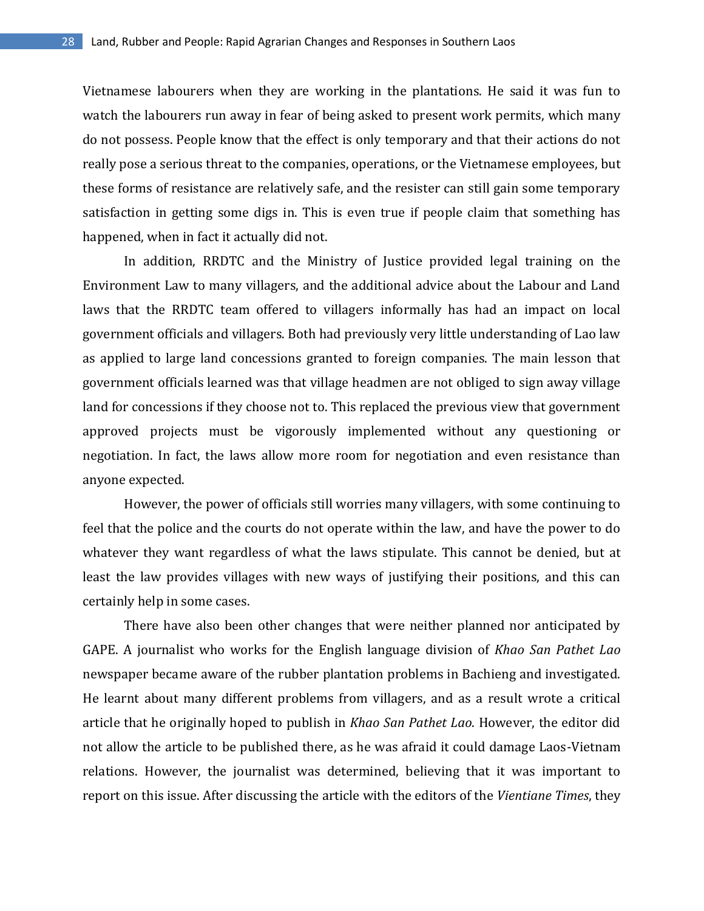Vietnamese labourers when they are working in the plantations. He said it was fun to watch the labourers run away in fear of being asked to present work permits, which many do not possess. People know that the effect is only temporary and that their actions do not really pose a serious threat to the companies, operations, or the Vietnamese employees, but these forms of resistance are relatively safe, and the resister can still gain some temporary satisfaction in getting some digs in. This is even true if people claim that something has happened, when in fact it actually did not.

In addition, RRDTC and the Ministry of Justice provided legal training on the Environment Law to many villagers, and the additional advice about the Labour and Land laws that the RRDTC team offered to villagers informally has had an impact on local government officials and villagers. Both had previously very little understanding of Lao law as applied to large land concessions granted to foreign companies. The main lesson that government officials learned was that village headmen are not obliged to sign away village land for concessions if they choose not to. This replaced the previous view that government approved projects must be vigorously implemented without any questioning or negotiation. In fact, the laws allow more room for negotiation and even resistance than anyone expected.

However, the power of officials still worries many villagers, with some continuing to feel that the police and the courts do not operate within the law, and have the power to do whatever they want regardless of what the laws stipulate. This cannot be denied, but at least the law provides villages with new ways of justifying their positions, and this can certainly help in some cases.

There have also been other changes that were neither planned nor anticipated by GAPE. A journalist who works for the English language division of *Khao San Pathet Lao* newspaper became aware of the rubber plantation problems in Bachieng and investigated. He learnt about many different problems from villagers, and as a result wrote a critical article that he originally hoped to publish in *Khao San Pathet Lao*. However, the editor did not allow the article to be published there, as he was afraid it could damage Laos-Vietnam relations. However, the journalist was determined, believing that it was important to report on this issue. After discussing the article with the editors of the *Vientiane Times*, they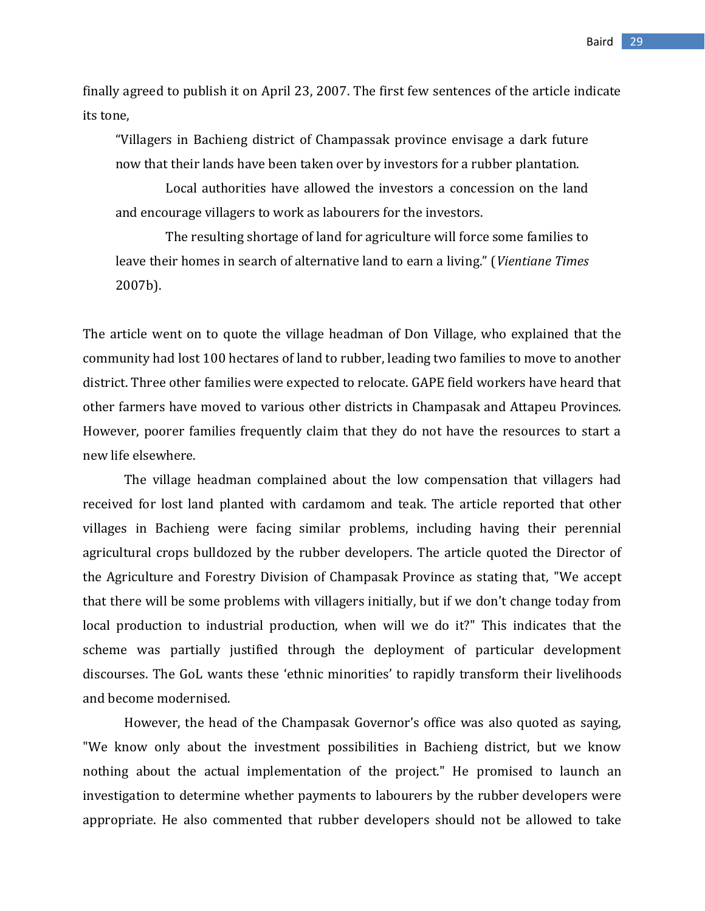finally agreed to publish it on April 23, 2007. The first few sentences of the article indicate its tone,

> "Villagers in Bachieng district of Champassak province envisage a dark future now that their lands have been taken over by investors for a rubber plantation.
>
> Local authorities have allowed the investors a concession on the land and encourage villagers to work as labourers for the investors.
>
> The resulting shortage of land for agriculture will force some families to leave their homes in search of alternative land to earn a living." (*Vientiane Times* 2007b).

The article went on to quote the village headman of Don Village, who explained that the community had lost 100 hectares of land to rubber, leading two families to move to another district. Three other families were expected to relocate. GAPE field workers have heard that other farmers have moved to various other districts in Champasak and Attapeu Provinces. However, poorer families frequently claim that they do not have the resources to start a new life elsewhere.

The village headman complained about the low compensation that villagers had received for lost land planted with cardamom and teak. The article reported that other villages in Bachieng were facing similar problems, including having their perennial agricultural crops bulldozed by the rubber developers. The article quoted the Director of the Agriculture and Forestry Division of Champasak Province as stating that, "We accept that there will be some problems with villagers initially, but if we don't change today from local production to industrial production, when will we do it?" This indicates that the scheme was partially justified through the deployment of particular development discourses. The GoL wants these 'ethnic minorities' to rapidly transform their livelihoods and become modernised.

However, the head of the Champasak Governor's office was also quoted as saying, "We know only about the investment possibilities in Bachieng district, but we know nothing about the actual implementation of the project." He promised to launch an investigation to determine whether payments to labourers by the rubber developers were appropriate. He also commented that rubber developers should not be allowed to take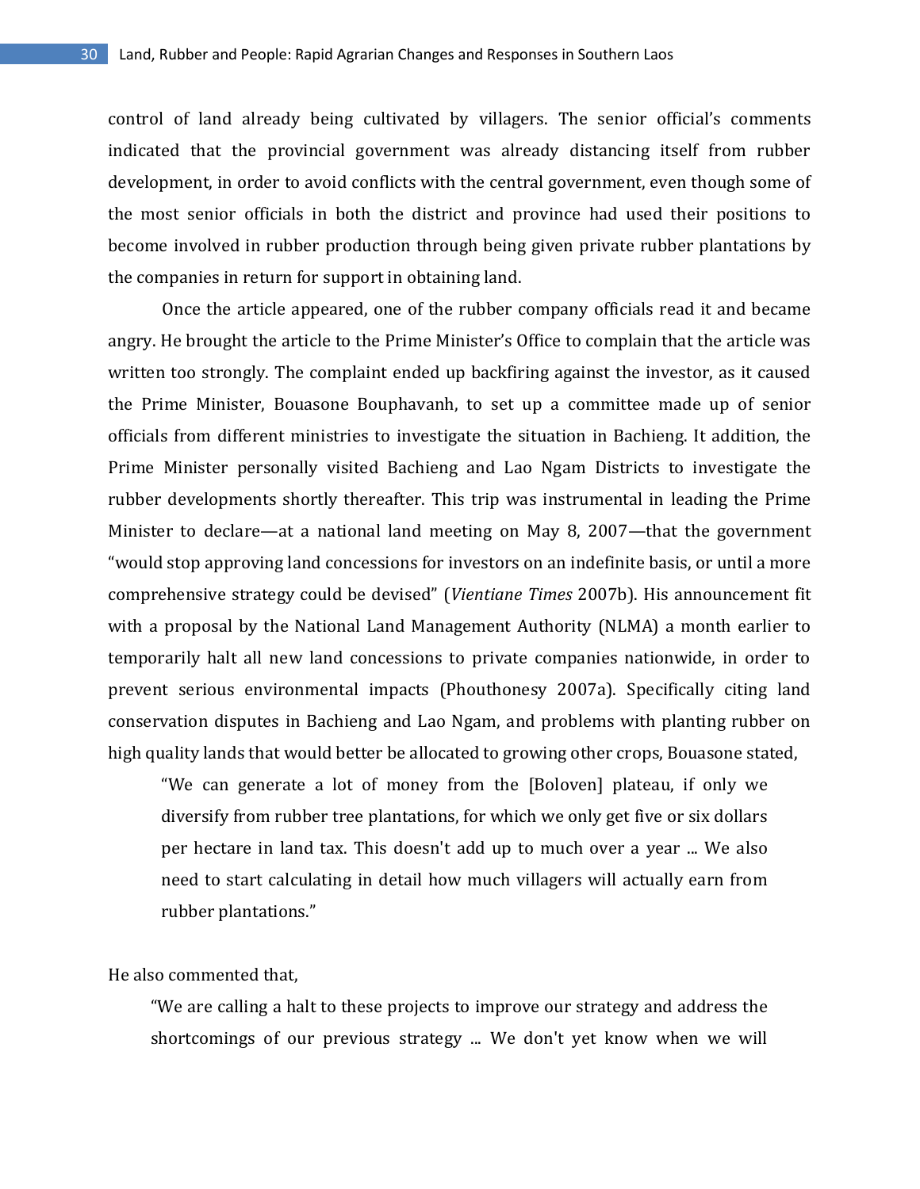control of land already being cultivated by villagers. The senior official's comments indicated that the provincial government was already distancing itself from rubber development, in order to avoid conflicts with the central government, even though some of the most senior officials in both the district and province had used their positions to become involved in rubber production through being given private rubber plantations by the companies in return for support in obtaining land.

Once the article appeared, one of the rubber company officials read it and became angry. He brought the article to the Prime Minister's Office to complain that the article was written too strongly. The complaint ended up backfiring against the investor, as it caused the Prime Minister, Bouasone Bouphavanh, to set up a committee made up of senior officials from different ministries to investigate the situation in Bachieng. It addition, the Prime Minister personally visited Bachieng and Lao Ngam Districts to investigate the rubber developments shortly thereafter. This trip was instrumental in leading the Prime Minister to declare—at a national land meeting on May 8, 2007—that the government "would stop approving land concessions for investors on an indefinite basis, or until a more comprehensive strategy could be devised" (*Vientiane Times* 2007b). His announcement fit with a proposal by the National Land Management Authority (NLMA) a month earlier to temporarily halt all new land concessions to private companies nationwide, in order to prevent serious environmental impacts (Phouthonesy 2007a). Specifically citing land conservation disputes in Bachieng and Lao Ngam, and problems with planting rubber on high quality lands that would better be allocated to growing other crops, Bouasone stated,

> "We can generate a lot of money from the [Boloven] plateau, if only we diversify from rubber tree plantations, for which we only get five or six dollars per hectare in land tax. This doesn't add up to much over a year ... We also need to start calculating in detail how much villagers will actually earn from rubber plantations."

He also commented that,

> "We are calling a halt to these projects to improve our strategy and address the shortcomings of our previous strategy ... We don't yet know when we will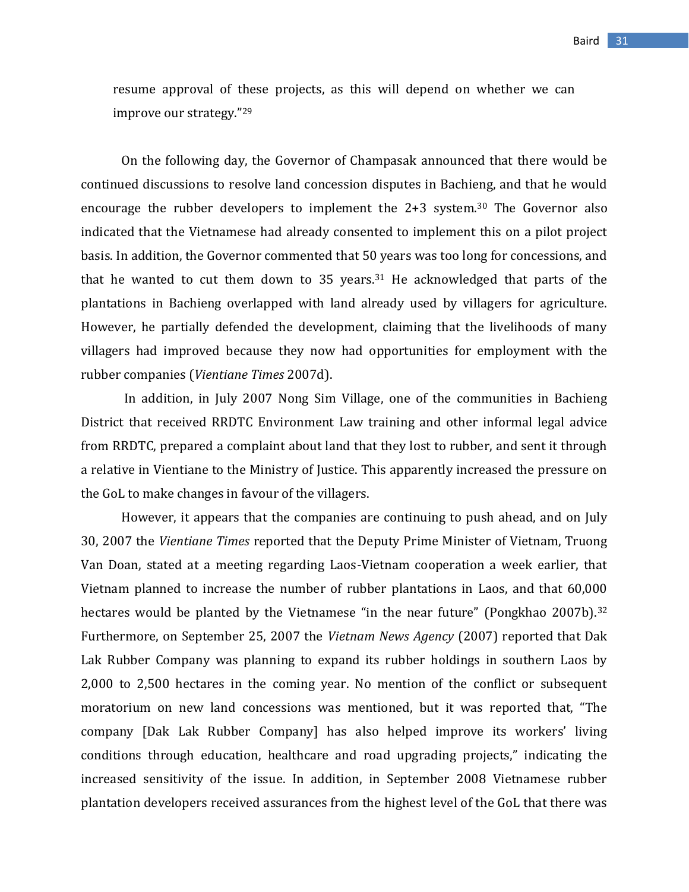resume approval of these projects, as this will depend on whether we can improve our strategy."[29]

On the following day, the Governor of Champasak announced that there would be continued discussions to resolve land concession disputes in Bachieng, and that he would encourage the rubber developers to implement the 2+3 system.[30] The Governor also indicated that the Vietnamese had already consented to implement this on a pilot project basis. In addition, the Governor commented that 50 years was too long for concessions, and that he wanted to cut them down to 35 years.[31] He acknowledged that parts of the plantations in Bachieng overlapped with land already used by villagers for agriculture. However, he partially defended the development, claiming that the livelihoods of many villagers had improved because they now had opportunities for employment with the rubber companies (*Vientiane Times* 2007d).

In addition, in July 2007 Nong Sim Village, one of the communities in Bachieng District that received RRDTC Environment Law training and other informal legal advice from RRDTC, prepared a complaint about land that they lost to rubber, and sent it through a relative in Vientiane to the Ministry of Justice. This apparently increased the pressure on the GoL to make changes in favour of the villagers.

However, it appears that the companies are continuing to push ahead, and on July 30, 2007 the *Vientiane Times* reported that the Deputy Prime Minister of Vietnam, Truong Van Doan, stated at a meeting regarding Laos-Vietnam cooperation a week earlier, that Vietnam planned to increase the number of rubber plantations in Laos, and that 60,000 hectares would be planted by the Vietnamese "in the near future" (Pongkhao 2007b).[32] Furthermore, on September 25, 2007 the *Vietnam News Agency* (2007) reported that Dak Lak Rubber Company was planning to expand its rubber holdings in southern Laos by 2,000 to 2,500 hectares in the coming year. No mention of the conflict or subsequent moratorium on new land concessions was mentioned, but it was reported that, "The company [Dak Lak Rubber Company] has also helped improve its workers' living conditions through education, healthcare and road upgrading projects," indicating the increased sensitivity of the issue. In addition, in September 2008 Vietnamese rubber plantation developers received assurances from the highest level of the GoL that there was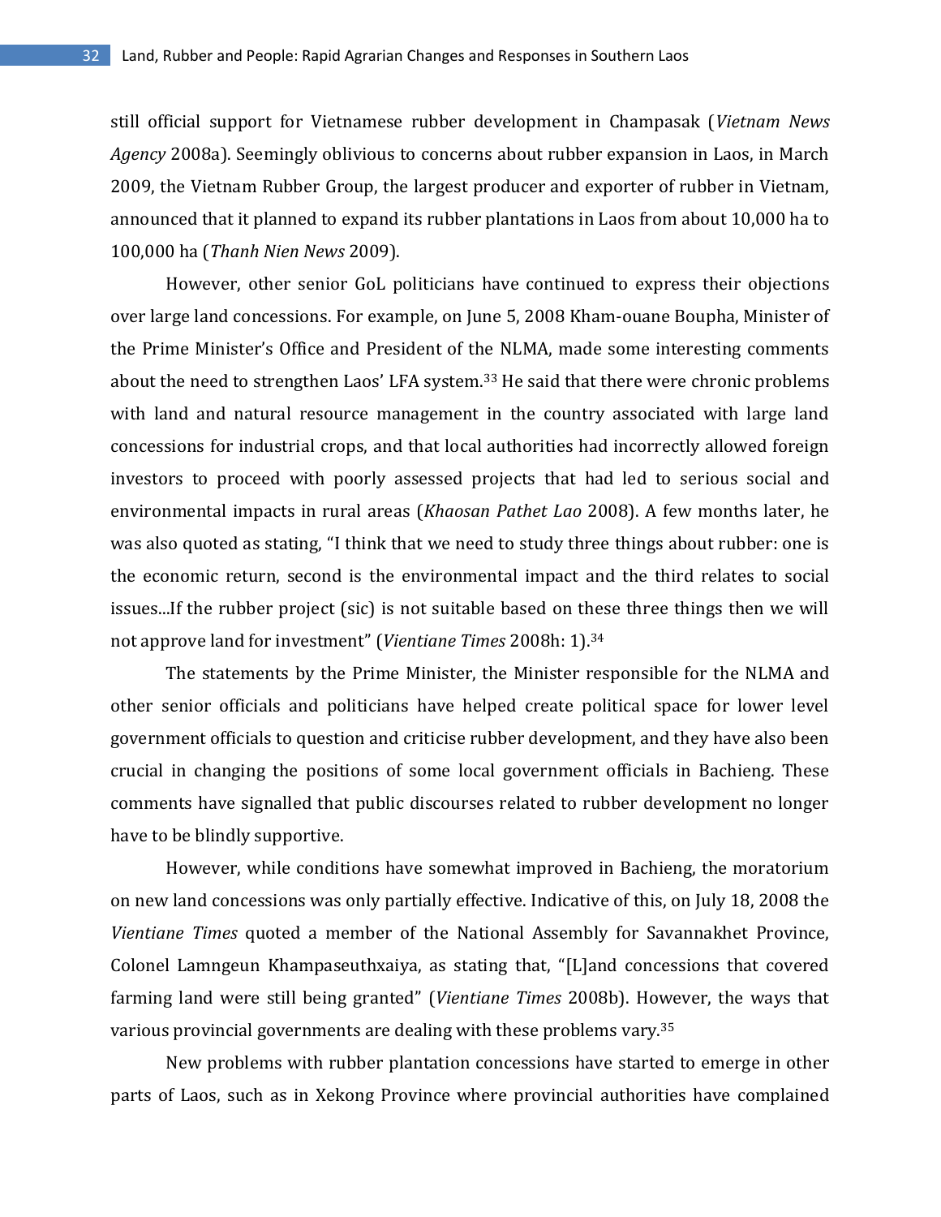still official support for Vietnamese rubber development in Champasak (*Vietnam News Agency* 2008a). Seemingly oblivious to concerns about rubber expansion in Laos, in March 2009, the Vietnam Rubber Group, the largest producer and exporter of rubber in Vietnam, announced that it planned to expand its rubber plantations in Laos from about 10,000 ha to 100,000 ha (*Thanh Nien News* 2009).

However, other senior GoL politicians have continued to express their objections over large land concessions. For example, on June 5, 2008 Kham-ouane Boupha, Minister of the Prime Minister's Office and President of the NLMA, made some interesting comments about the need to strengthen Laos' LFA system.[33] He said that there were chronic problems with land and natural resource management in the country associated with large land concessions for industrial crops, and that local authorities had incorrectly allowed foreign investors to proceed with poorly assessed projects that had led to serious social and environmental impacts in rural areas (*Khaosan Pathet Lao* 2008). A few months later, he was also quoted as stating, "I think that we need to study three things about rubber: one is the economic return, second is the environmental impact and the third relates to social issues...If the rubber project (sic) is not suitable based on these three things then we will not approve land for investment" (*Vientiane Times* 2008h: 1).[34]

The statements by the Prime Minister, the Minister responsible for the NLMA and other senior officials and politicians have helped create political space for lower level government officials to question and criticise rubber development, and they have also been crucial in changing the positions of some local government officials in Bachieng. These comments have signalled that public discourses related to rubber development no longer have to be blindly supportive.

However, while conditions have somewhat improved in Bachieng, the moratorium on new land concessions was only partially effective. Indicative of this, on July 18, 2008 the *Vientiane Times* quoted a member of the National Assembly for Savannakhet Province, Colonel Lamngeun Khampaseuthxaiya, as stating that, "[L]and concessions that covered farming land were still being granted" (*Vientiane Times* 2008b). However, the ways that various provincial governments are dealing with these problems vary.[35]

New problems with rubber plantation concessions have started to emerge in other parts of Laos, such as in Xekong Province where provincial authorities have complained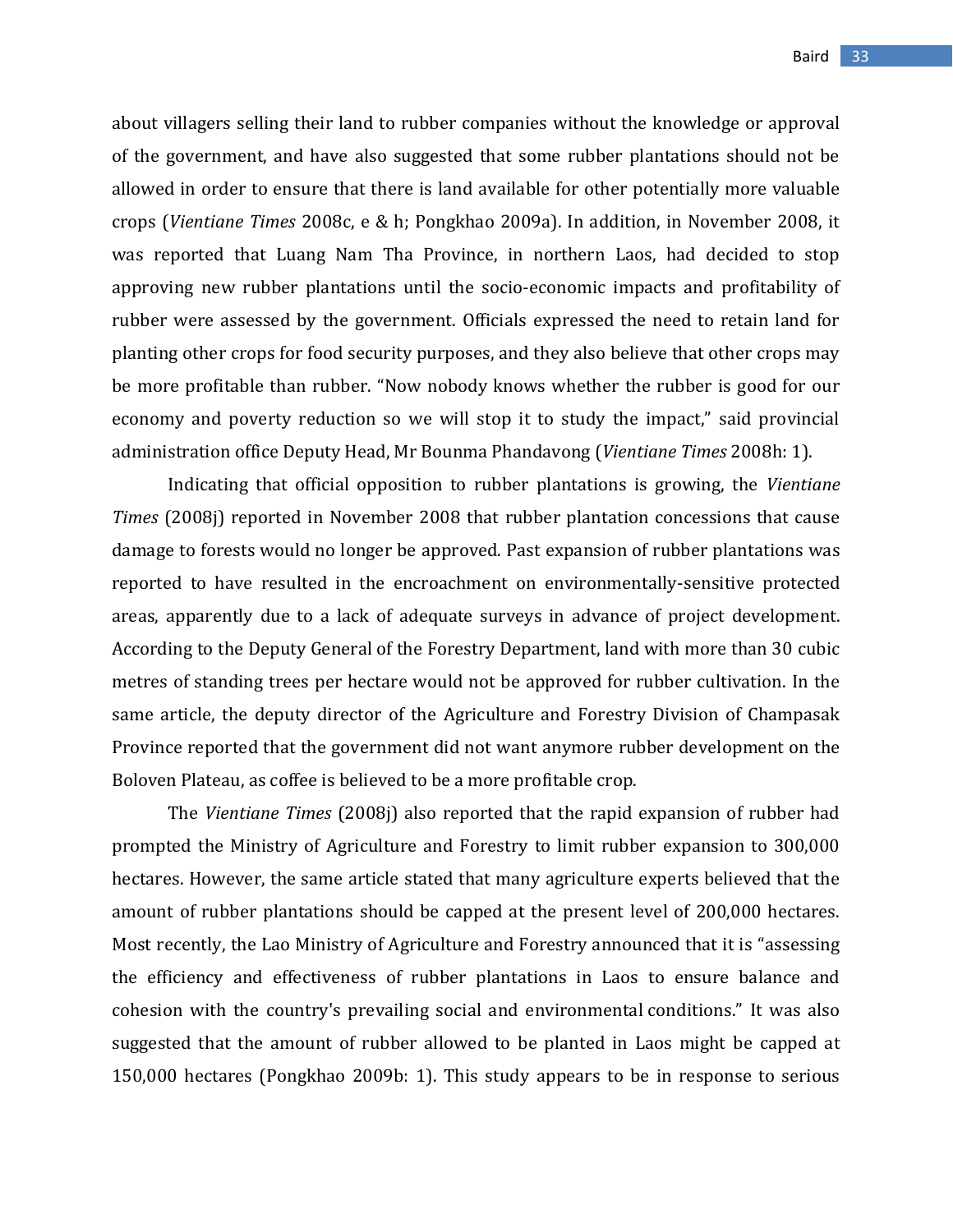about villagers selling their land to rubber companies without the knowledge or approval of the government, and have also suggested that some rubber plantations should not be allowed in order to ensure that there is land available for other potentially more valuable crops (*Vientiane Times* 2008c, e & h; Pongkhao 2009a). In addition, in November 2008, it was reported that Luang Nam Tha Province, in northern Laos, had decided to stop approving new rubber plantations until the socio-economic impacts and profitability of rubber were assessed by the government. Officials expressed the need to retain land for planting other crops for food security purposes, and they also believe that other crops may be more profitable than rubber. "Now nobody knows whether the rubber is good for our economy and poverty reduction so we will stop it to study the impact," said provincial administration office Deputy Head, Mr Bounma Phandavong (*Vientiane Times* 2008h: 1).

Indicating that official opposition to rubber plantations is growing, the *Vientiane Times* (2008j) reported in November 2008 that rubber plantation concessions that cause damage to forests would no longer be approved. Past expansion of rubber plantations was reported to have resulted in the encroachment on environmentally-sensitive protected areas, apparently due to a lack of adequate surveys in advance of project development. According to the Deputy General of the Forestry Department, land with more than 30 cubic metres of standing trees per hectare would not be approved for rubber cultivation. In the same article, the deputy director of the Agriculture and Forestry Division of Champasak Province reported that the government did not want anymore rubber development on the Boloven Plateau, as coffee is believed to be a more profitable crop.

The *Vientiane Times* (2008j) also reported that the rapid expansion of rubber had prompted the Ministry of Agriculture and Forestry to limit rubber expansion to 300,000 hectares. However, the same article stated that many agriculture experts believed that the amount of rubber plantations should be capped at the present level of 200,000 hectares. Most recently, the Lao Ministry of Agriculture and Forestry announced that it is "assessing the efficiency and effectiveness of rubber plantations in Laos to ensure balance and cohesion with the country's prevailing social and environmental conditions." It was also suggested that the amount of rubber allowed to be planted in Laos might be capped at 150,000 hectares (Pongkhao 2009b: 1). This study appears to be in response to serious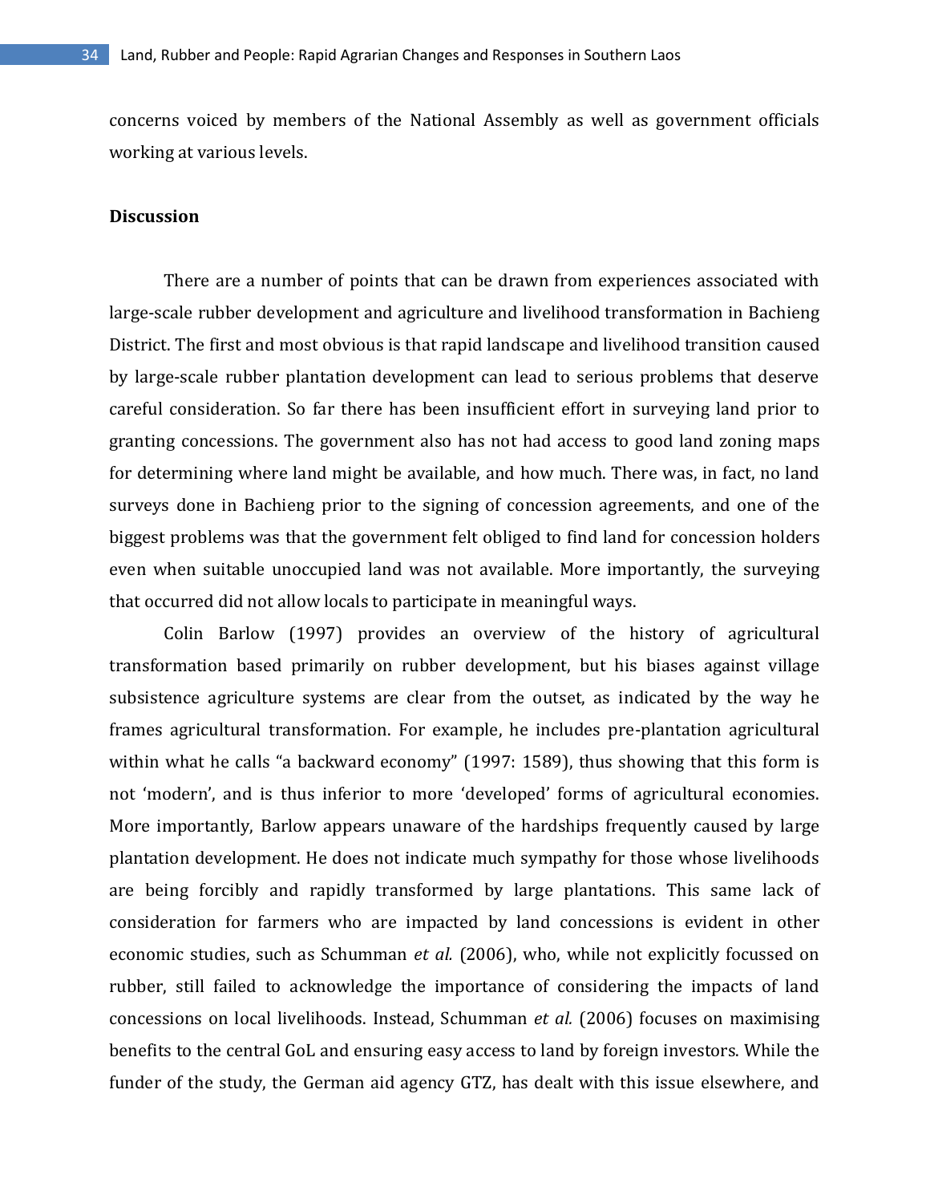concerns voiced by members of the National Assembly as well as government officials working at various levels.

## Discussion

There are a number of points that can be drawn from experiences associated with large-scale rubber development and agriculture and livelihood transformation in Bachieng District. The first and most obvious is that rapid landscape and livelihood transition caused by large-scale rubber plantation development can lead to serious problems that deserve careful consideration. So far there has been insufficient effort in surveying land prior to granting concessions. The government also has not had access to good land zoning maps for determining where land might be available, and how much. There was, in fact, no land surveys done in Bachieng prior to the signing of concession agreements, and one of the biggest problems was that the government felt obliged to find land for concession holders even when suitable unoccupied land was not available. More importantly, the surveying that occurred did not allow locals to participate in meaningful ways.

Colin Barlow (1997) provides an overview of the history of agricultural transformation based primarily on rubber development, but his biases against village subsistence agriculture systems are clear from the outset, as indicated by the way he frames agricultural transformation. For example, he includes pre-plantation agricultural within what he calls “a backward economy” (1997: 1589), thus showing that this form is not ‘modern’, and is thus inferior to more ‘developed’ forms of agricultural economies. More importantly, Barlow appears unaware of the hardships frequently caused by large plantation development. He does not indicate much sympathy for those whose livelihoods are being forcibly and rapidly transformed by large plantations. This same lack of consideration for farmers who are impacted by land concessions is evident in other economic studies, such as Schumman *et al.* (2006), who, while not explicitly focussed on rubber, still failed to acknowledge the importance of considering the impacts of land concessions on local livelihoods. Instead, Schumman *et al.* (2006) focuses on maximising benefits to the central GoL and ensuring easy access to land by foreign investors. While the funder of the study, the German aid agency GTZ, has dealt with this issue elsewhere, and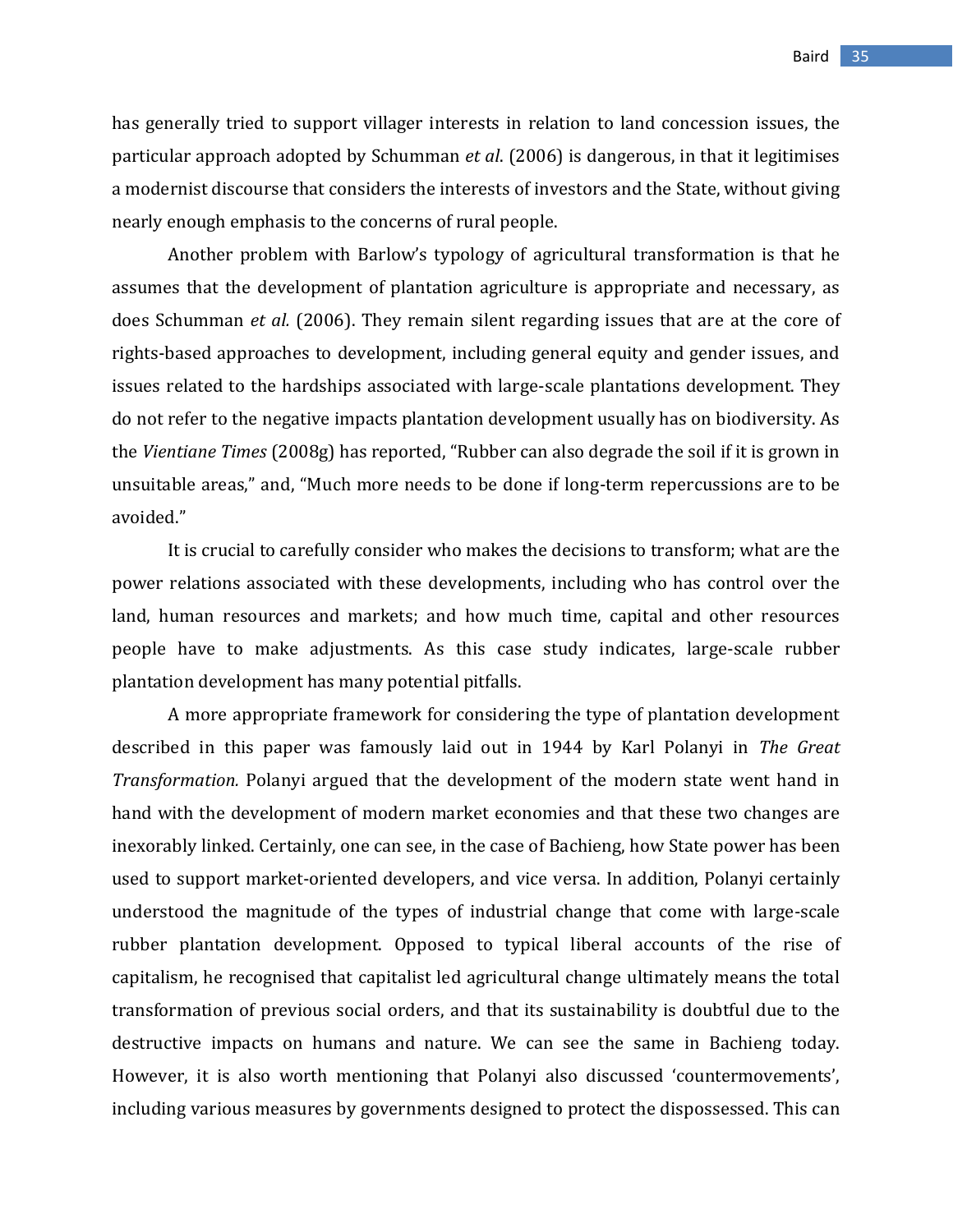has generally tried to support villager interests in relation to land concession issues, the particular approach adopted by Schumman *et al*. (2006) is dangerous, in that it legitimises a modernist discourse that considers the interests of investors and the State, without giving nearly enough emphasis to the concerns of rural people.

Another problem with Barlow's typology of agricultural transformation is that he assumes that the development of plantation agriculture is appropriate and necessary, as does Schumman *et al.* (2006). They remain silent regarding issues that are at the core of rights-based approaches to development, including general equity and gender issues, and issues related to the hardships associated with large-scale plantations development. They do not refer to the negative impacts plantation development usually has on biodiversity. As the *Vientiane Times* (2008g) has reported, "Rubber can also degrade the soil if it is grown in unsuitable areas," and, "Much more needs to be done if long-term repercussions are to be avoided."

It is crucial to carefully consider who makes the decisions to transform; what are the power relations associated with these developments, including who has control over the land, human resources and markets; and how much time, capital and other resources people have to make adjustments. As this case study indicates, large-scale rubber plantation development has many potential pitfalls.

A more appropriate framework for considering the type of plantation development described in this paper was famously laid out in 1944 by Karl Polanyi in *The Great Transformation.* Polanyi argued that the development of the modern state went hand in hand with the development of modern market economies and that these two changes are inexorably linked. Certainly, one can see, in the case of Bachieng, how State power has been used to support market-oriented developers, and vice versa. In addition, Polanyi certainly understood the magnitude of the types of industrial change that come with large-scale rubber plantation development. Opposed to typical liberal accounts of the rise of capitalism, he recognised that capitalist led agricultural change ultimately means the total transformation of previous social orders, and that its sustainability is doubtful due to the destructive impacts on humans and nature. We can see the same in Bachieng today. However, it is also worth mentioning that Polanyi also discussed 'countermovements', including various measures by governments designed to protect the dispossessed. This can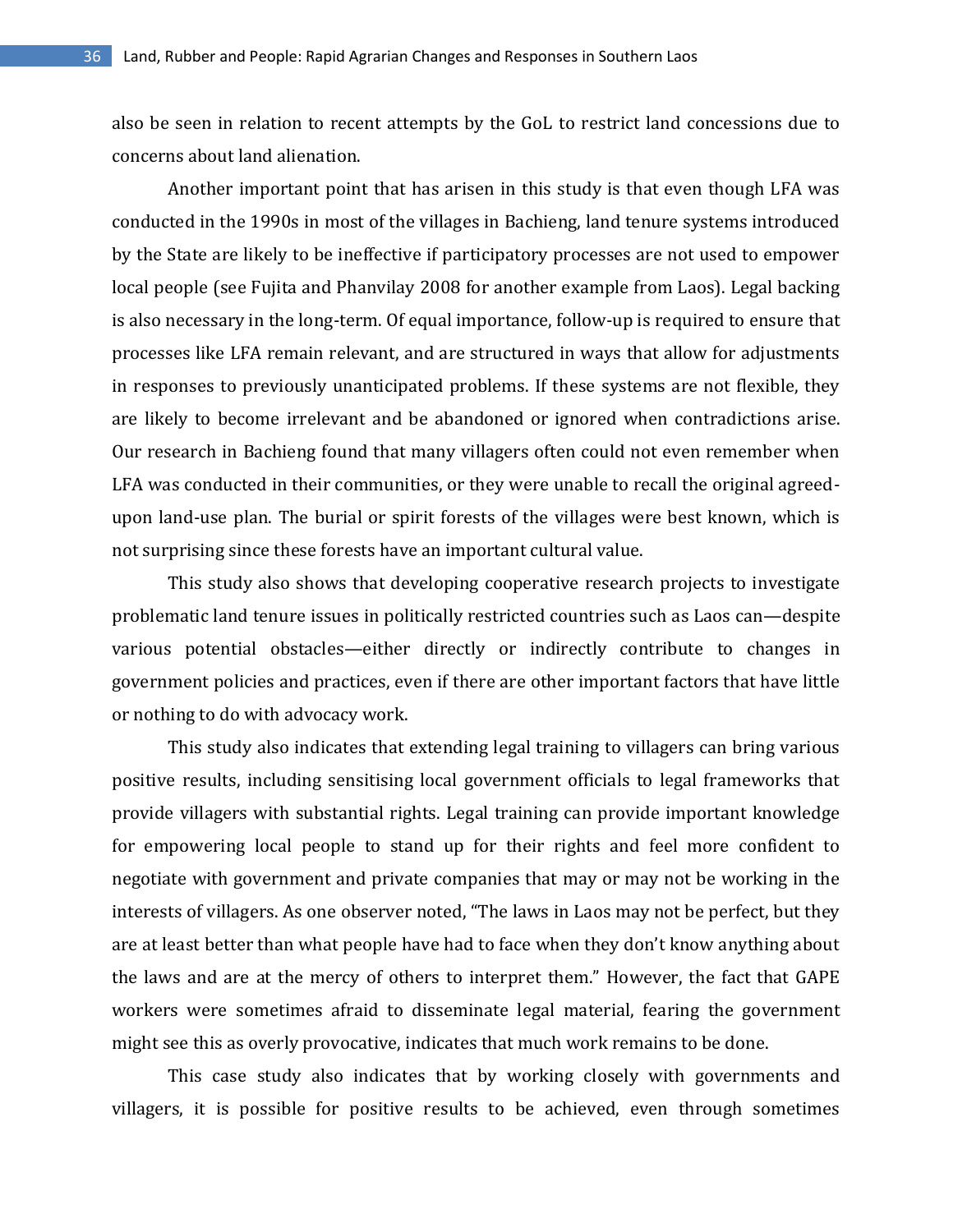also be seen in relation to recent attempts by the GoL to restrict land concessions due to concerns about land alienation.

Another important point that has arisen in this study is that even though LFA was conducted in the 1990s in most of the villages in Bachieng, land tenure systems introduced by the State are likely to be ineffective if participatory processes are not used to empower local people (see Fujita and Phanvilay 2008 for another example from Laos). Legal backing is also necessary in the long-term. Of equal importance, follow-up is required to ensure that processes like LFA remain relevant, and are structured in ways that allow for adjustments in responses to previously unanticipated problems. If these systems are not flexible, they are likely to become irrelevant and be abandoned or ignored when contradictions arise. Our research in Bachieng found that many villagers often could not even remember when LFA was conducted in their communities, or they were unable to recall the original agreed-upon land-use plan. The burial or spirit forests of the villages were best known, which is not surprising since these forests have an important cultural value.

This study also shows that developing cooperative research projects to investigate problematic land tenure issues in politically restricted countries such as Laos can—despite various potential obstacles—either directly or indirectly contribute to changes in government policies and practices, even if there are other important factors that have little or nothing to do with advocacy work.

This study also indicates that extending legal training to villagers can bring various positive results, including sensitising local government officials to legal frameworks that provide villagers with substantial rights. Legal training can provide important knowledge for empowering local people to stand up for their rights and feel more confident to negotiate with government and private companies that may or may not be working in the interests of villagers. As one observer noted, "The laws in Laos may not be perfect, but they are at least better than what people have had to face when they don't know anything about the laws and are at the mercy of others to interpret them." However, the fact that GAPE workers were sometimes afraid to disseminate legal material, fearing the government might see this as overly provocative, indicates that much work remains to be done.

This case study also indicates that by working closely with governments and villagers, it is possible for positive results to be achieved, even through sometimes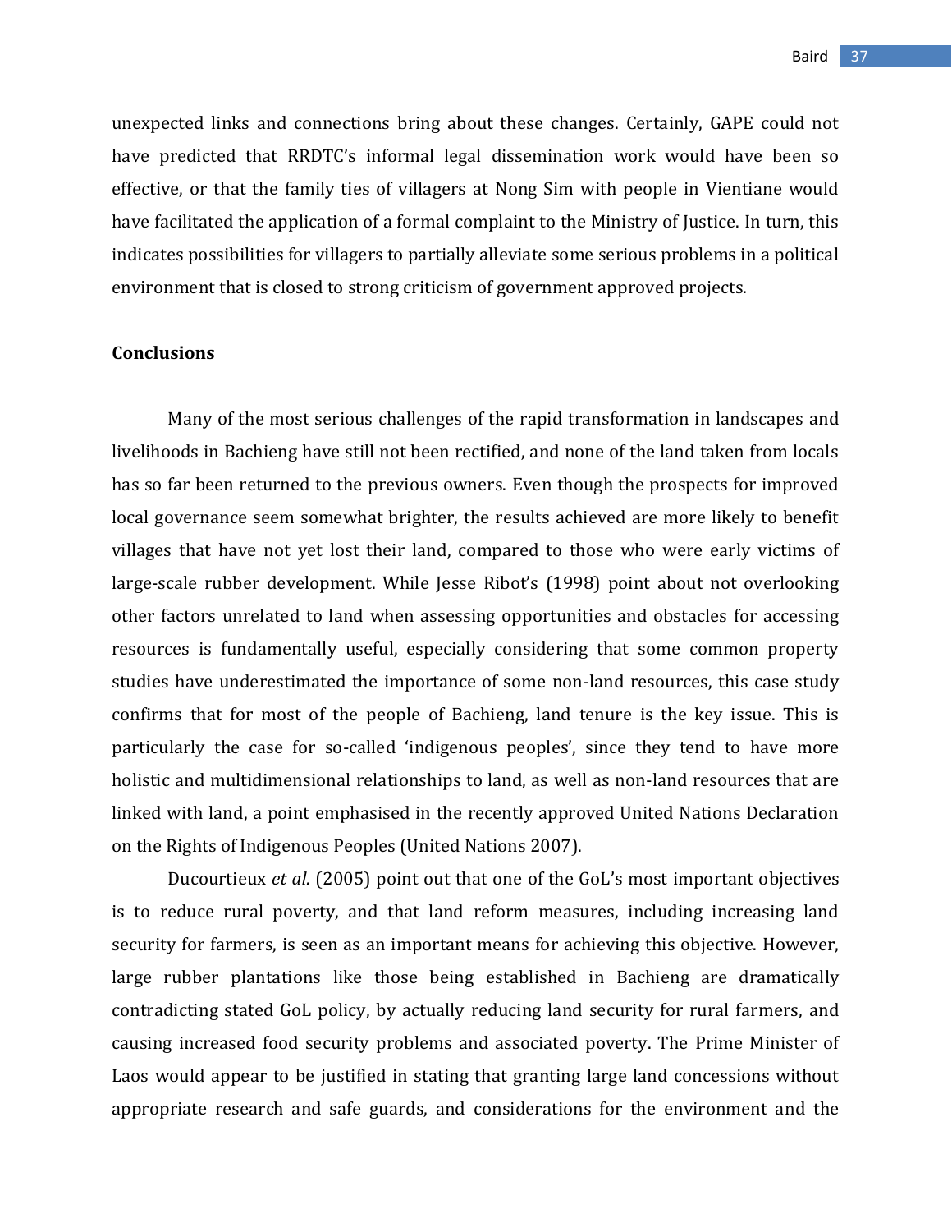unexpected links and connections bring about these changes. Certainly, GAPE could not have predicted that RRDTC's informal legal dissemination work would have been so effective, or that the family ties of villagers at Nong Sim with people in Vientiane would have facilitated the application of a formal complaint to the Ministry of Justice. In turn, this indicates possibilities for villagers to partially alleviate some serious problems in a political environment that is closed to strong criticism of government approved projects.

**Conclusions**

Many of the most serious challenges of the rapid transformation in landscapes and livelihoods in Bachieng have still not been rectified, and none of the land taken from locals has so far been returned to the previous owners. Even though the prospects for improved local governance seem somewhat brighter, the results achieved are more likely to benefit villages that have not yet lost their land, compared to those who were early victims of large-scale rubber development. While Jesse Ribot's (1998) point about not overlooking other factors unrelated to land when assessing opportunities and obstacles for accessing resources is fundamentally useful, especially considering that some common property studies have underestimated the importance of some non-land resources, this case study confirms that for most of the people of Bachieng, land tenure is the key issue. This is particularly the case for so-called 'indigenous peoples', since they tend to have more holistic and multidimensional relationships to land, as well as non-land resources that are linked with land, a point emphasised in the recently approved United Nations Declaration on the Rights of Indigenous Peoples (United Nations 2007).

Ducourtieux *et al.* (2005) point out that one of the GoL's most important objectives is to reduce rural poverty, and that land reform measures, including increasing land security for farmers, is seen as an important means for achieving this objective. However, large rubber plantations like those being established in Bachieng are dramatically contradicting stated GoL policy, by actually reducing land security for rural farmers, and causing increased food security problems and associated poverty. The Prime Minister of Laos would appear to be justified in stating that granting large land concessions without appropriate research and safe guards, and considerations for the environment and the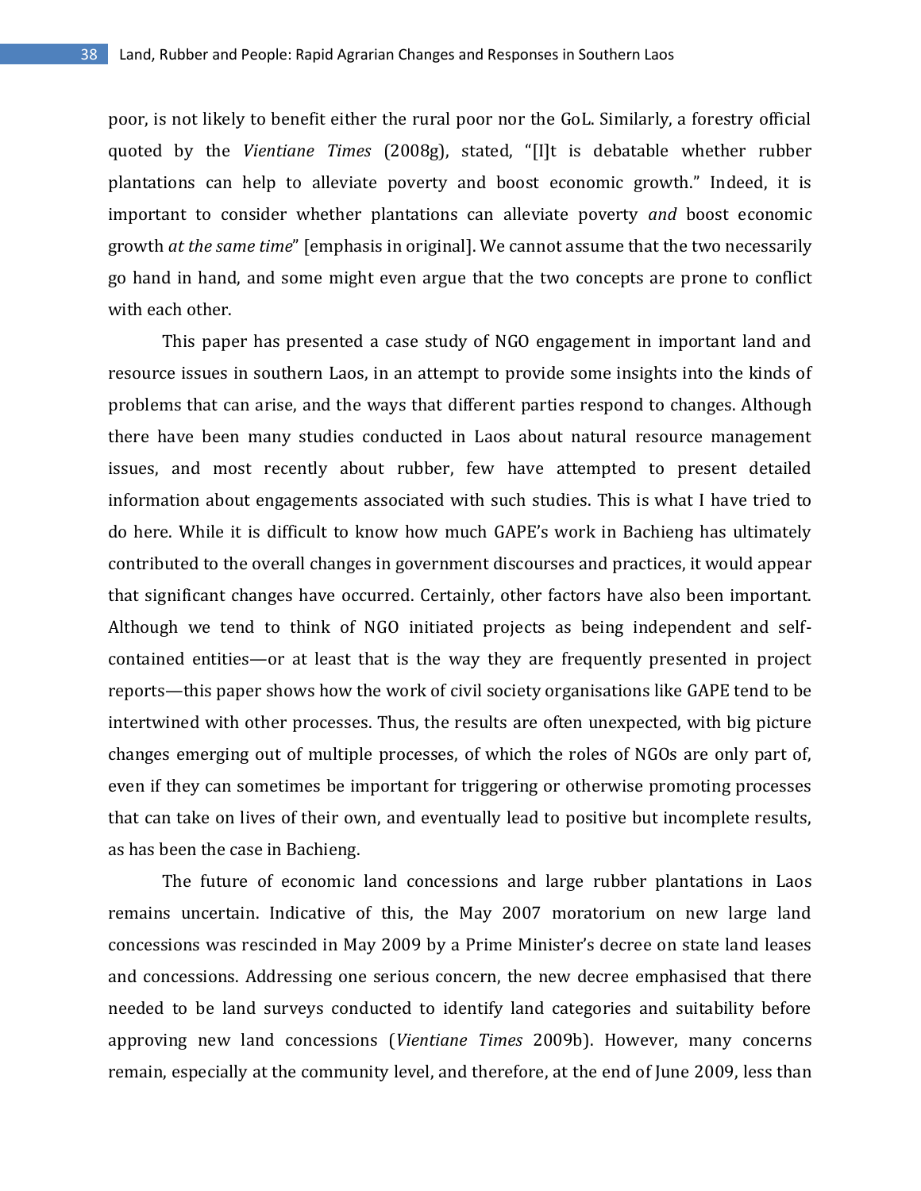poor, is not likely to benefit either the rural poor nor the GoL. Similarly, a forestry official quoted by the *Vientiane Times* (2008g), stated, "[I]t is debatable whether rubber plantations can help to alleviate poverty and boost economic growth." Indeed, it is important to consider whether plantations can alleviate poverty *and* boost economic growth *at the same time*" [emphasis in original]. We cannot assume that the two necessarily go hand in hand, and some might even argue that the two concepts are prone to conflict with each other.

This paper has presented a case study of NGO engagement in important land and resource issues in southern Laos, in an attempt to provide some insights into the kinds of problems that can arise, and the ways that different parties respond to changes. Although there have been many studies conducted in Laos about natural resource management issues, and most recently about rubber, few have attempted to present detailed information about engagements associated with such studies. This is what I have tried to do here. While it is difficult to know how much GAPE's work in Bachieng has ultimately contributed to the overall changes in government discourses and practices, it would appear that significant changes have occurred. Certainly, other factors have also been important. Although we tend to think of NGO initiated projects as being independent and self-contained entities—or at least that is the way they are frequently presented in project reports—this paper shows how the work of civil society organisations like GAPE tend to be intertwined with other processes. Thus, the results are often unexpected, with big picture changes emerging out of multiple processes, of which the roles of NGOs are only part of, even if they can sometimes be important for triggering or otherwise promoting processes that can take on lives of their own, and eventually lead to positive but incomplete results, as has been the case in Bachieng.

The future of economic land concessions and large rubber plantations in Laos remains uncertain. Indicative of this, the May 2007 moratorium on new large land concessions was rescinded in May 2009 by a Prime Minister's decree on state land leases and concessions. Addressing one serious concern, the new decree emphasised that there needed to be land surveys conducted to identify land categories and suitability before approving new land concessions (*Vientiane Times* 2009b). However, many concerns remain, especially at the community level, and therefore, at the end of June 2009, less than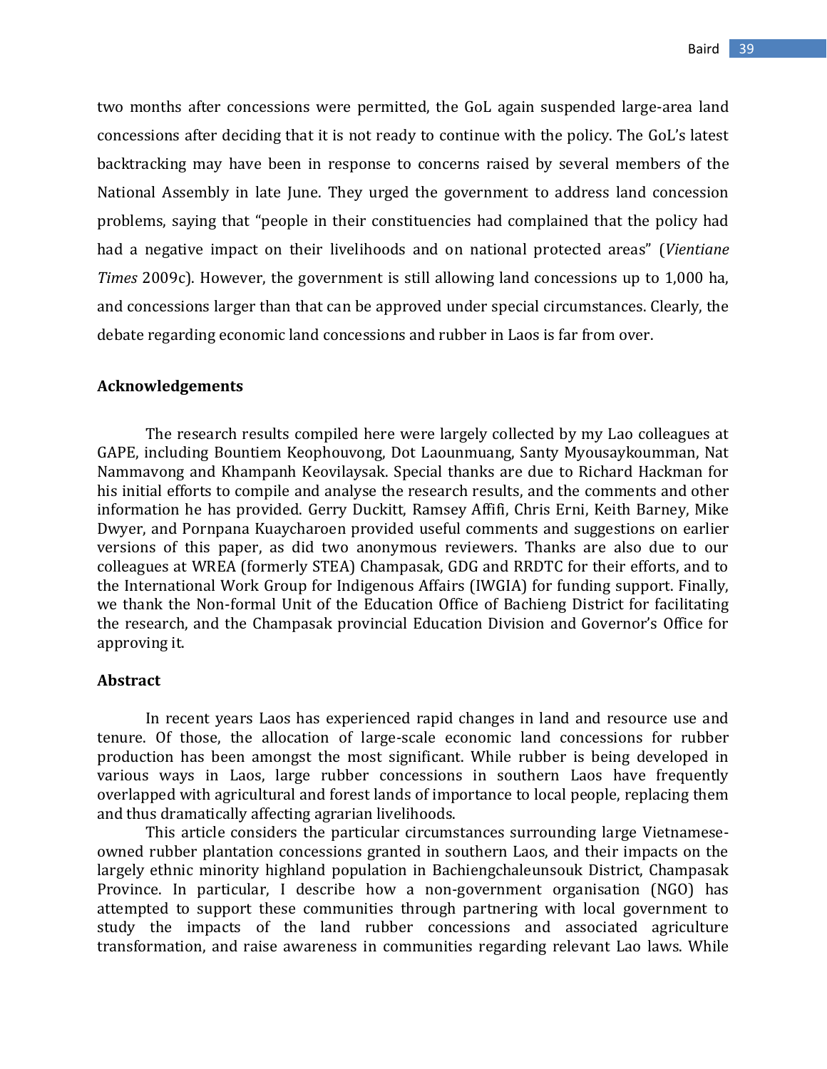two months after concessions were permitted, the GoL again suspended large-area land concessions after deciding that it is not ready to continue with the policy. The GoL's latest backtracking may have been in response to concerns raised by several members of the National Assembly in late June. They urged the government to address land concession problems, saying that "people in their constituencies had complained that the policy had had a negative impact on their livelihoods and on national protected areas" (*Vientiane Times* 2009c). However, the government is still allowing land concessions up to 1,000 ha, and concessions larger than that can be approved under special circumstances. Clearly, the debate regarding economic land concessions and rubber in Laos is far from over.

## Acknowledgements

The research results compiled here were largely collected by my Lao colleagues at GAPE, including Bountiem Keophouvong, Dot Laounmuang, Santy Myousaykoumman, Nat Nammavong and Khampanh Keovilaysak. Special thanks are due to Richard Hackman for his initial efforts to compile and analyse the research results, and the comments and other information he has provided. Gerry Duckitt, Ramsey Affifi, Chris Erni, Keith Barney, Mike Dwyer, and Pornpana Kuaycharoen provided useful comments and suggestions on earlier versions of this paper, as did two anonymous reviewers. Thanks are also due to our colleagues at WREA (formerly STEA) Champasak, GDG and RRDTC for their efforts, and to the International Work Group for Indigenous Affairs (IWGIA) for funding support. Finally, we thank the Non-formal Unit of the Education Office of Bachieng District for facilitating the research, and the Champasak provincial Education Division and Governor's Office for approving it.

## Abstract

In recent years Laos has experienced rapid changes in land and resource use and tenure. Of those, the allocation of large-scale economic land concessions for rubber production has been amongst the most significant. While rubber is being developed in various ways in Laos, large rubber concessions in southern Laos have frequently overlapped with agricultural and forest lands of importance to local people, replacing them and thus dramatically affecting agrarian livelihoods.

This article considers the particular circumstances surrounding large Vietnamese-owned rubber plantation concessions granted in southern Laos, and their impacts on the largely ethnic minority highland population in Bachiengchaleunsouk District, Champasak Province. In particular, I describe how a non-government organisation (NGO) has attempted to support these communities through partnering with local government to study the impacts of the land rubber concessions and associated agriculture transformation, and raise awareness in communities regarding relevant Lao laws. While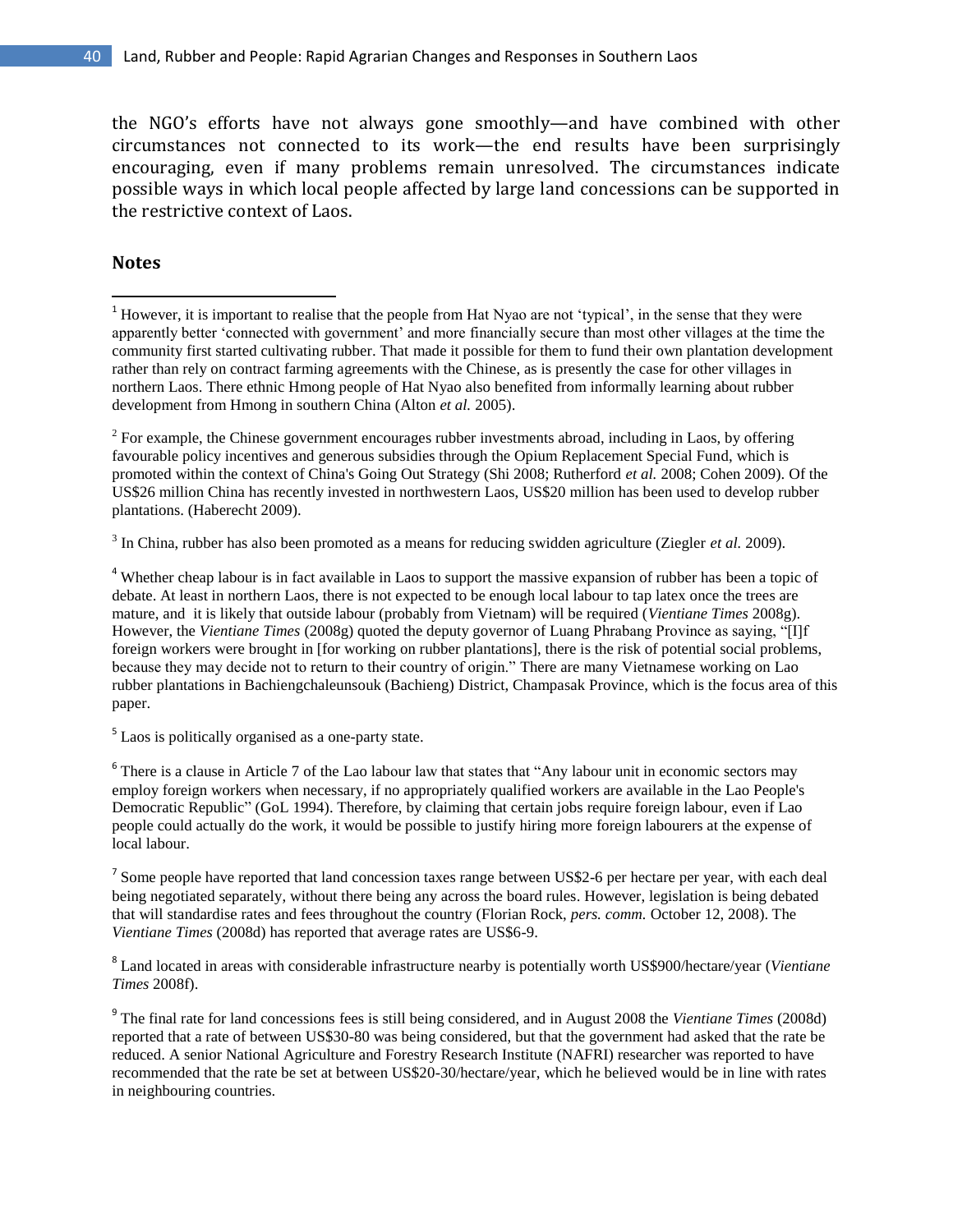the NGO's efforts have not always gone smoothly—and have combined with other circumstances not connected to its work—the end results have been surprisingly encouraging, even if many problems remain unresolved. The circumstances indicate possible ways in which local people affected by large land concessions can be supported in the restrictive context of Laos.

## Notes

[1] However, it is important to realise that the people from Hat Nyao are not 'typical', in the sense that they were apparently better 'connected with government' and more financially secure than most other villages at the time the community first started cultivating rubber. That made it possible for them to fund their own plantation development rather than rely on contract farming agreements with the Chinese, as is presently the case for other villages in northern Laos. There ethnic Hmong people of Hat Nyao also benefited from informally learning about rubber development from Hmong in southern China (Alton *et al.* 2005).

[2] For example, the Chinese government encourages rubber investments abroad, including in Laos, by offering favourable policy incentives and generous subsidies through the Opium Replacement Special Fund, which is promoted within the context of China's Going Out Strategy (Shi 2008; Rutherford *et al.* 2008; Cohen 2009). Of the US$26 million China has recently invested in northwestern Laos, US$20 million has been used to develop rubber plantations. (Haberecht 2009).

[3] In China, rubber has also been promoted as a means for reducing swidden agriculture (Ziegler *et al.* 2009).

[4] Whether cheap labour is in fact available in Laos to support the massive expansion of rubber has been a topic of debate. At least in northern Laos, there is not expected to be enough local labour to tap latex once the trees are mature, and it is likely that outside labour (probably from Vietnam) will be required (*Vientiane Times* 2008g). However, the *Vientiane Times* (2008g) quoted the deputy governor of Luang Phrabang Province as saying, "[I]f foreign workers were brought in [for working on rubber plantations], there is the risk of potential social problems, because they may decide not to return to their country of origin." There are many Vietnamese working on Lao rubber plantations in Bachiengchaleunsouk (Bachieng) District, Champasak Province, which is the focus area of this paper.

[5] Laos is politically organised as a one-party state.

[6] There is a clause in Article 7 of the Lao labour law that states that "Any labour unit in economic sectors may employ foreign workers when necessary, if no appropriately qualified workers are available in the Lao People's Democratic Republic" (GoL 1994). Therefore, by claiming that certain jobs require foreign labour, even if Lao people could actually do the work, it would be possible to justify hiring more foreign labourers at the expense of local labour.

[7] Some people have reported that land concession taxes range between US$2-6 per hectare per year, with each deal being negotiated separately, without there being any across the board rules. However, legislation is being debated that will standardise rates and fees throughout the country (Florian Rock, *pers. comm.* October 12, 2008). The *Vientiane Times* (2008d) has reported that average rates are US$6-9.

[8] Land located in areas with considerable infrastructure nearby is potentially worth US$900/hectare/year (*Vientiane Times* 2008f).

[9] The final rate for land concessions fees is still being considered, and in August 2008 the *Vientiane Times* (2008d) reported that a rate of between US$30-80 was being considered, but that the government had asked that the rate be reduced. A senior National Agriculture and Forestry Research Institute (NAFRI) researcher was reported to have recommended that the rate be set at between US$20-30/hectare/year, which he believed would be in line with rates in neighbouring countries.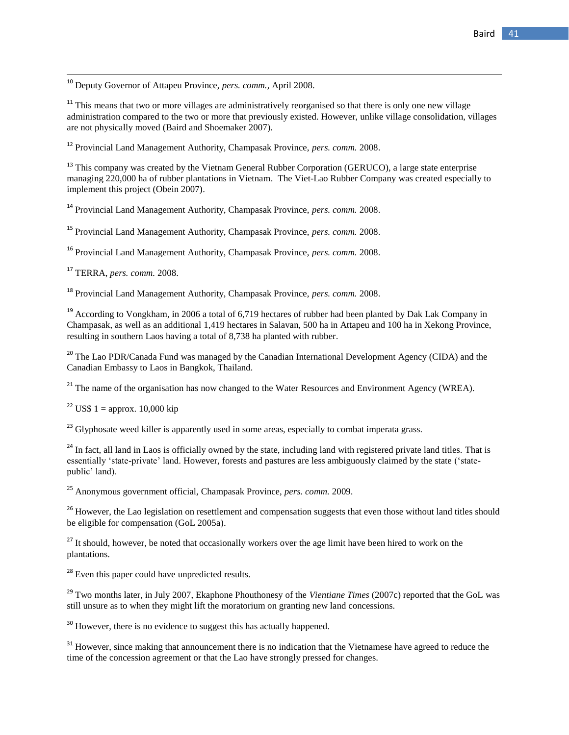[10] Deputy Governor of Attapeu Province, *pers. comm.*, April 2008.

[11] This means that two or more villages are administratively reorganised so that there is only one new village administration compared to the two or more that previously existed. However, unlike village consolidation, villages are not physically moved (Baird and Shoemaker 2007).

[12] Provincial Land Management Authority, Champasak Province, *pers. comm.* 2008.

[13] This company was created by the Vietnam General Rubber Corporation (GERUCO), a large state enterprise managing 220,000 ha of rubber plantations in Vietnam. The Viet-Lao Rubber Company was created especially to implement this project (Obein 2007).

[14] Provincial Land Management Authority, Champasak Province, *pers. comm.* 2008.

[15] Provincial Land Management Authority, Champasak Province, *pers. comm.* 2008.

[16] Provincial Land Management Authority, Champasak Province, *pers. comm.* 2008.

[17] TERRA, *pers. comm.* 2008.

[18] Provincial Land Management Authority, Champasak Province, *pers. comm.* 2008.

[19] According to Vongkham, in 2006 a total of 6,719 hectares of rubber had been planted by Dak Lak Company in Champasak, as well as an additional 1,419 hectares in Salavan, 500 ha in Attapeu and 100 ha in Xekong Province, resulting in southern Laos having a total of 8,738 ha planted with rubber.

[20] The Lao PDR/Canada Fund was managed by the Canadian International Development Agency (CIDA) and the Canadian Embassy to Laos in Bangkok, Thailand.

[21] The name of the organisation has now changed to the Water Resources and Environment Agency (WREA).

[22] US$ 1 = approx. 10,000 kip

[23] Glyphosate weed killer is apparently used in some areas, especially to combat imperata grass.

[24] In fact, all land in Laos is officially owned by the state, including land with registered private land titles. That is essentially 'state-private' land. However, forests and pastures are less ambiguously claimed by the state ('state-public' land).

[25] Anonymous government official, Champasak Province, *pers. comm.* 2009.

[26] However, the Lao legislation on resettlement and compensation suggests that even those without land titles should be eligible for compensation (GoL 2005a).

[27] It should, however, be noted that occasionally workers over the age limit have been hired to work on the plantations.

[28] Even this paper could have unpredicted results.

[29] Two months later, in July 2007, Ekaphone Phouthonesy of the *Vientiane Times* (2007c) reported that the GoL was still unsure as to when they might lift the moratorium on granting new land concessions.

[30] However, there is no evidence to suggest this has actually happened.

[31] However, since making that announcement there is no indication that the Vietnamese have agreed to reduce the time of the concession agreement or that the Lao have strongly pressed for changes.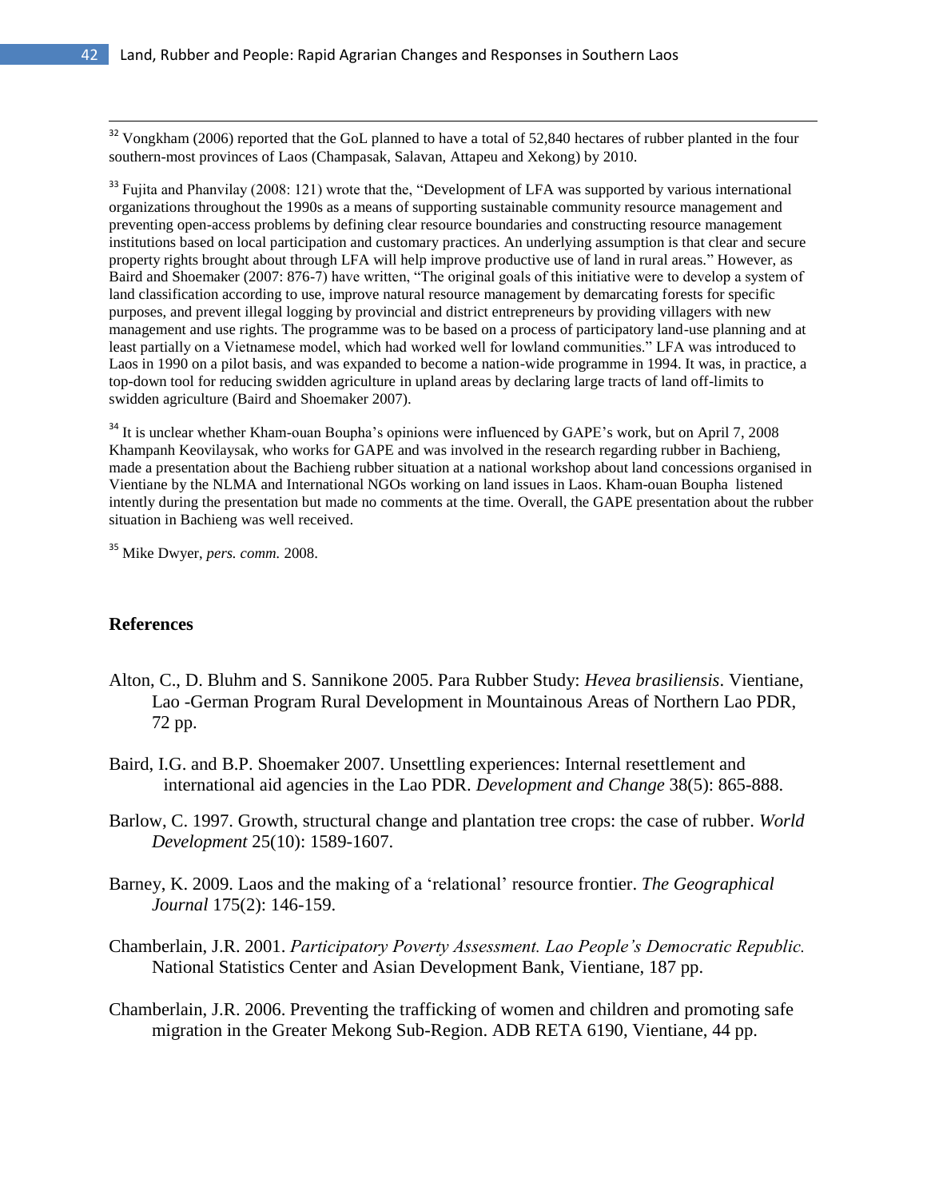[32] Vongkham (2006) reported that the GoL planned to have a total of 52,840 hectares of rubber planted in the four southern-most provinces of Laos (Champasak, Salavan, Attapeu and Xekong) by 2010.

[33] Fujita and Phanvilay (2008: 121) wrote that the, "Development of LFA was supported by various international organizations throughout the 1990s as a means of supporting sustainable community resource management and preventing open-access problems by defining clear resource boundaries and constructing resource management institutions based on local participation and customary practices. An underlying assumption is that clear and secure property rights brought about through LFA will help improve productive use of land in rural areas." However, as Baird and Shoemaker (2007: 876-7) have written, "The original goals of this initiative were to develop a system of land classification according to use, improve natural resource management by demarcating forests for specific purposes, and prevent illegal logging by provincial and district entrepreneurs by providing villagers with new management and use rights. The programme was to be based on a process of participatory land-use planning and at least partially on a Vietnamese model, which had worked well for lowland communities." LFA was introduced to Laos in 1990 on a pilot basis, and was expanded to become a nation-wide programme in 1994. It was, in practice, a top-down tool for reducing swidden agriculture in upland areas by declaring large tracts of land off-limits to swidden agriculture (Baird and Shoemaker 2007).

[34] It is unclear whether Kham-ouan Boupha's opinions were influenced by GAPE's work, but on April 7, 2008 Khampanh Keovilaysak, who works for GAPE and was involved in the research regarding rubber in Bachieng, made a presentation about the Bachieng rubber situation at a national workshop about land concessions organised in Vientiane by the NLMA and International NGOs working on land issues in Laos. Kham-ouan Boupha listened intently during the presentation but made no comments at the time. Overall, the GAPE presentation about the rubber situation in Bachieng was well received.

[35] Mike Dwyer, *pers. comm.* 2008.

## References

Alton, C., D. Bluhm and S. Sannikone 2005. Para Rubber Study: *Hevea brasiliensis*. Vientiane, Lao -German Program Rural Development in Mountainous Areas of Northern Lao PDR, 72 pp.

Baird, I.G. and B.P. Shoemaker 2007. Unsettling experiences: Internal resettlement and international aid agencies in the Lao PDR. *Development and Change* 38(5): 865-888.

Barlow, C. 1997. Growth, structural change and plantation tree crops: the case of rubber. *World Development* 25(10): 1589-1607.

Barney, K. 2009. Laos and the making of a 'relational' resource frontier. *The Geographical Journal* 175(2): 146-159.

Chamberlain, J.R. 2001. *Participatory Poverty Assessment. Lao People's Democratic Republic.* National Statistics Center and Asian Development Bank, Vientiane, 187 pp.

Chamberlain, J.R. 2006. Preventing the trafficking of women and children and promoting safe migration in the Greater Mekong Sub-Region. ADB RETA 6190, Vientiane, 44 pp.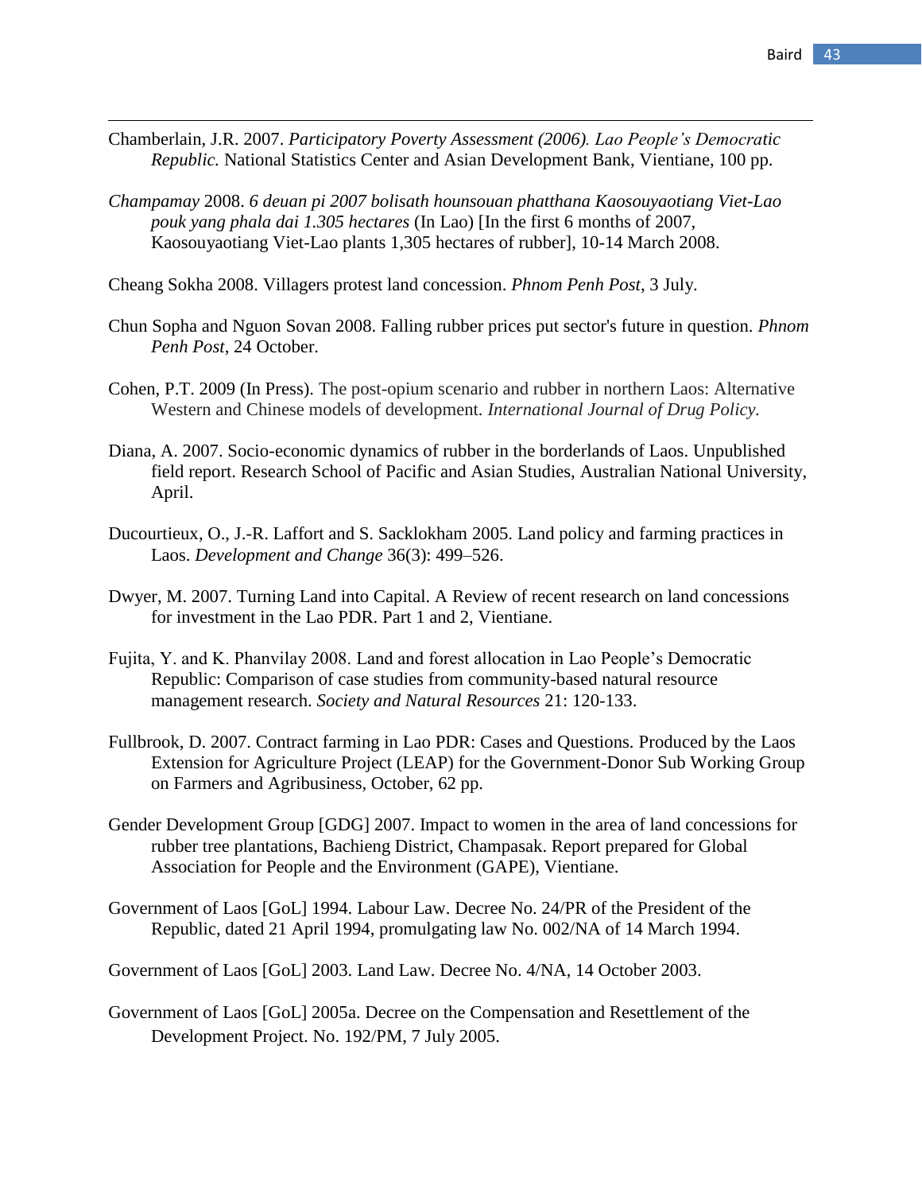Chamberlain, J.R. 2007. *Participatory Poverty Assessment (2006). Lao People's Democratic Republic.* National Statistics Center and Asian Development Bank, Vientiane, 100 pp.

*Champamay* 2008. *6 deuan pi 2007 bolisath hounsouan phatthana Kaosouyaotiang Viet-Lao pouk yang phala dai 1.305 hectares* (In Lao) [In the first 6 months of 2007, Kaosouyaotiang Viet-Lao plants 1,305 hectares of rubber], 10-14 March 2008.

Cheang Sokha 2008. Villagers protest land concession. *Phnom Penh Post*, 3 July.

Chun Sopha and Nguon Sovan 2008. Falling rubber prices put sector's future in question. *Phnom Penh Post*, 24 October.

Cohen, P.T. 2009 (In Press). The post-opium scenario and rubber in northern Laos: Alternative Western and Chinese models of development. *International Journal of Drug Policy.*

Diana, A. 2007. Socio-economic dynamics of rubber in the borderlands of Laos. Unpublished field report. Research School of Pacific and Asian Studies, Australian National University, April.

Ducourtieux, O., J.-R. Laffort and S. Sacklokham 2005. Land policy and farming practices in Laos. *Development and Change* 36(3): 499–526.

Dwyer, M. 2007. Turning Land into Capital. A Review of recent research on land concessions for investment in the Lao PDR. Part 1 and 2, Vientiane.

Fujita, Y. and K. Phanvilay 2008. Land and forest allocation in Lao People's Democratic Republic: Comparison of case studies from community-based natural resource management research. *Society and Natural Resources* 21: 120-133.

Fullbrook, D. 2007. Contract farming in Lao PDR: Cases and Questions. Produced by the Laos Extension for Agriculture Project (LEAP) for the Government-Donor Sub Working Group on Farmers and Agribusiness, October, 62 pp.

Gender Development Group [GDG] 2007. Impact to women in the area of land concessions for rubber tree plantations, Bachieng District, Champasak. Report prepared for Global Association for People and the Environment (GAPE), Vientiane.

Government of Laos [GoL] 1994. Labour Law. Decree No. 24/PR of the President of the Republic, dated 21 April 1994, promulgating law No. 002/NA of 14 March 1994.

Government of Laos [GoL] 2003. Land Law. Decree No. 4/NA, 14 October 2003.

Government of Laos [GoL] 2005a. Decree on the Compensation and Resettlement of the Development Project. No. 192/PM, 7 July 2005.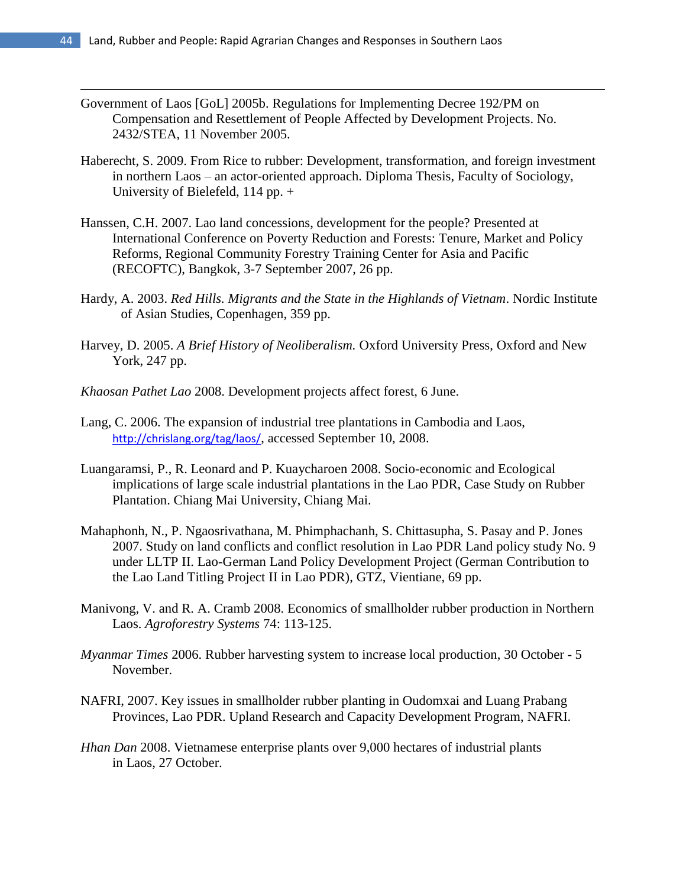Government of Laos [GoL] 2005b. Regulations for Implementing Decree 192/PM on Compensation and Resettlement of People Affected by Development Projects. No. 2432/STEA, 11 November 2005.

Haberecht, S. 2009. From Rice to rubber: Development, transformation, and foreign investment in northern Laos – an actor-oriented approach. Diploma Thesis, Faculty of Sociology, University of Bielefeld, 114 pp. +

Hanssen, C.H. 2007. Lao land concessions, development for the people? Presented at International Conference on Poverty Reduction and Forests: Tenure, Market and Policy Reforms, Regional Community Forestry Training Center for Asia and Pacific (RECOFTC), Bangkok, 3-7 September 2007, 26 pp.

Hardy, A. 2003. *Red Hills. Migrants and the State in the Highlands of Vietnam*. Nordic Institute of Asian Studies, Copenhagen, 359 pp.

Harvey, D. 2005. *A Brief History of Neoliberalism.* Oxford University Press, Oxford and New York, 247 pp.

*Khaosan Pathet Lao* 2008. Development projects affect forest, 6 June.

Lang, C. 2006. The expansion of industrial tree plantations in Cambodia and Laos, http://chrislang.org/tag/laos/, accessed September 10, 2008.

Luangaramsi, P., R. Leonard and P. Kuaycharoen 2008. Socio-economic and Ecological implications of large scale industrial plantations in the Lao PDR, Case Study on Rubber Plantation. Chiang Mai University, Chiang Mai.

Mahaphonh, N., P. Ngaosrivathana, M. Phimphachanh, S. Chittasupha, S. Pasay and P. Jones 2007. Study on land conflicts and conflict resolution in Lao PDR Land policy study No. 9 under LLTP II. Lao-German Land Policy Development Project (German Contribution to the Lao Land Titling Project II in Lao PDR), GTZ, Vientiane, 69 pp.

Manivong, V. and R. A. Cramb 2008. Economics of smallholder rubber production in Northern Laos. *Agroforestry Systems* 74: 113-125.

*Myanmar Times* 2006. Rubber harvesting system to increase local production, 30 October - 5 November.

NAFRI, 2007. Key issues in smallholder rubber planting in Oudomxai and Luang Prabang Provinces, Lao PDR. Upland Research and Capacity Development Program, NAFRI.

*Hhan Dan* 2008. Vietnamese enterprise plants over 9,000 hectares of industrial plants in Laos, 27 October.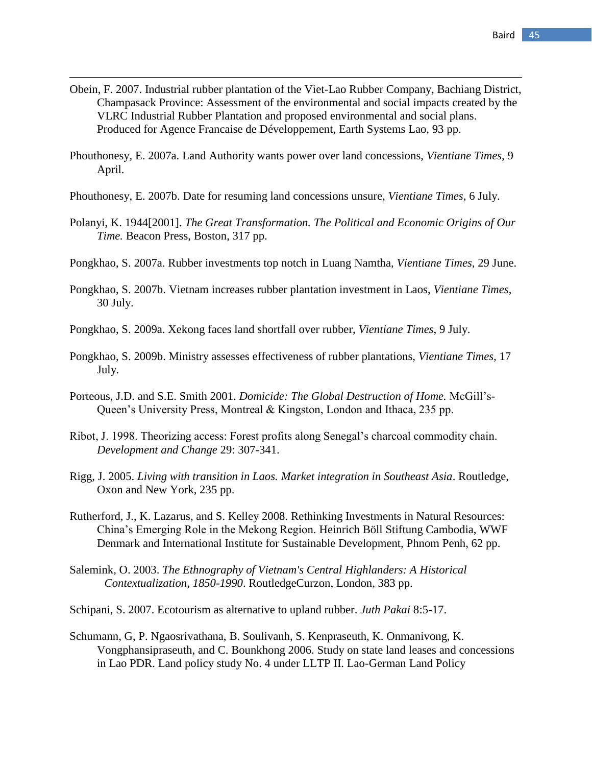Obein, F. 2007. Industrial rubber plantation of the Viet-Lao Rubber Company, Bachiang District, Champasack Province: Assessment of the environmental and social impacts created by the VLRC Industrial Rubber Plantation and proposed environmental and social plans. Produced for Agence Francaise de Développement, Earth Systems Lao, 93 pp.

Phouthonesy, E. 2007a. Land Authority wants power over land concessions, *Vientiane Times,* 9 April.

Phouthonesy, E. 2007b. Date for resuming land concessions unsure, *Vientiane Times*, 6 July.

Polanyi, K. 1944[2001]. *The Great Transformation. The Political and Economic Origins of Our Time.* Beacon Press, Boston, 317 pp.

Pongkhao, S. 2007a. Rubber investments top notch in Luang Namtha, *Vientiane Times*, 29 June.

Pongkhao, S. 2007b. Vietnam increases rubber plantation investment in Laos, *Vientiane Times*, 30 July.

Pongkhao, S. 2009a. Xekong faces land shortfall over rubber, *Vientiane Times*, 9 July.

Pongkhao, S. 2009b. Ministry assesses effectiveness of rubber plantations, *Vientiane Times,* 17 July.

Porteous, J.D. and S.E. Smith 2001. *Domicide: The Global Destruction of Home.* McGill's-Queen's University Press, Montreal & Kingston, London and Ithaca, 235 pp.

Ribot, J. 1998. Theorizing access: Forest profits along Senegal's charcoal commodity chain. *Development and Change* 29: 307-341.

Rigg, J. 2005. *Living with transition in Laos. Market integration in Southeast Asia*. Routledge, Oxon and New York, 235 pp.

Rutherford, J., K. Lazarus, and S. Kelley 2008. Rethinking Investments in Natural Resources: China's Emerging Role in the Mekong Region. Heinrich Böll Stiftung Cambodia, WWF Denmark and International Institute for Sustainable Development, Phnom Penh, 62 pp.

Salemink, O. 2003. *The Ethnography of Vietnam's Central Highlanders: A Historical Contextualization, 1850-1990*. RoutledgeCurzon, London, 383 pp.

Schipani, S. 2007. Ecotourism as alternative to upland rubber. *Juth Pakai* 8:5-17.

Schumann, G, P. Ngaosrivathana, B. Soulivanh, S. Kenpraseuth, K. Onmanivong, K. Vongphansipraseuth, and C. Bounkhong 2006. Study on state land leases and concessions in Lao PDR. Land policy study No. 4 under LLTP II. Lao-German Land Policy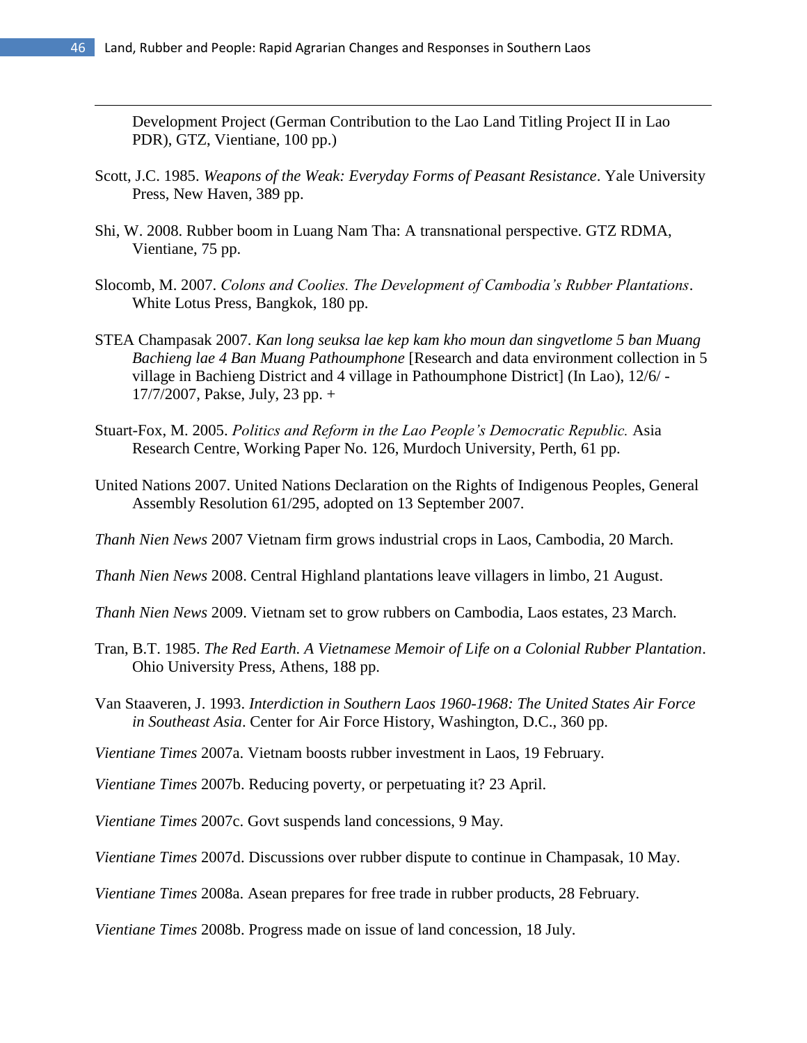Development Project (German Contribution to the Lao Land Titling Project II in Lao PDR), GTZ, Vientiane, 100 pp.)

Scott, J.C. 1985. *Weapons of the Weak: Everyday Forms of Peasant Resistance*. Yale University Press, New Haven, 389 pp.

Shi, W. 2008. Rubber boom in Luang Nam Tha: A transnational perspective. GTZ RDMA, Vientiane, 75 pp.

Slocomb, M. 2007. *Colons and Coolies. The Development of Cambodia's Rubber Plantations*. White Lotus Press, Bangkok, 180 pp.

STEA Champasak 2007. *Kan long seuksa lae kep kam kho moun dan singvetlome 5 ban Muang Bachieng lae 4 Ban Muang Pathoumphone* [Research and data environment collection in 5 village in Bachieng District and 4 village in Pathoumphone District] (In Lao), 12/6/ - 17/7/2007, Pakse, July, 23 pp. +

Stuart-Fox, M. 2005. *Politics and Reform in the Lao People's Democratic Republic.* Asia Research Centre, Working Paper No. 126, Murdoch University, Perth, 61 pp.

United Nations 2007. United Nations Declaration on the Rights of Indigenous Peoples, General Assembly Resolution 61/295, adopted on 13 September 2007.

*Thanh Nien News* 2007 Vietnam firm grows industrial crops in Laos, Cambodia, 20 March.

*Thanh Nien News* 2008. Central Highland plantations leave villagers in limbo, 21 August.

*Thanh Nien News* 2009. Vietnam set to grow rubbers on Cambodia, Laos estates, 23 March.

Tran, B.T. 1985. *The Red Earth. A Vietnamese Memoir of Life on a Colonial Rubber Plantation*. Ohio University Press, Athens, 188 pp.

Van Staaveren, J. 1993. *Interdiction in Southern Laos 1960-1968: The United States Air Force in Southeast Asia*. Center for Air Force History, Washington, D.C., 360 pp.

*Vientiane Times* 2007a. Vietnam boosts rubber investment in Laos, 19 February.

*Vientiane Times* 2007b. Reducing poverty, or perpetuating it? 23 April.

*Vientiane Times* 2007c. Govt suspends land concessions, 9 May.

*Vientiane Times* 2007d. Discussions over rubber dispute to continue in Champasak, 10 May.

*Vientiane Times* 2008a. Asean prepares for free trade in rubber products, 28 February.

*Vientiane Times* 2008b. Progress made on issue of land concession, 18 July.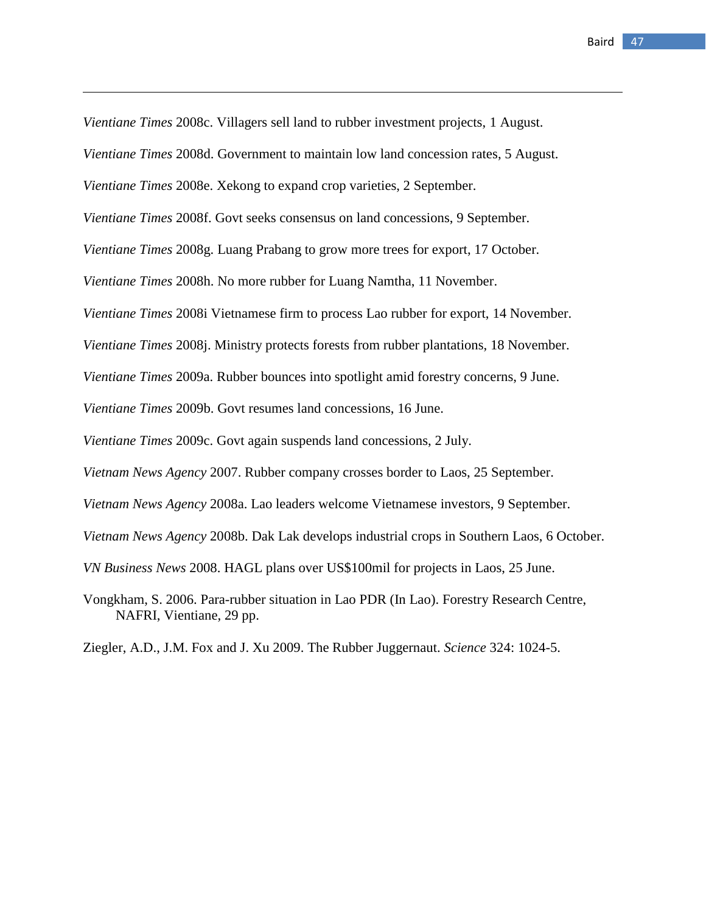*Vientiane Times* 2008c. Villagers sell land to rubber investment projects, 1 August.

*Vientiane Times* 2008d. Government to maintain low land concession rates, 5 August.

*Vientiane Times* 2008e. Xekong to expand crop varieties, 2 September.

*Vientiane Times* 2008f. Govt seeks consensus on land concessions, 9 September.

*Vientiane Times* 2008g. Luang Prabang to grow more trees for export, 17 October.

*Vientiane Times* 2008h. No more rubber for Luang Namtha, 11 November.

*Vientiane Times* 2008i Vietnamese firm to process Lao rubber for export, 14 November.

*Vientiane Times* 2008j. Ministry protects forests from rubber plantations, 18 November.

*Vientiane Times* 2009a. Rubber bounces into spotlight amid forestry concerns, 9 June.

*Vientiane Times* 2009b. Govt resumes land concessions, 16 June.

*Vientiane Times* 2009c. Govt again suspends land concessions, 2 July.

*Vietnam News Agency* 2007. Rubber company crosses border to Laos, 25 September.

*Vietnam News Agency* 2008a. Lao leaders welcome Vietnamese investors, 9 September.

*Vietnam News Agency* 2008b. Dak Lak develops industrial crops in Southern Laos, 6 October.

*VN Business News* 2008. HAGL plans over US$100mil for projects in Laos, 25 June.

Vongkham, S. 2006. Para-rubber situation in Lao PDR (In Lao). Forestry Research Centre, NAFRI, Vientiane, 29 pp.

Ziegler, A.D., J.M. Fox and J. Xu 2009. The Rubber Juggernaut. *Science* 324: 1024-5.